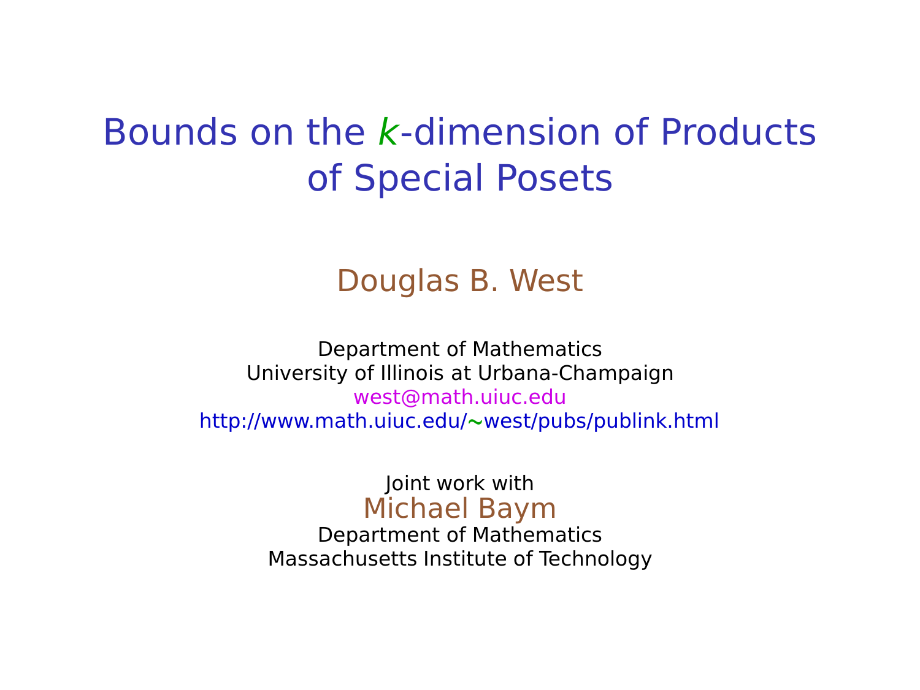# Bounds on the $k$-dimension of Products of Special Posets

Douglas B. West

Department of Mathematics
University of Illinois at Urbana-Champaign
west@math.uiuc.edu
http://www.math.uiuc.edu/~west/pubs/publink.html

Joint work with
Michael Baym
Department of Mathematics
Massachusetts Institute of Technology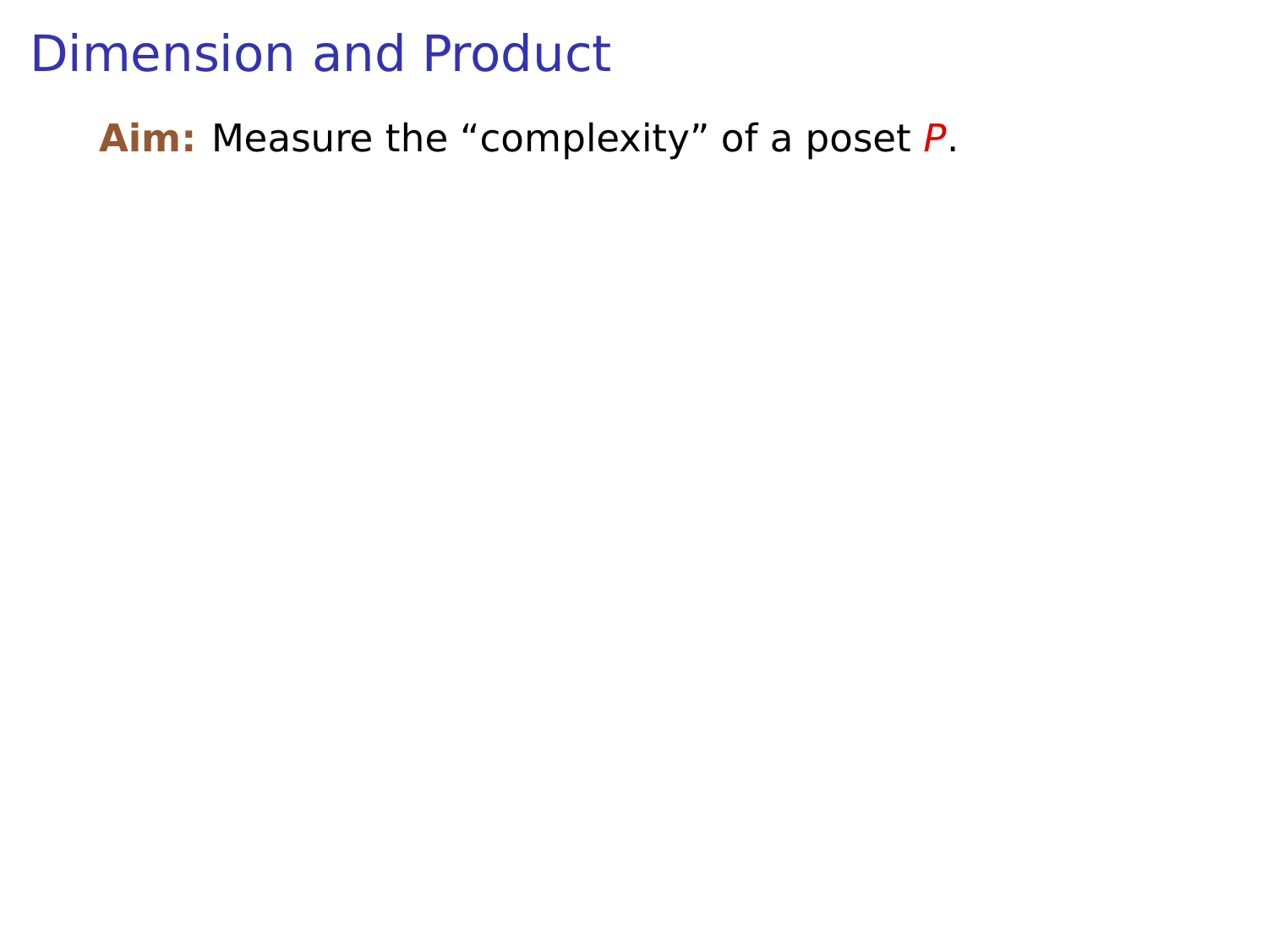# Dimension and Product

**Aim:** Measure the “complexity” of a poset $P$.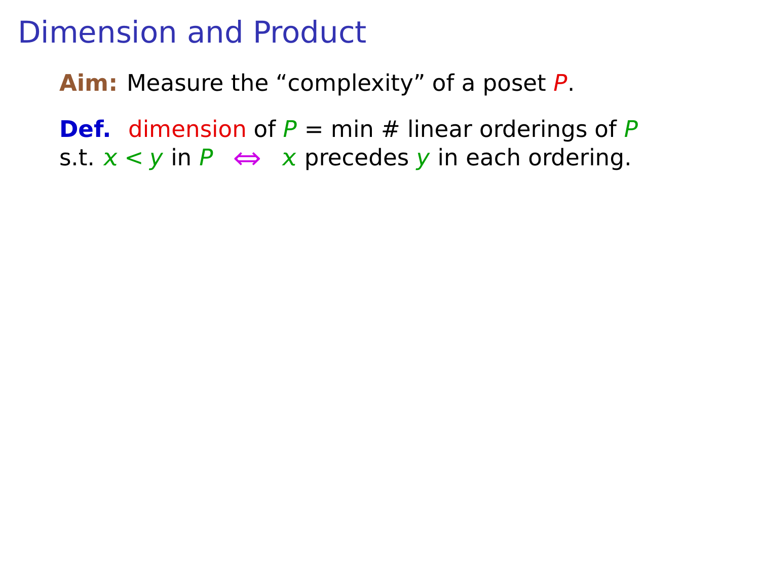# Dimension and Product

**Aim:** Measure the “complexity” of a poset $P$.

**Def.** dimension of $P$ = min # linear orderings of $P$ s.t. $x < y$ in $P$ $\Leftrightarrow$ $x$ precedes $y$ in each ordering.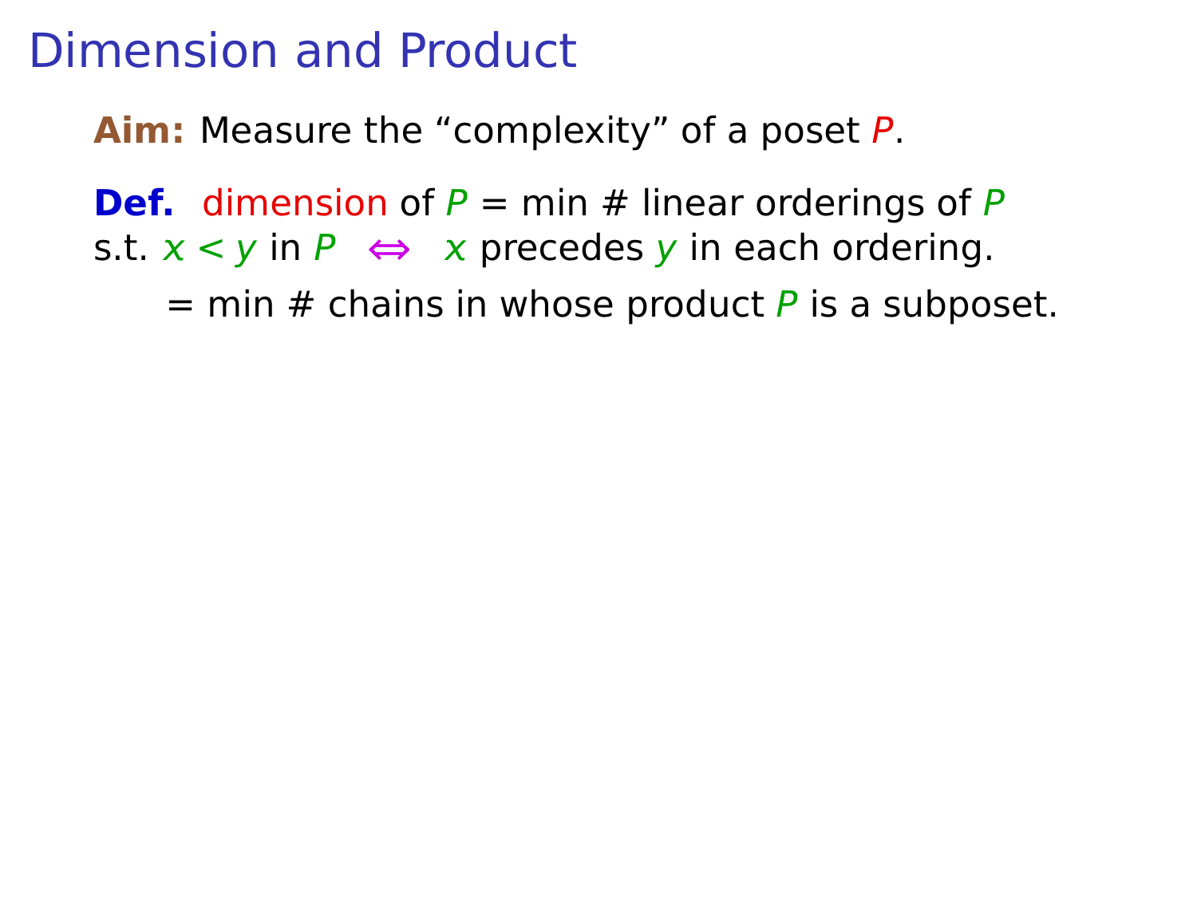# Dimension and Product

**Aim:** Measure the “complexity” of a poset $P$.

**Def.** dimension of $P$ = min # linear orderings of $P$ s.t. $x < y$ in $P$ $\Leftrightarrow$ $x$ precedes $y$ in each ordering.

= min # chains in whose product $P$ is a subposet.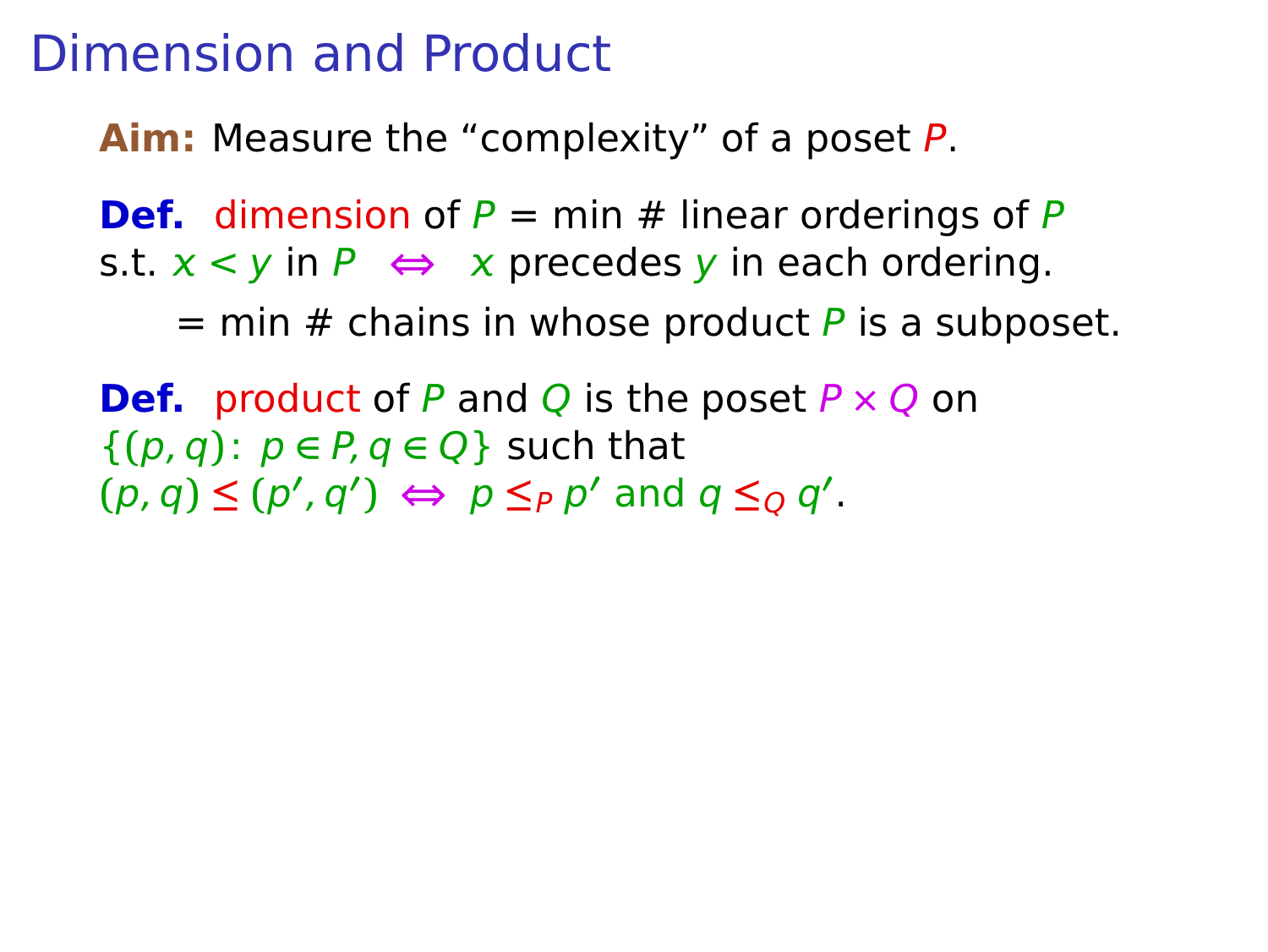# Dimension and Product

**Aim:** Measure the “complexity” of a poset $P$.

**Def.** dimension of $P$ = min # linear orderings of $P$ s.t. $x < y$ in $P$ $\Leftrightarrow$ $x$ precedes $y$ in each ordering.

= min # chains in whose product $P$ is a subposet.

**Def.** product of $P$ and $Q$ is the poset $P \times Q$ on $\{(p, q) \colon p \in P, q \in Q\}$ such that $(p, q) \leq (p', q') \Leftrightarrow p \leq_P p'$ and $q \leq_Q q'$.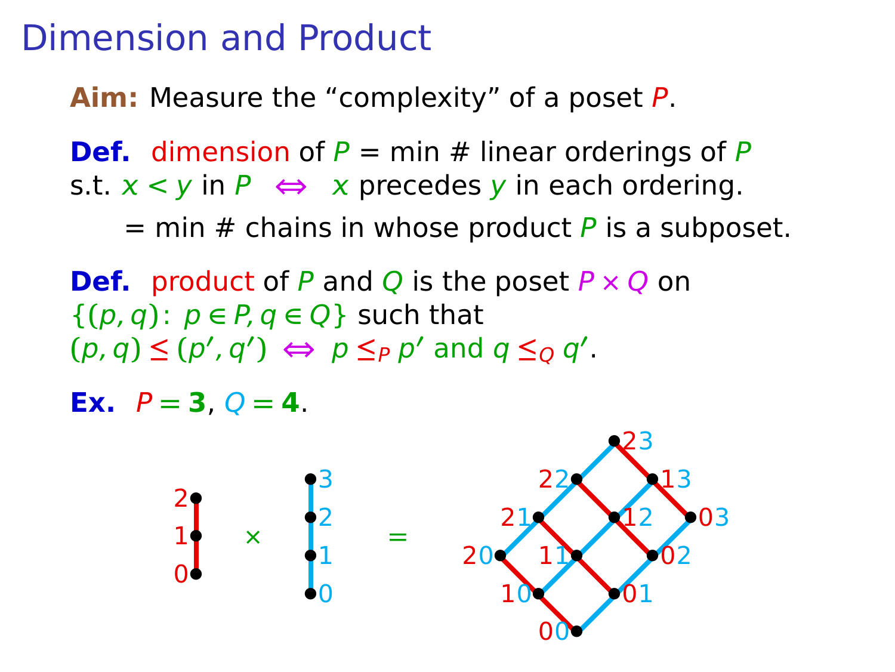# Dimension and Product

**Aim:** Measure the "complexity" of a poset $P$.

**Def.** dimension of $P$ = min # linear orderings of $P$ s.t. $x < y$ in $P$ $\Leftrightarrow$ $x$ precedes $y$ in each ordering.

= min # chains in whose product $P$ is a subposet.

**Def.** product of $P$ and $Q$ is the poset $P \times Q$ on $\{(p, q) : p \in P, q \in Q\}$ such that $(p, q) \leq (p', q') \Leftrightarrow p \leq_P p'$ and $q \leq_Q q'$.

**Ex.** $P = \mathbf{3}$, $Q = \mathbf{4}$.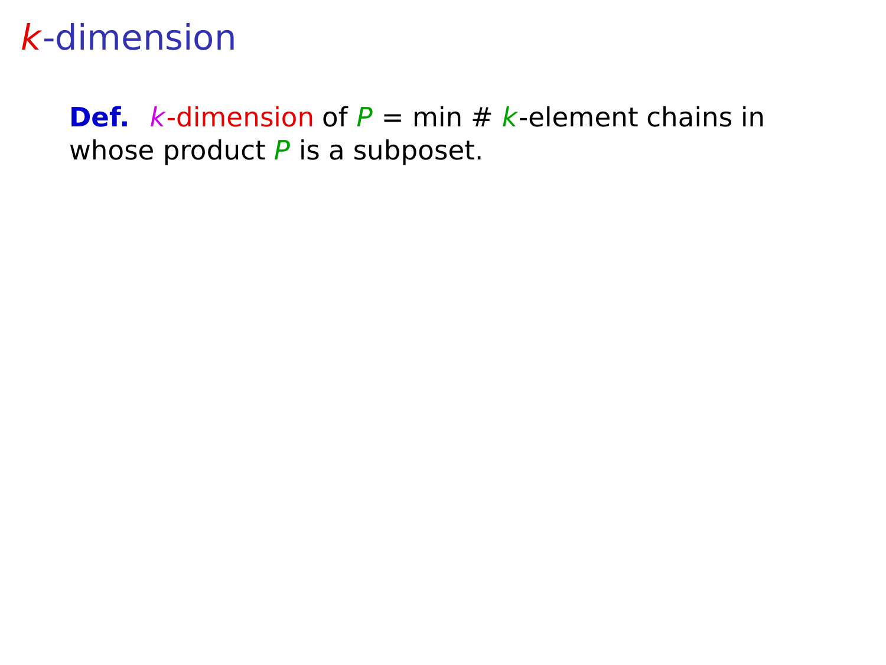# $k$-dimension

**Def.** $k$-dimension of $P$ = min # $k$-element chains in whose product $P$ is a subposet.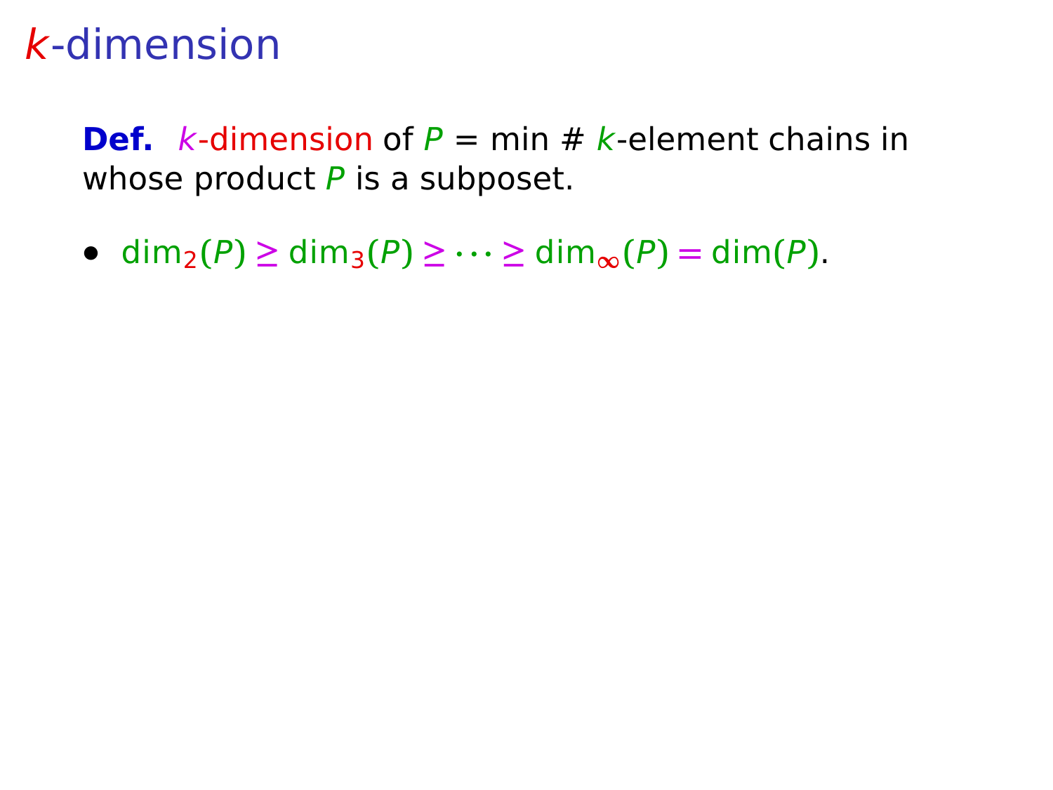# $k$-dimension

**Def.** $k$-dimension of $P$ = min # $k$-element chains in whose product $P$ is a subposet.

- $\dim_2(P) \geq \dim_3(P) \geq \cdots \geq \dim_\infty(P) = \dim(P)$.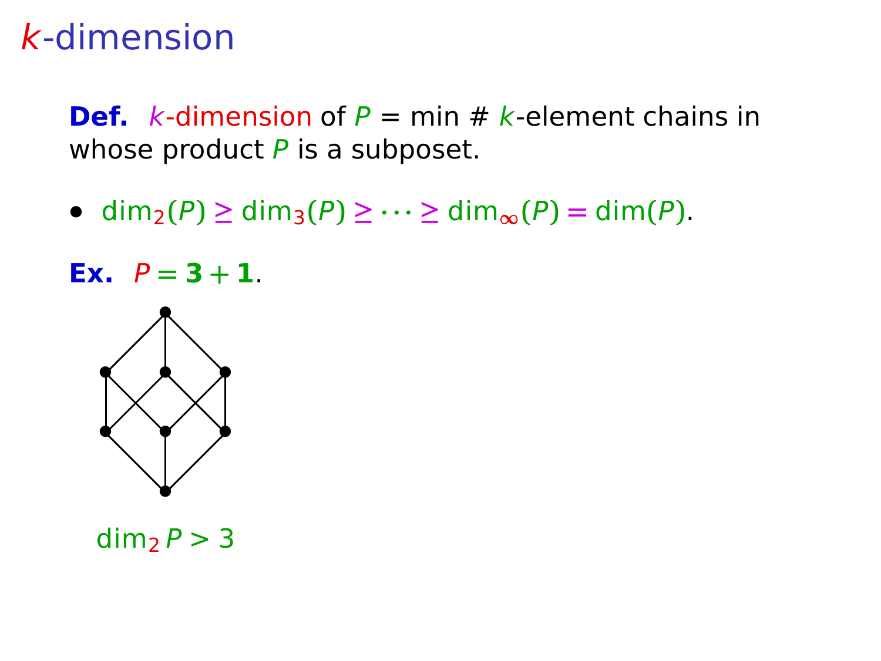# $k$-dimension

**Def.** $k$-dimension of $P$ = min # $k$-element chains in whose product $P$ is a subposet.

- $\dim_2(P) \geq \dim_3(P) \geq \cdots \geq \dim_\infty(P) = \dim(P)$.

**Ex.** $P = \mathbf{3} + \mathbf{1}$.

$\dim_2 P > 3$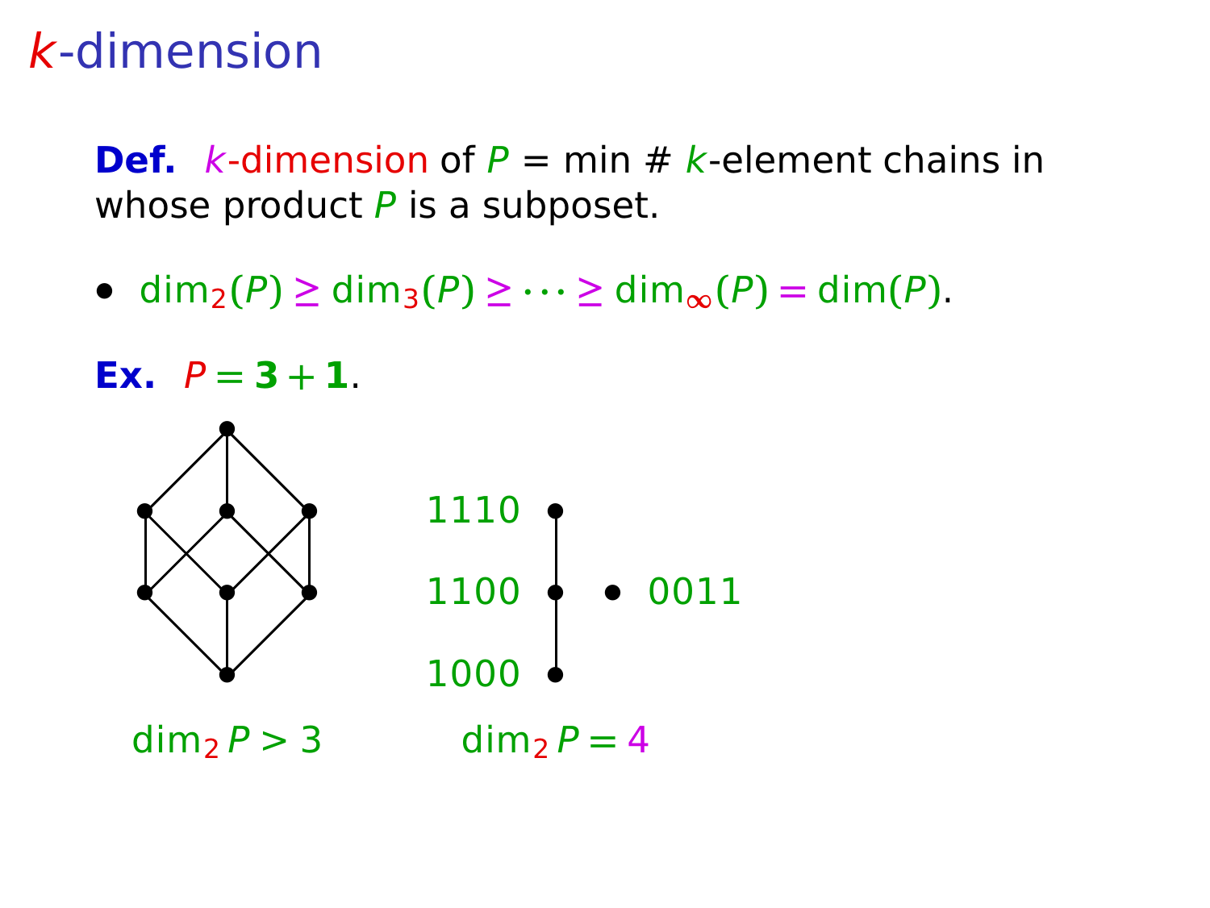# $k$-dimension

**Def.** $k$-dimension of $P$ = min # $k$-element chains in whose product $P$ is a subposet.

- $\dim_2(P) \geq \dim_3(P) \geq \cdots \geq \dim_\infty(P) = \dim(P)$.

**Ex.** $P = \mathbf{3} + \mathbf{1}$.

1110

1100 0011

1000

$\dim_2 P > 3$ $\dim_2 P = 4$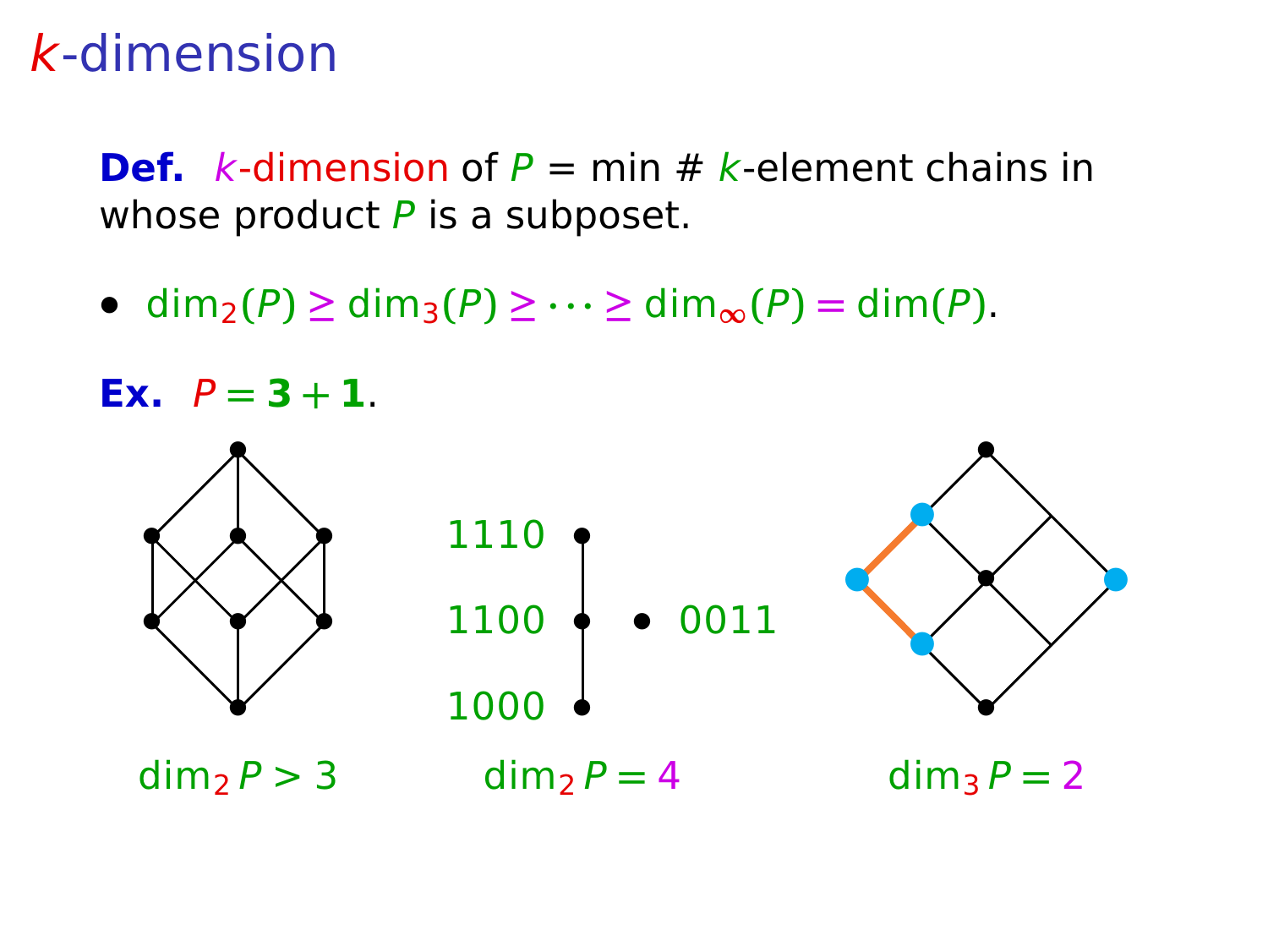# $k$-dimension

**Def.** $k$-dimension of $P$ = min # $k$-element chains in whose product $P$ is a subposet.

- $\dim_2(P) \geq \dim_3(P) \geq \cdots \geq \dim_\infty(P) = \dim(P)$.

**Ex.** $P = \mathbf{3} + \mathbf{1}$.

1110

1100 &nbsp;&nbsp; 0011

1000

$\dim_2 P > 3$ &nbsp;&nbsp;&nbsp;&nbsp; $\dim_2 P = 4$ &nbsp;&nbsp;&nbsp;&nbsp; $\dim_3 P = 2$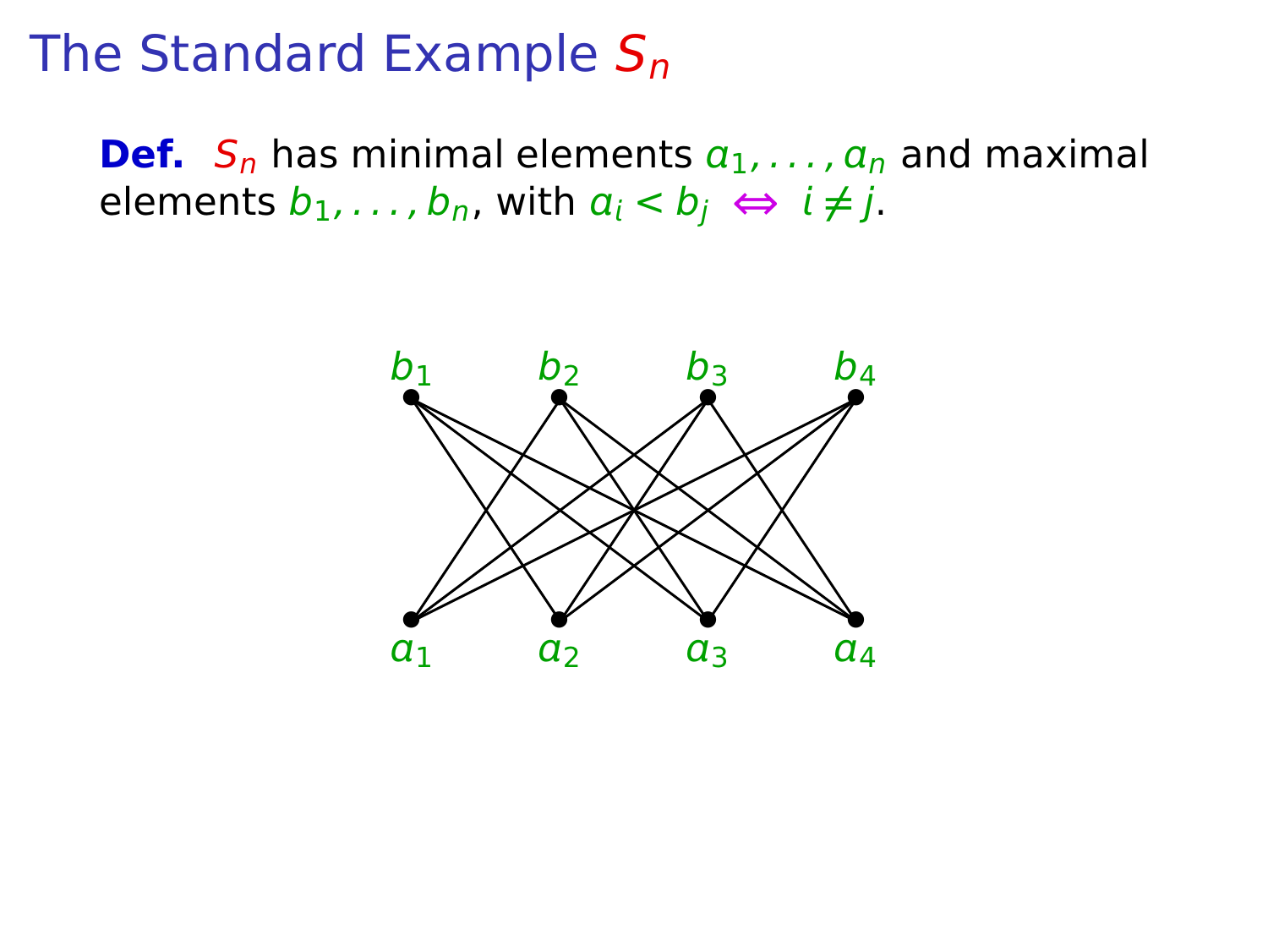# The Standard Example $S_n$

**Def.** $S_n$ has minimal elements $a_1, \ldots, a_n$ and maximal elements $b_1, \ldots, b_n$, with $a_i < b_j \iff i \neq j$.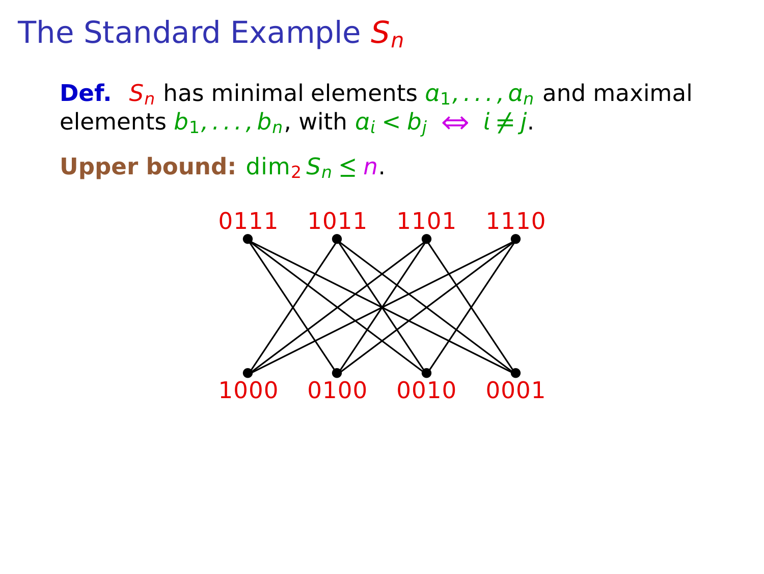# The Standard Example $S_n$

**Def.** $S_n$ has minimal elements $a_1, \ldots, a_n$ and maximal elements $b_1, \ldots, b_n$, with $a_i < b_j \iff i \neq j$.

**Upper bound:** $\dim_2 S_n \leq n$.

0111 1011 1101 1110

1000 0100 0010 0001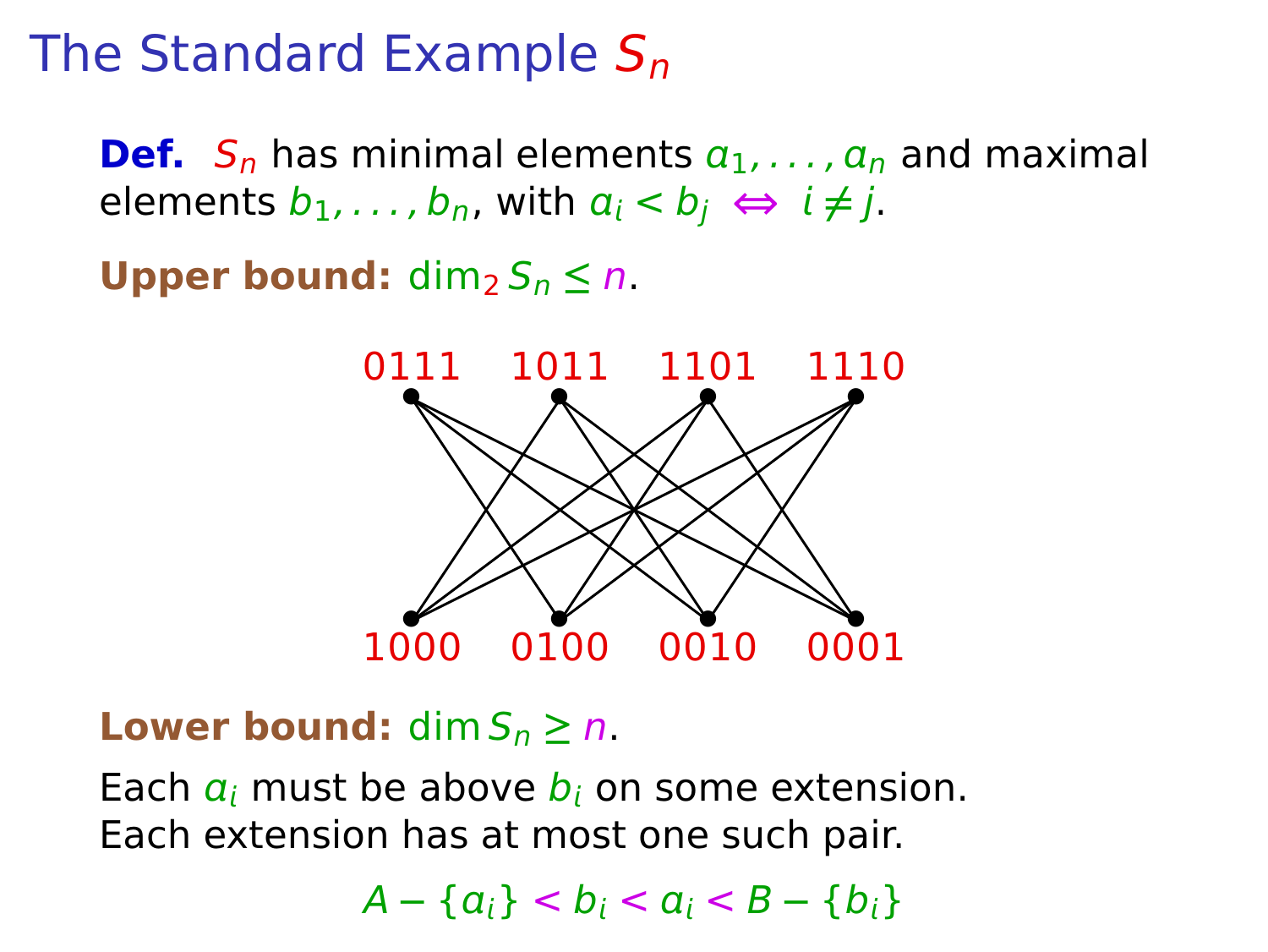# The Standard Example $S_n$

**Def.** $S_n$ has minimal elements $a_1, \ldots, a_n$ and maximal elements $b_1, \ldots, b_n$, with $a_i < b_j \Leftrightarrow i \neq j$.

**Upper bound:** $\dim_2 S_n \leq n$.

0111 1011 1101 1110

1000 0100 0010 0001

**Lower bound:** $\dim S_n \geq n$.

Each $a_i$ must be above $b_i$ on some extension.
Each extension has at most one such pair.

$$A - \{a_i\} < b_i < a_i < B - \{b_i\}$$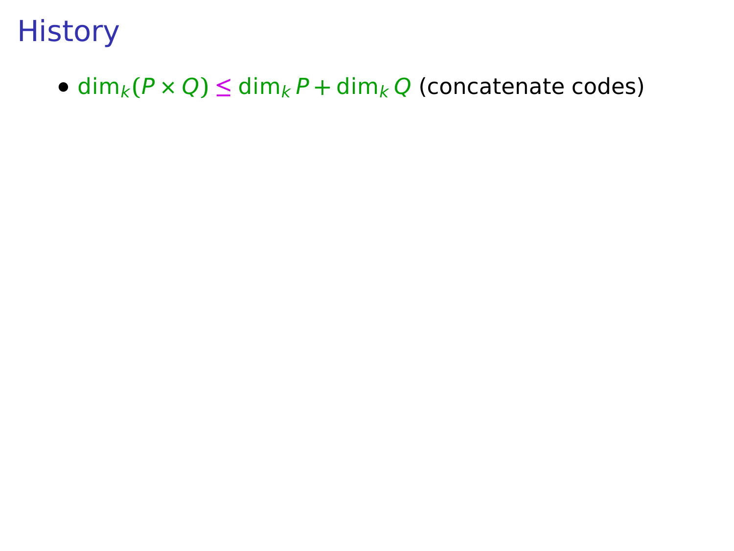# History

- $\dim_k(P \times Q) \leq \dim_k P + \dim_k Q$ (concatenate codes)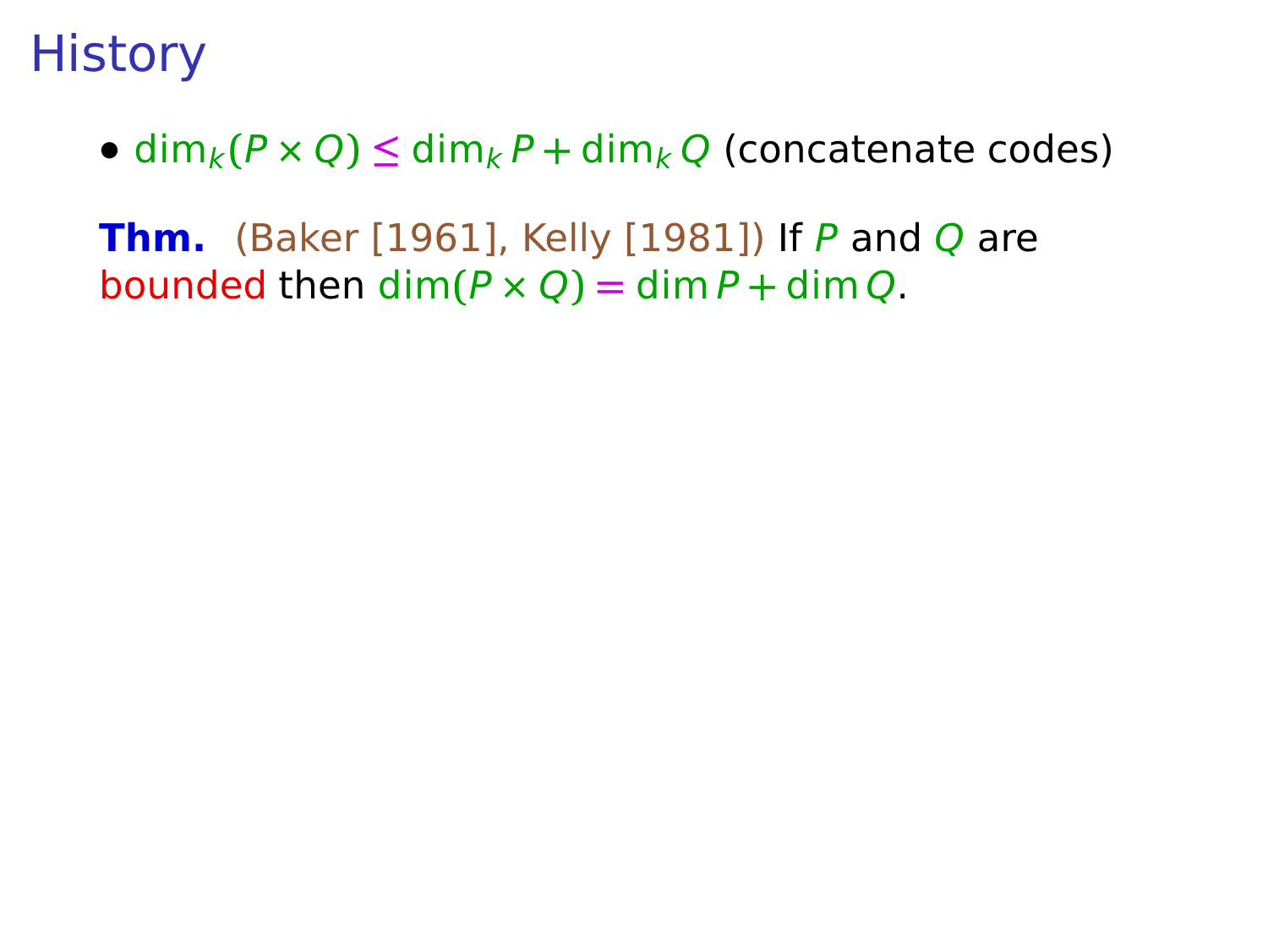# History

- $\dim_k(P \times Q) \leq \dim_k P + \dim_k Q$ (concatenate codes)

**Thm.** (Baker [1961], Kelly [1981]) If $P$ and $Q$ are bounded then $\dim(P \times Q) = \dim P + \dim Q$.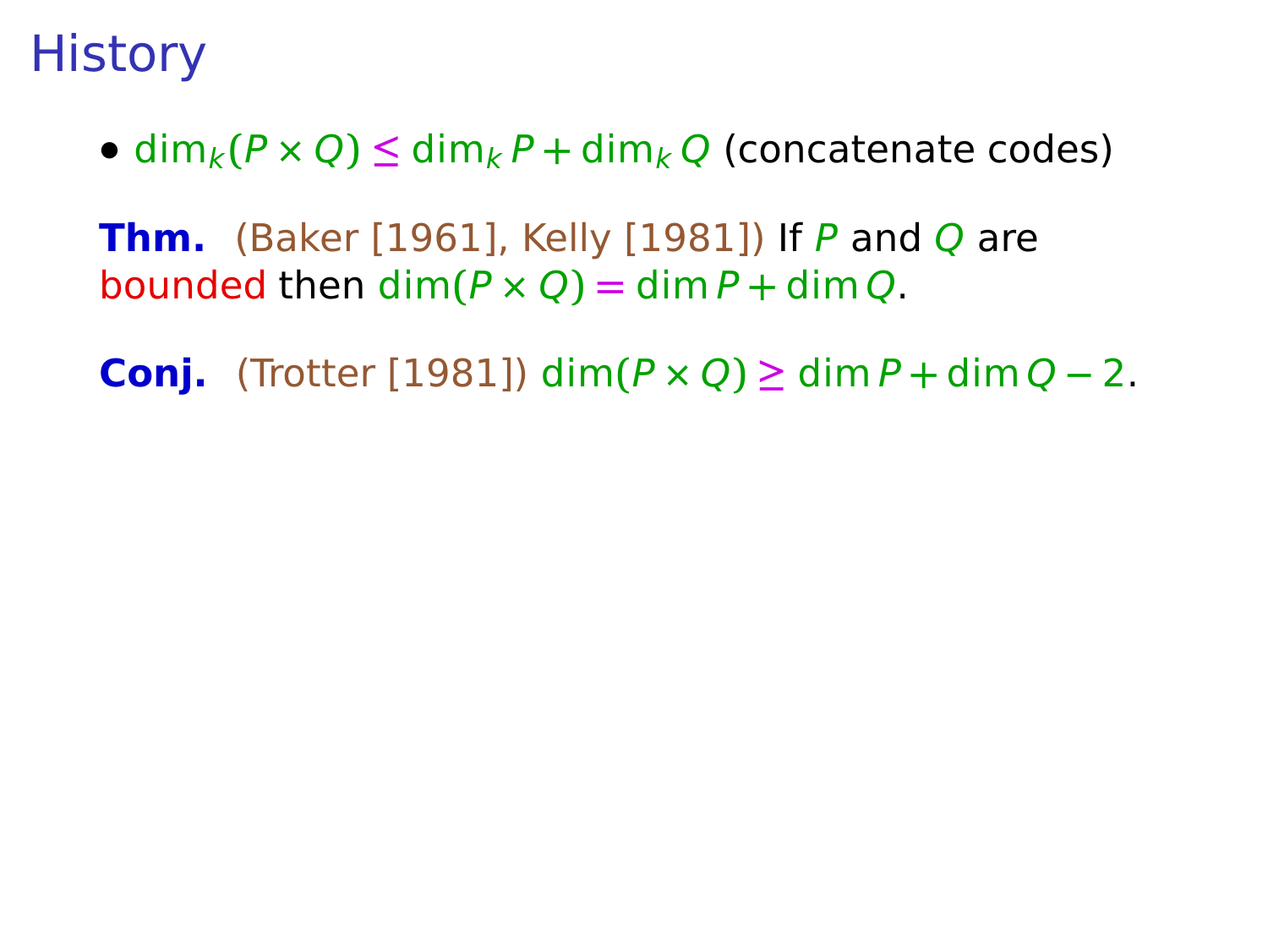# History

- $\dim_k(P \times Q) \leq \dim_k P + \dim_k Q$ (concatenate codes)

**Thm.** (Baker [1961], Kelly [1981]) If $P$ and $Q$ are bounded then $\dim(P \times Q) = \dim P + \dim Q$.

**Conj.** (Trotter [1981]) $\dim(P \times Q) \geq \dim P + \dim Q - 2$.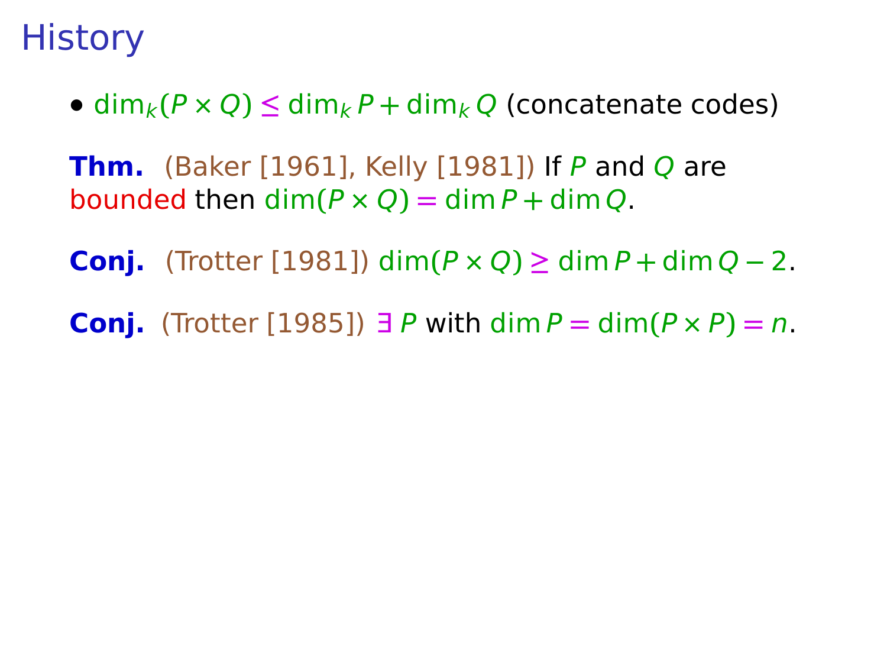# History

- $\dim_k(P \times Q) \leq \dim_k P + \dim_k Q$ (concatenate codes)

**Thm.** (Baker [1961], Kelly [1981]) If $P$ and $Q$ are bounded then $\dim(P \times Q) = \dim P + \dim Q$.

**Conj.** (Trotter [1981]) $\dim(P \times Q) \geq \dim P + \dim Q - 2$.

**Conj.** (Trotter [1985]) $\exists\, P$ with $\dim P = \dim(P \times P) = n$.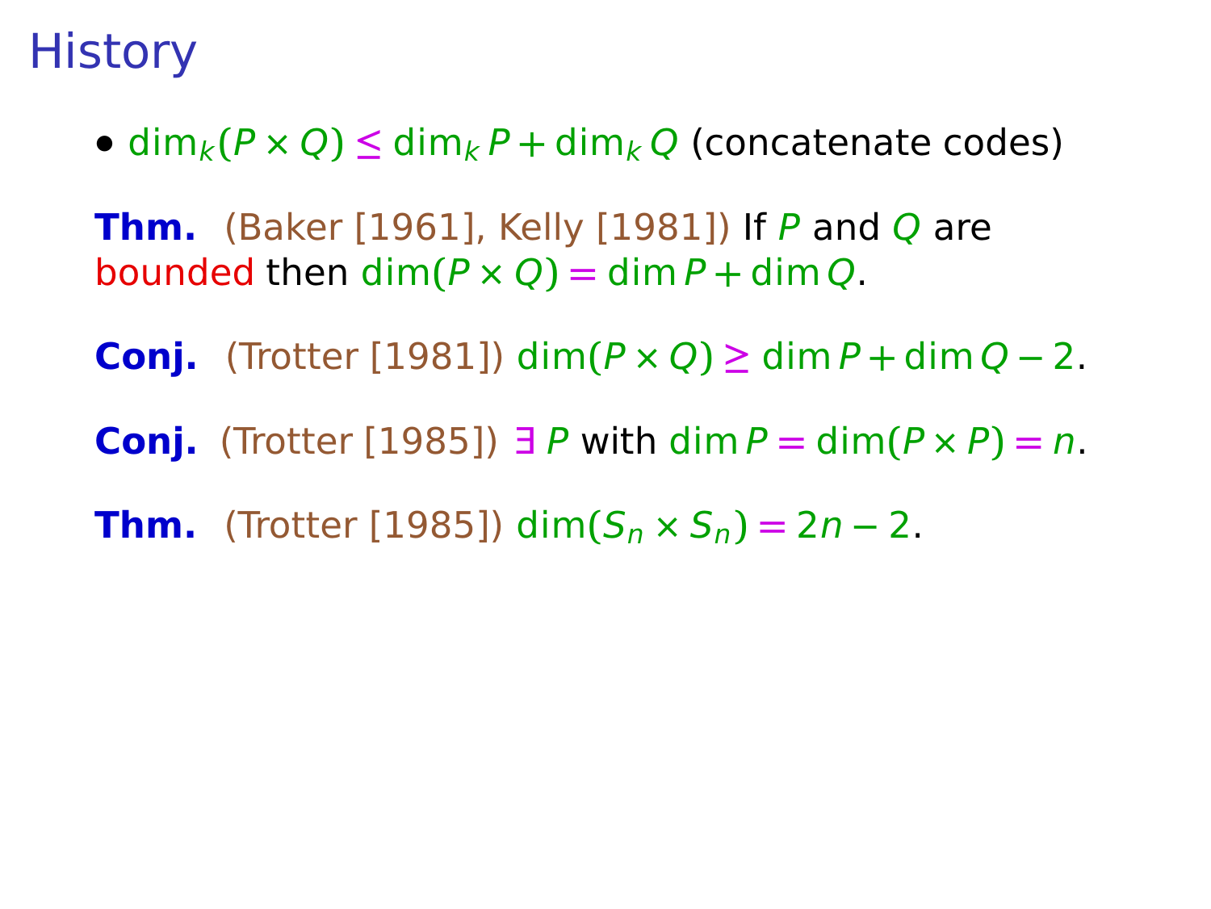# History

- $\dim_k(P \times Q) \leq \dim_k P + \dim_k Q$ (concatenate codes)

**Thm.** (Baker [1961], Kelly [1981]) If $P$ and $Q$ are bounded then $\dim(P \times Q) = \dim P + \dim Q$.

**Conj.** (Trotter [1981]) $\dim(P \times Q) \geq \dim P + \dim Q - 2$.

**Conj.** (Trotter [1985]) $\exists\, P$ with $\dim P = \dim(P \times P) = n$.

**Thm.** (Trotter [1985]) $\dim(S_n \times S_n) = 2n - 2$.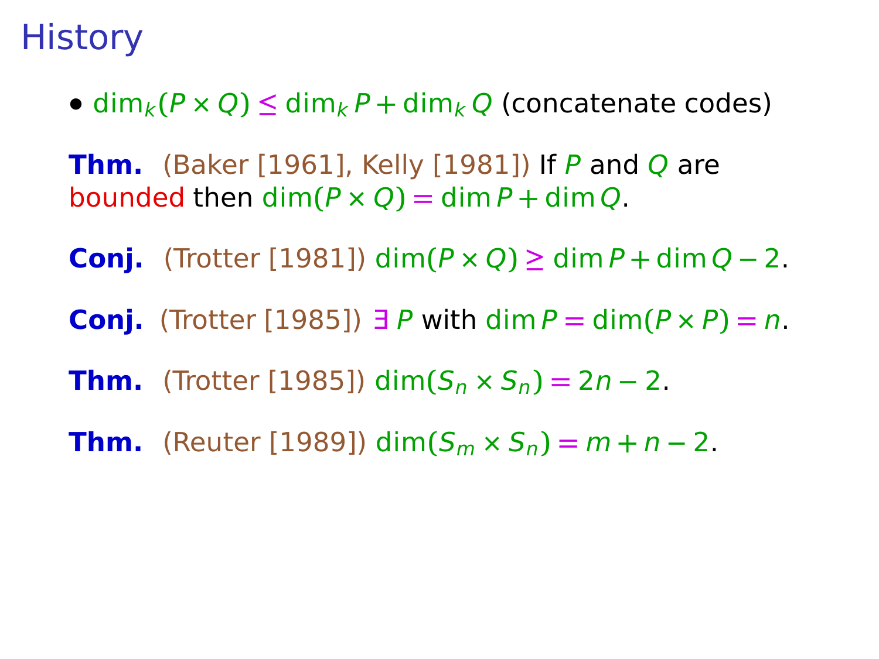# History

- $\dim_k(P \times Q) \le \dim_k P + \dim_k Q$ (concatenate codes)

**Thm.** (Baker [1961], Kelly [1981]) If $P$ and $Q$ are bounded then $\dim(P \times Q) = \dim P + \dim Q$.

**Conj.** (Trotter [1981]) $\dim(P \times Q) \ge \dim P + \dim Q - 2$.

**Conj.** (Trotter [1985]) $\exists\, P$ with $\dim P = \dim(P \times P) = n$.

**Thm.** (Trotter [1985]) $\dim(S_n \times S_n) = 2n - 2$.

**Thm.** (Reuter [1989]) $\dim(S_m \times S_n) = m + n - 2$.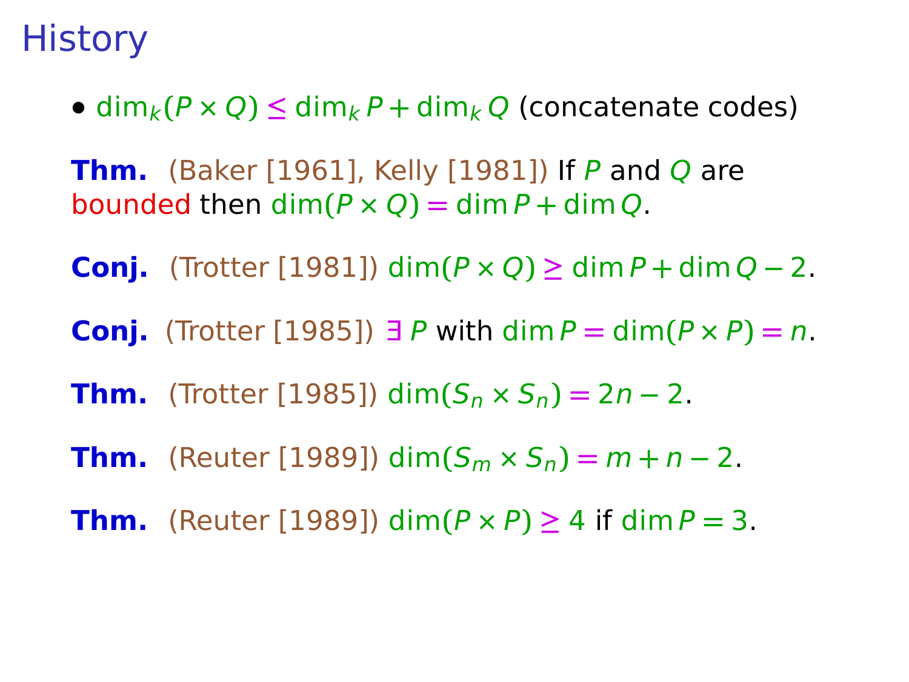# History

- $\dim_k(P \times Q) \leq \dim_k P + \dim_k Q$ (concatenate codes)

**Thm.** (Baker [1961], Kelly [1981]) If $P$ and $Q$ are bounded then $\dim(P \times Q) = \dim P + \dim Q$.

**Conj.** (Trotter [1981]) $\dim(P \times Q) \geq \dim P + \dim Q - 2$.

**Conj.** (Trotter [1985]) $\exists\, P$ with $\dim P = \dim(P \times P) = n$.

**Thm.** (Trotter [1985]) $\dim(S_n \times S_n) = 2n - 2$.

**Thm.** (Reuter [1989]) $\dim(S_m \times S_n) = m + n - 2$.

**Thm.** (Reuter [1989]) $\dim(P \times P) \geq 4$ if $\dim P = 3$.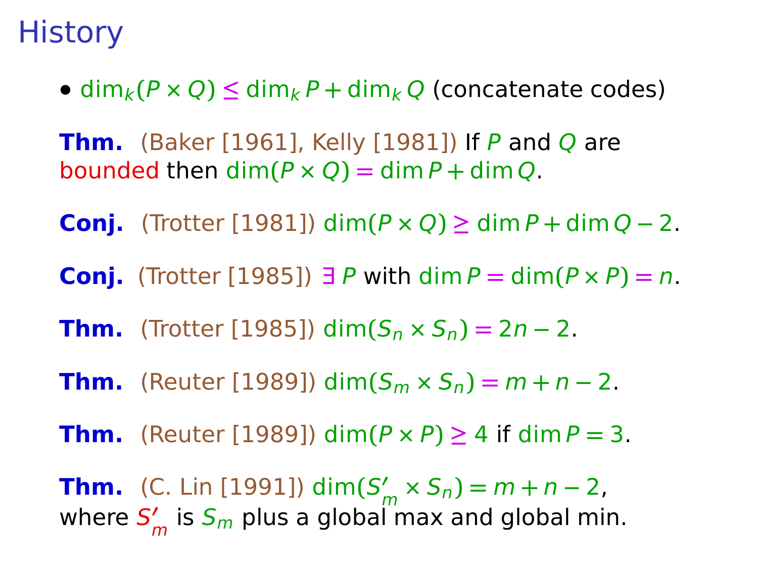# History

- $\dim_k(P \times Q) \leq \dim_k P + \dim_k Q$ (concatenate codes)

**Thm.** (Baker [1961], Kelly [1981]) If $P$ and $Q$ are bounded then $\dim(P \times Q) = \dim P + \dim Q$.

**Conj.** (Trotter [1981]) $\dim(P \times Q) \geq \dim P + \dim Q - 2$.

**Conj.** (Trotter [1985]) $\exists\, P$ with $\dim P = \dim(P \times P) = n$.

**Thm.** (Trotter [1985]) $\dim(S_n \times S_n) = 2n - 2$.

**Thm.** (Reuter [1989]) $\dim(S_m \times S_n) = m + n - 2$.

**Thm.** (Reuter [1989]) $\dim(P \times P) \geq 4$ if $\dim P = 3$.

**Thm.** (C. Lin [1991]) $\dim(S'_m \times S_n) = m + n - 2$, where $S'_m$ is $S_m$ plus a global max and global min.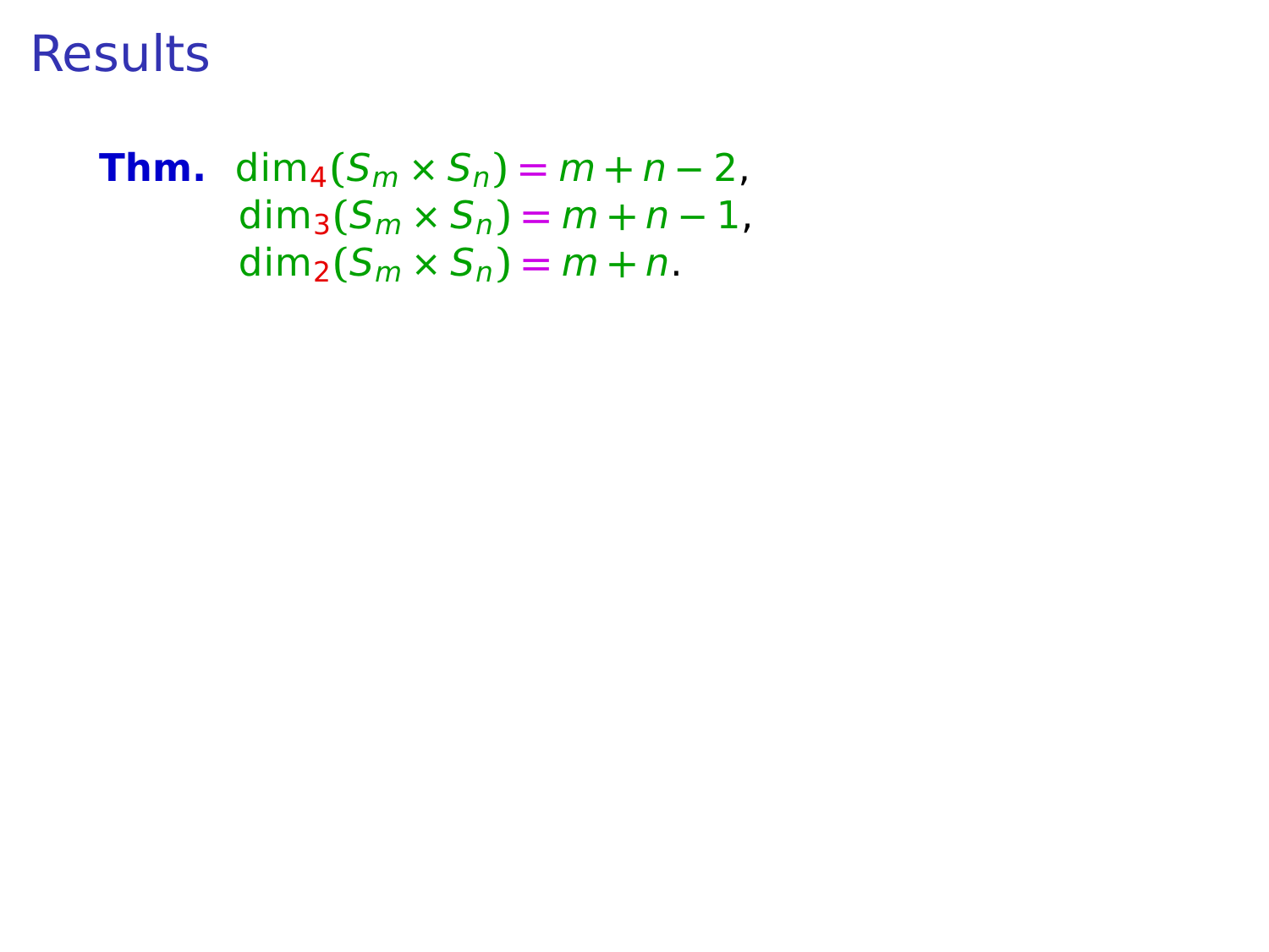# Results

**Thm.** $\dim_4(S_m \times S_n) = m + n - 2$,
$\dim_3(S_m \times S_n) = m + n - 1$,
$\dim_2(S_m \times S_n) = m + n$.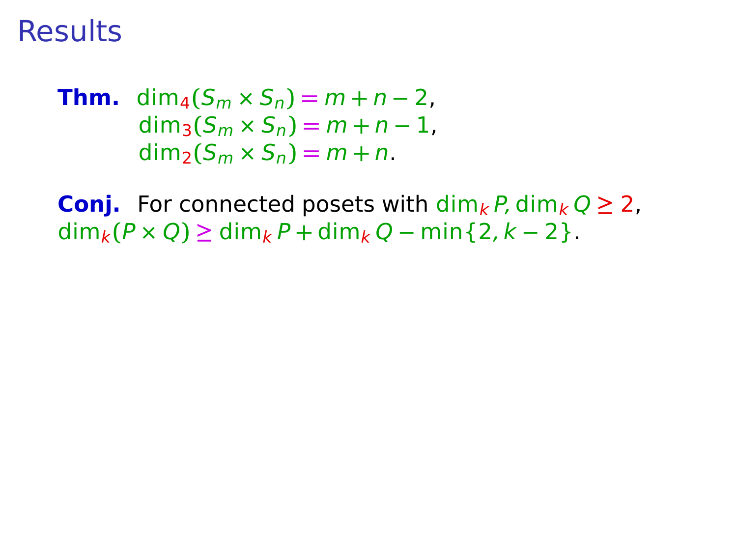# Results

**Thm.** $\dim_4(S_m \times S_n) = m + n - 2$,
$\dim_3(S_m \times S_n) = m + n - 1$,
$\dim_2(S_m \times S_n) = m + n$.

**Conj.** For connected posets with $\dim_k P, \dim_k Q \geq 2$,
$\dim_k(P \times Q) \geq \dim_k P + \dim_k Q - \min\{2, k-2\}$.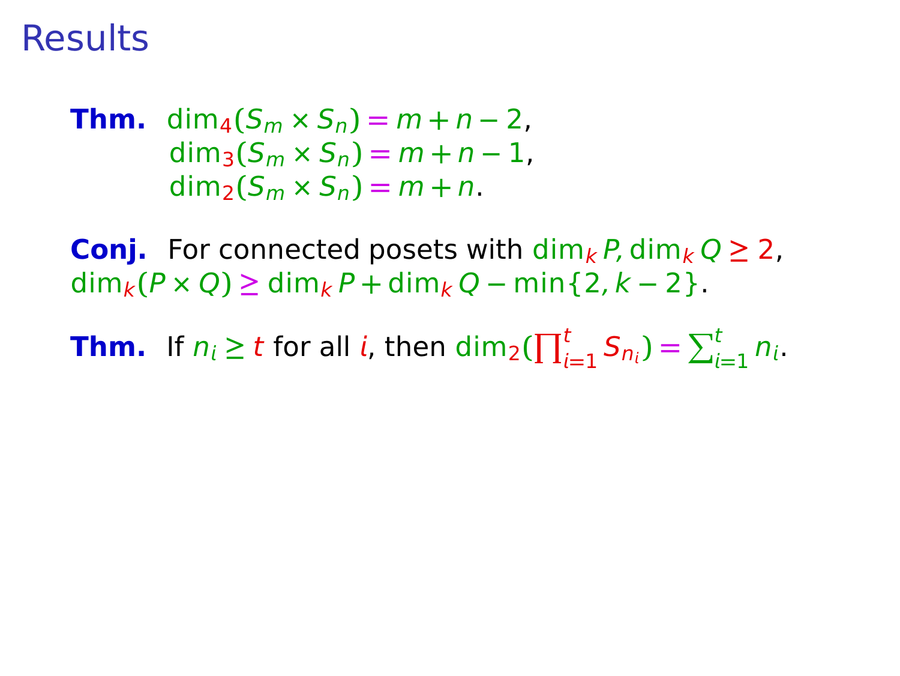# Results

**Thm.** $\dim_4(S_m \times S_n) = m + n - 2$,
$\dim_3(S_m \times S_n) = m + n - 1$,
$\dim_2(S_m \times S_n) = m + n$.

**Conj.** For connected posets with $\dim_k P, \dim_k Q \geq 2$,
$\dim_k(P \times Q) \geq \dim_k P + \dim_k Q - \min\{2, k-2\}$.

**Thm.** If $n_i \geq t$ for all $i$, then $\dim_2(\prod_{i=1}^{t} S_{n_i}) = \sum_{i=1}^{t} n_i$.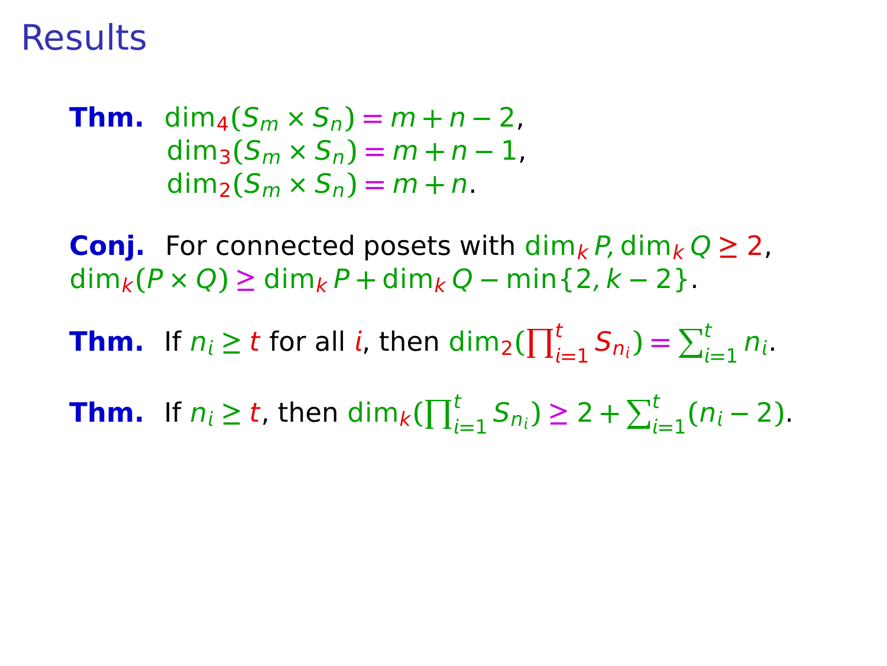# Results

**Thm.** $\dim_4(S_m \times S_n) = m + n - 2$,
$\dim_3(S_m \times S_n) = m + n - 1$,
$\dim_2(S_m \times S_n) = m + n$.

**Conj.** For connected posets with $\dim_k P, \dim_k Q \geq 2$,
$\dim_k(P \times Q) \geq \dim_k P + \dim_k Q - \min\{2, k-2\}$.

**Thm.** If $n_i \geq t$ for all $i$, then $\dim_2(\prod_{i=1}^{t} S_{n_i}) = \sum_{i=1}^{t} n_i$.

**Thm.** If $n_i \geq t$, then $\dim_k(\prod_{i=1}^{t} S_{n_i}) \geq 2 + \sum_{i=1}^{t}(n_i - 2)$.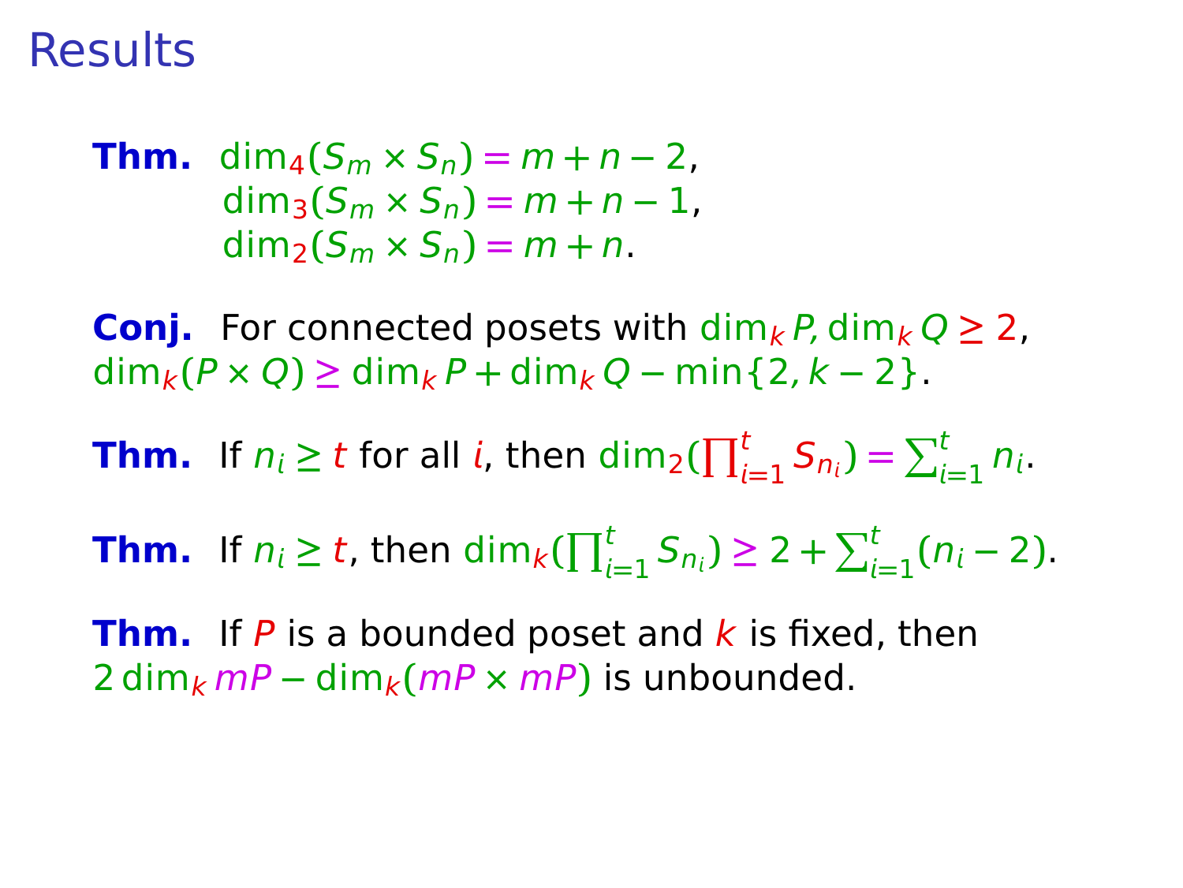# Results

**Thm.** $\dim_4(S_m \times S_n) = m + n - 2$,
$\dim_3(S_m \times S_n) = m + n - 1$,
$\dim_2(S_m \times S_n) = m + n$.

**Conj.** For connected posets with $\dim_k P, \dim_k Q \geq 2$,
$\dim_k(P \times Q) \geq \dim_k P + \dim_k Q - \min\{2, k-2\}$.

**Thm.** If $n_i \geq t$ for all $i$, then $\dim_2(\prod_{i=1}^{t} S_{n_i}) = \sum_{i=1}^{t} n_i$.

**Thm.** If $n_i \geq t$, then $\dim_k(\prod_{i=1}^{t} S_{n_i}) \geq 2 + \sum_{i=1}^{t}(n_i - 2)$.

**Thm.** If $P$ is a bounded poset and $k$ is fixed, then
$2 \dim_k mP - \dim_k(mP \times mP)$ is unbounded.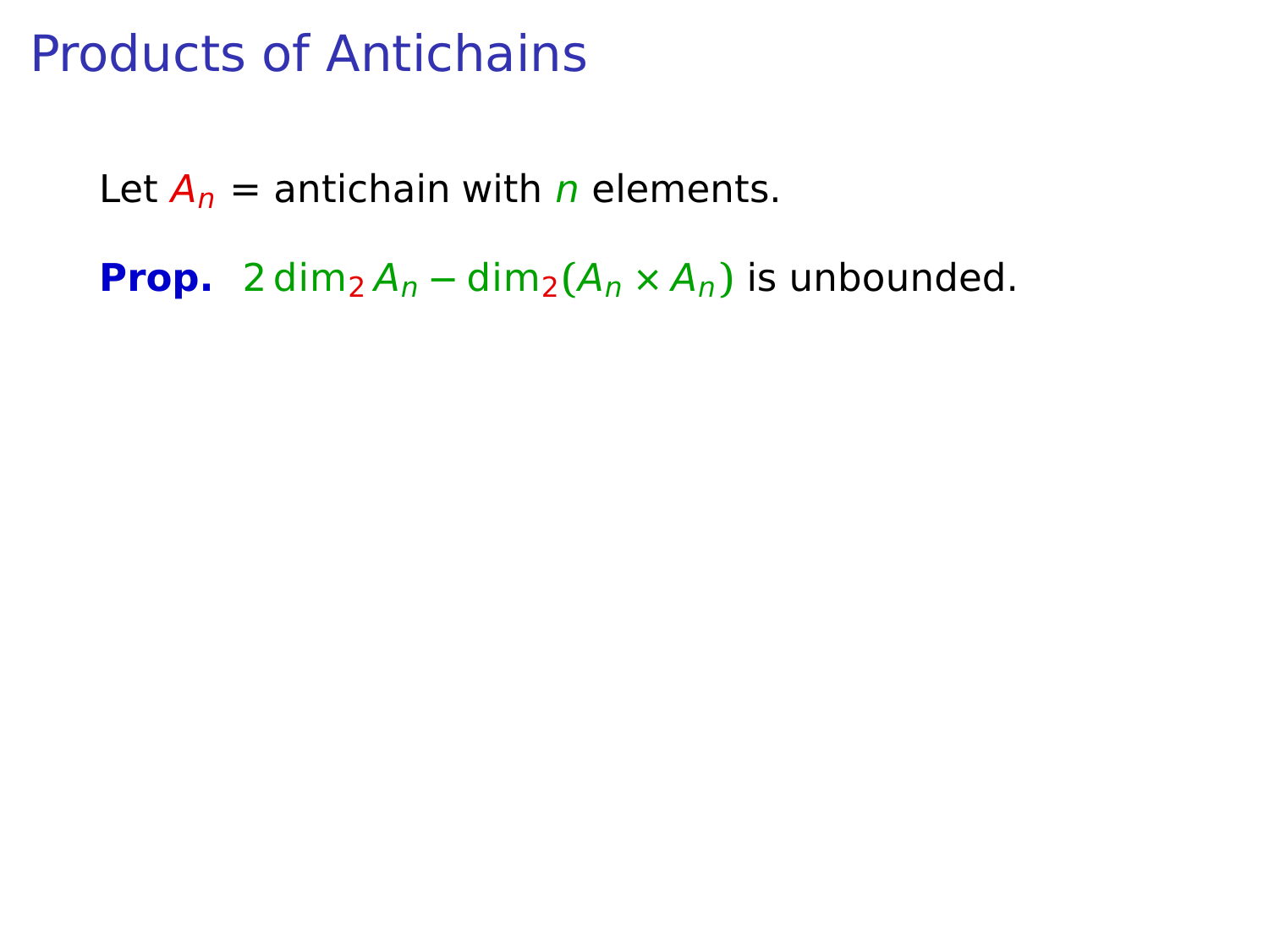# Products of Antichains

Let $A_n$ = antichain with $n$ elements.

**Prop.** $2\dim_2 A_n - \dim_2(A_n \times A_n)$ is unbounded.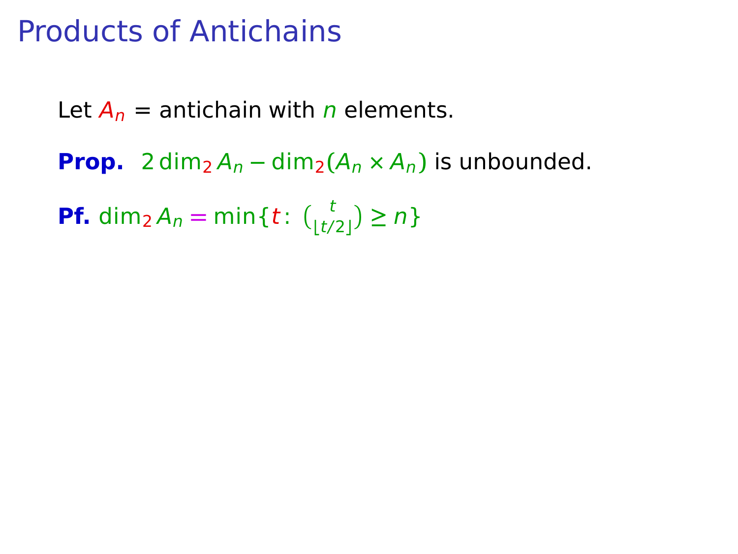# Products of Antichains

Let $A_n$ = antichain with $n$ elements.

**Prop.** $2\dim_2 A_n - \dim_2(A_n \times A_n)$ is unbounded.

**Pf.** $\dim_2 A_n = \min\{t\colon \binom{t}{\lfloor t/2 \rfloor} \geq n\}$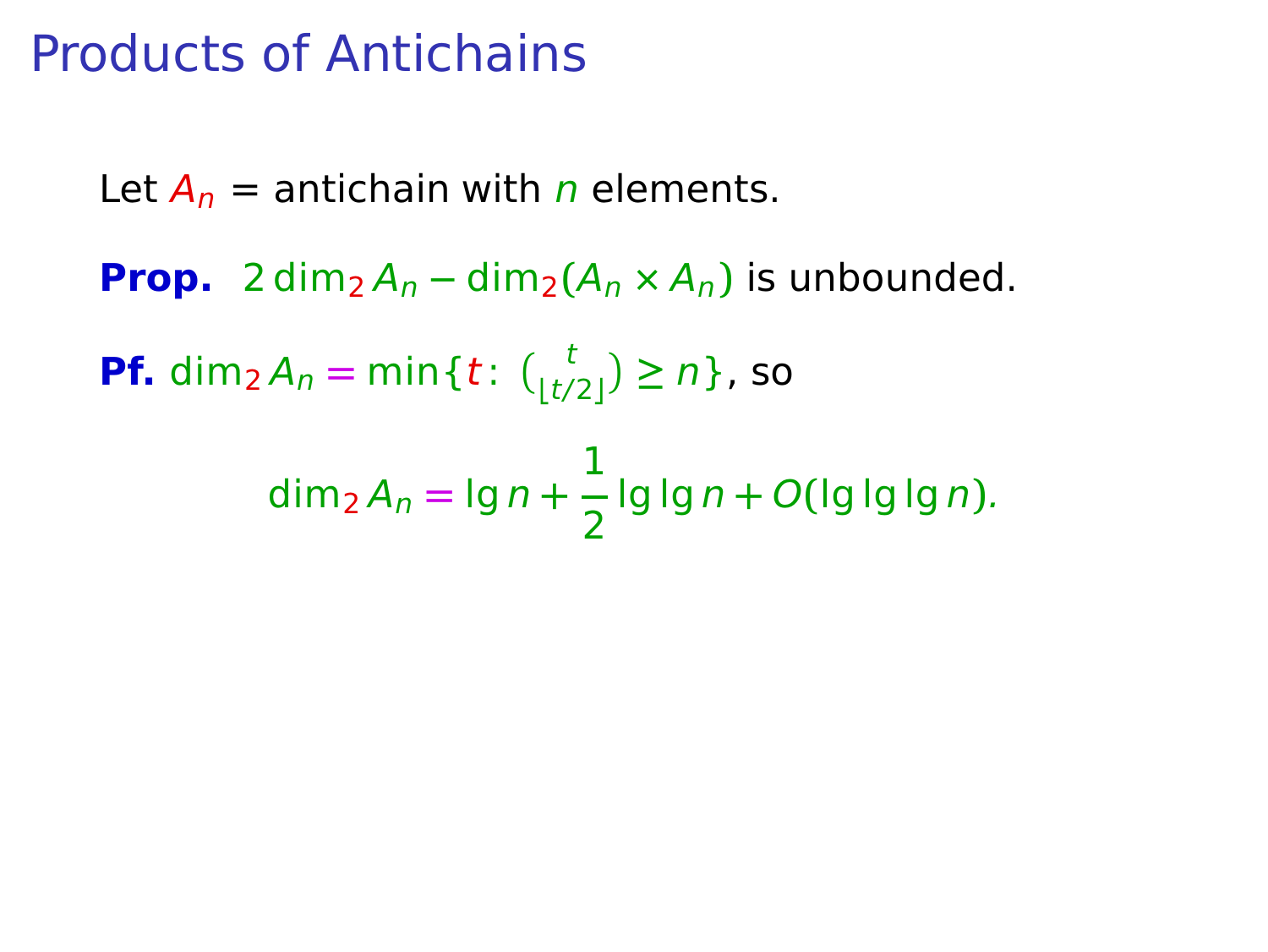# Products of Antichains

Let $A_n$ = antichain with $n$ elements.

**Prop.** $2\dim_2 A_n - \dim_2(A_n \times A_n)$ is unbounded.

**Pf.** $\dim_2 A_n = \min\{t\colon \binom{t}{\lfloor t/2 \rfloor} \geq n\}$, so

$$\dim_2 A_n = \lg n + \frac{1}{2}\lg\lg n + O(\lg\lg\lg n).$$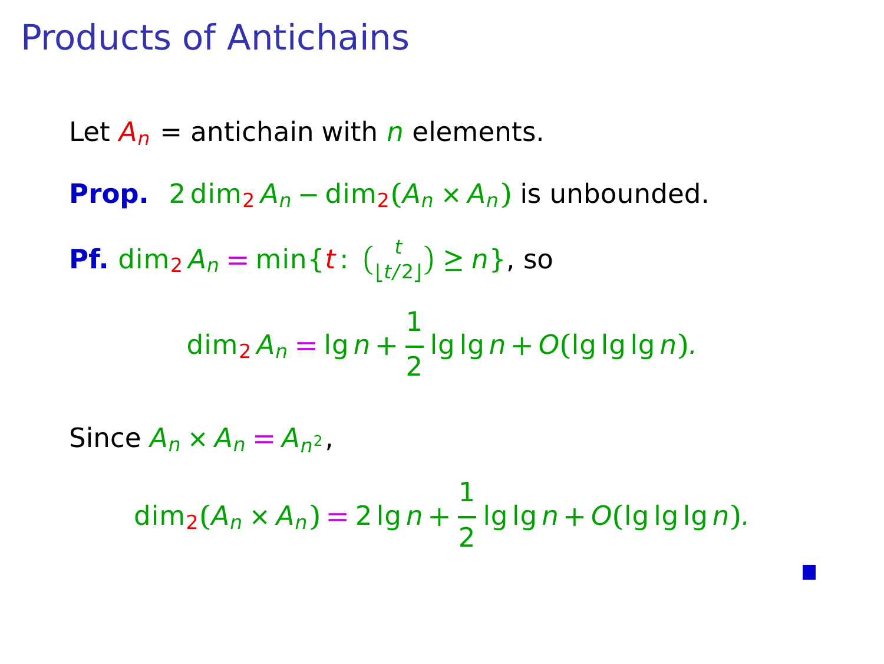# Products of Antichains

Let $A_n$ = antichain with $n$ elements.

**Prop.** $2\dim_2 A_n - \dim_2(A_n \times A_n)$ is unbounded.

**Pf.** $\dim_2 A_n = \min\{t\colon \binom{t}{\lfloor t/2 \rfloor} \geq n\}$, so

$$\dim_2 A_n = \lg n + \frac{1}{2}\lg\lg n + O(\lg\lg\lg n).$$

Since $A_n \times A_n = A_{n^2}$,

$$\dim_2(A_n \times A_n) = 2\lg n + \frac{1}{2}\lg\lg n + O(\lg\lg\lg n).$$

∎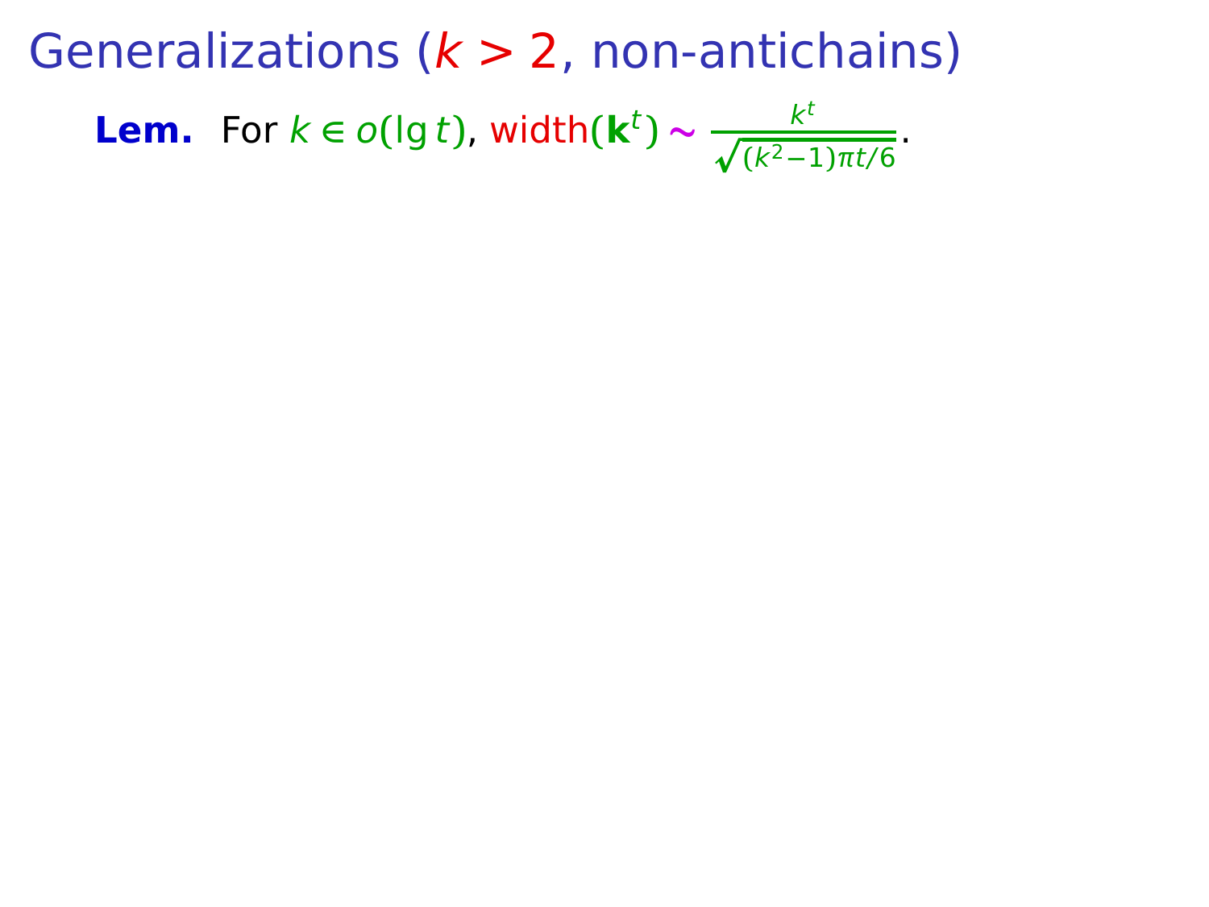# Generalizations ($k > 2$, non-antichains)

**Lem.** For $k \in o(\lg t)$, width$(\mathbf{k}^t) \sim \frac{k^t}{\sqrt{(k^2-1)\pi t/6}}$.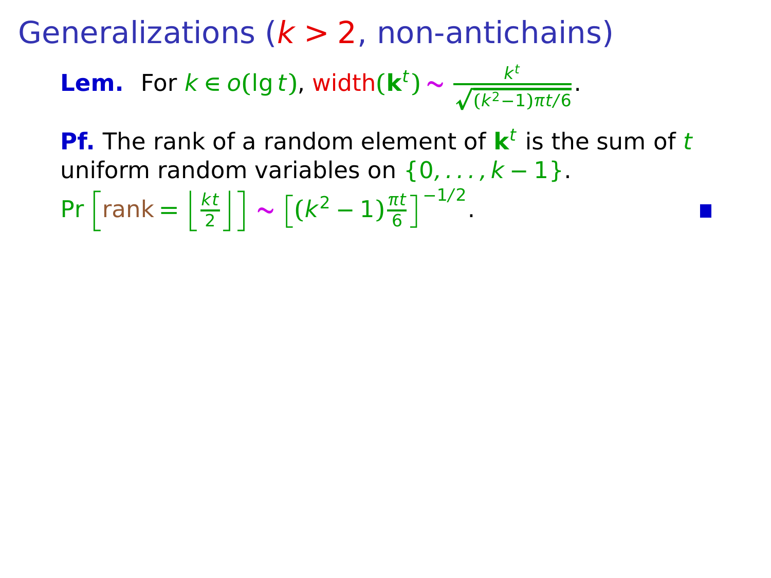# Generalizations ($k > 2$, non-antichains)

**Lem.** For $k \in o(\lg t)$, width$(\mathbf{k}^t) \sim \frac{k^t}{\sqrt{(k^2-1)\pi t/6}}$.

**Pf.** The rank of a random element of $\mathbf{k}^t$ is the sum of $t$ uniform random variables on $\{0, \ldots, k-1\}$.

$\Pr\left[\text{rank} = \left\lfloor \frac{kt}{2} \right\rfloor\right] \sim \left[(k^2-1)\frac{\pi t}{6}\right]^{-1/2}$. ∎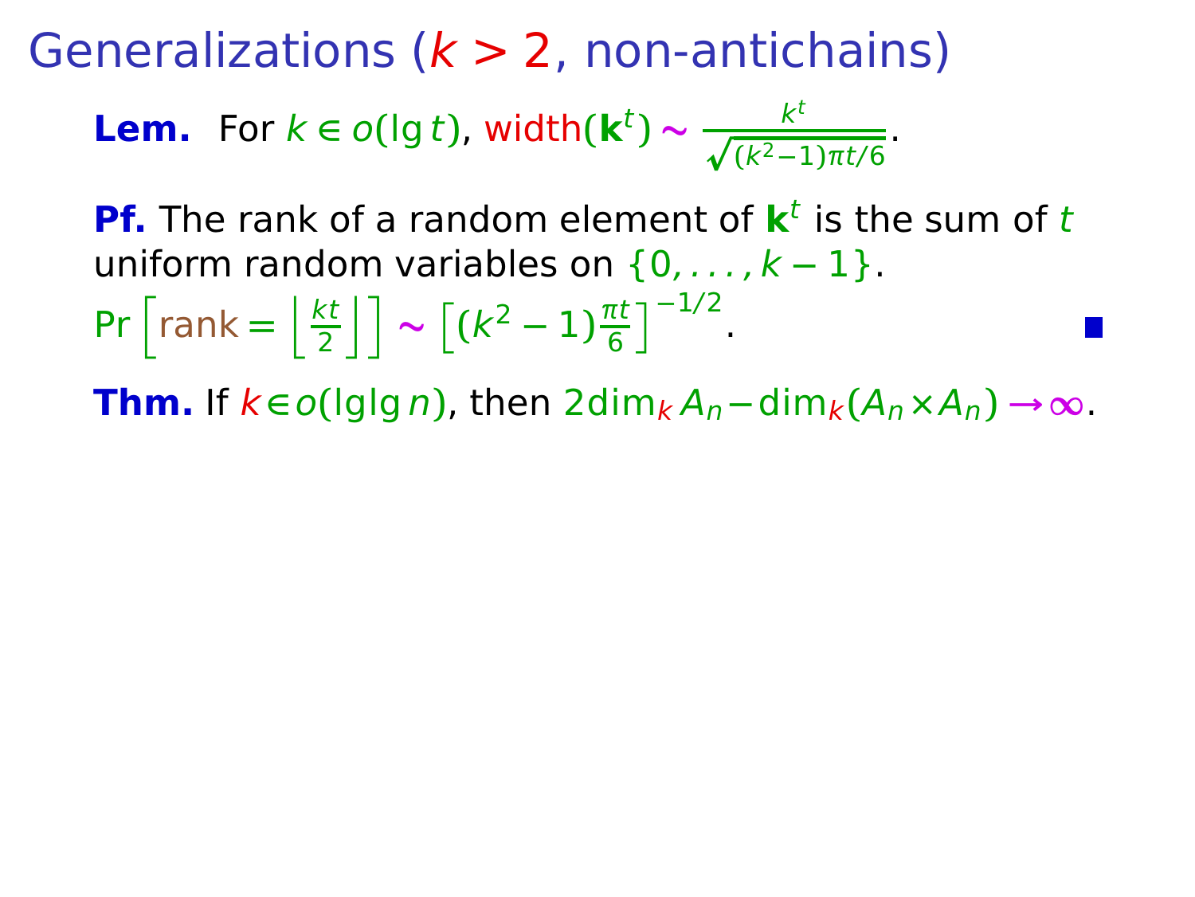# Generalizations ($k > 2$, non-antichains)

**Lem.** For $k \in o(\lg t)$, width$(\mathbf{k}^t) \sim \frac{k^t}{\sqrt{(k^2-1)\pi t/6}}$.

**Pf.** The rank of a random element of $\mathbf{k}^t$ is the sum of $t$ uniform random variables on $\{0, \ldots, k-1\}$.

$\Pr\left[\text{rank} = \left\lfloor \frac{kt}{2} \right\rfloor\right] \sim \left[(k^2-1)\frac{\pi t}{6}\right]^{-1/2}$. ∎

**Thm.** If $k \in o(\lg\lg n)$, then $2\dim_k A_n - \dim_k(A_n \times A_n) \to \infty$.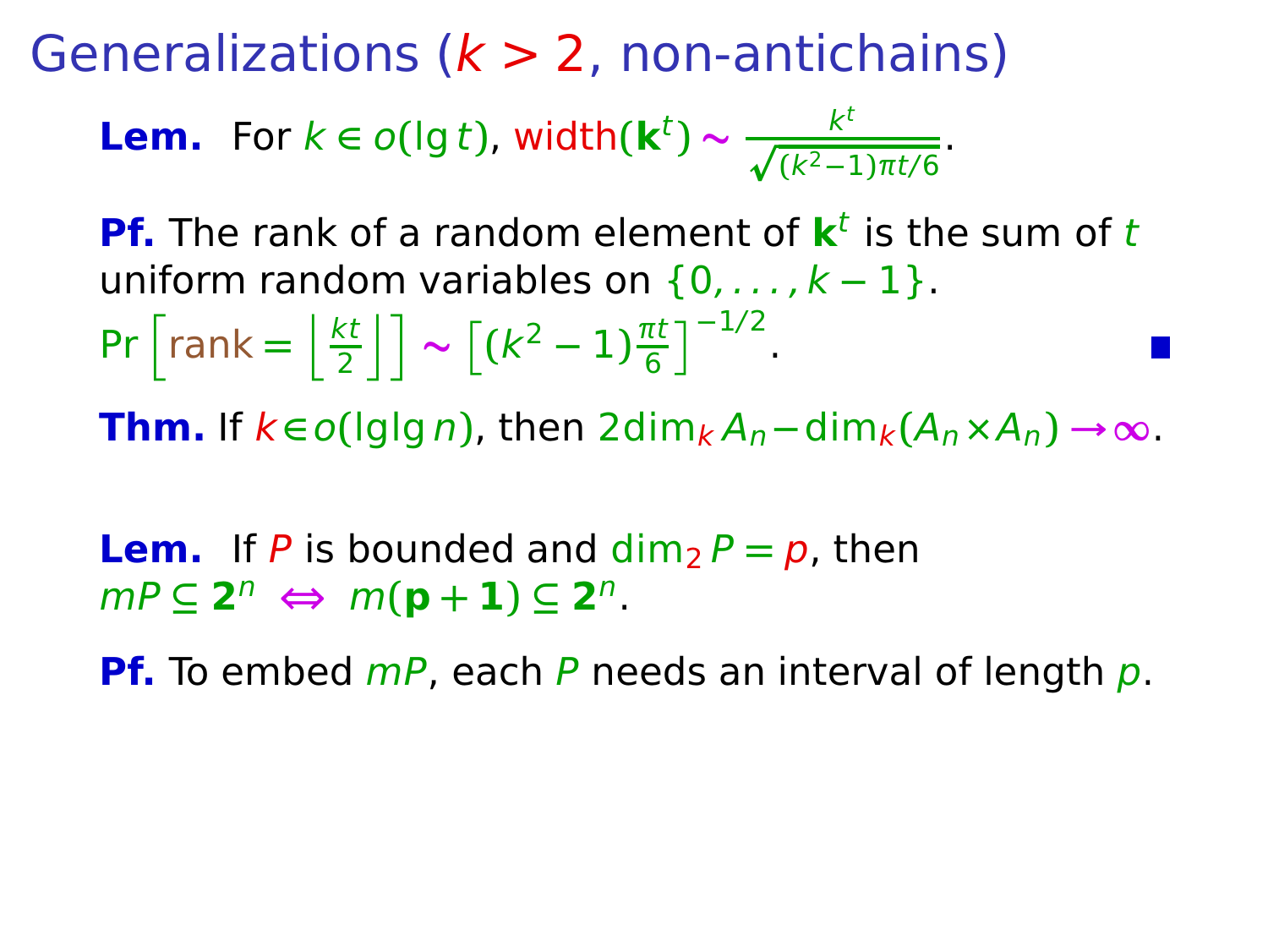# Generalizations ($k > 2$, non-antichains)

**Lem.** For $k \in o(\lg t)$, $\mathrm{width}(\mathbf{k}^t) \sim \frac{k^t}{\sqrt{(k^2-1)\pi t/6}}$.

**Pf.** The rank of a random element of $\mathbf{k}^t$ is the sum of $t$ uniform random variables on $\{0,\ldots,k-1\}$.

$\Pr\left[\mathrm{rank} = \left\lfloor \frac{kt}{2} \right\rfloor\right] \sim \left[(k^2-1)\frac{\pi t}{6}\right]^{-1/2}$. ∎

**Thm.** If $k \in o(\lg\lg n)$, then $2\dim_k A_n - \dim_k(A_n \times A_n) \to \infty$.

**Lem.** If $P$ is bounded and $\dim_2 P = p$, then $mP \subseteq \mathbf{2}^n \iff m(\mathbf{p}+\mathbf{1}) \subseteq \mathbf{2}^n$.

**Pf.** To embed $mP$, each $P$ needs an interval of length $p$.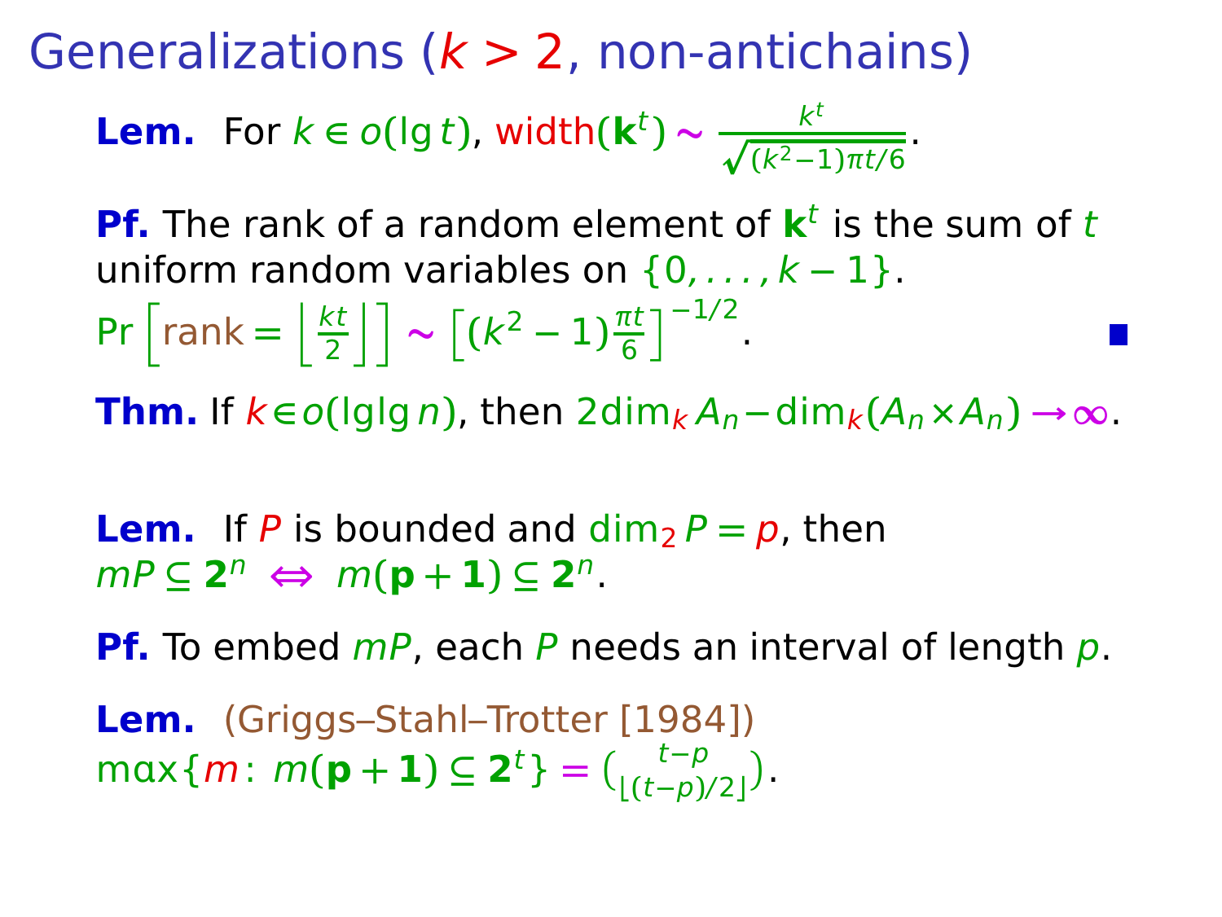# Generalizations ($k > 2$, non-antichains)

**Lem.** For $k \in o(\lg t)$, $\text{width}(\mathbf{k}^t) \sim \frac{k^t}{\sqrt{(k^2-1)\pi t/6}}$.

**Pf.** The rank of a random element of $\mathbf{k}^t$ is the sum of $t$ uniform random variables on $\{0, \ldots, k-1\}$.

$\Pr\left[\text{rank} = \left\lfloor \frac{kt}{2} \right\rfloor\right] \sim \left[(k^2-1)\frac{\pi t}{6}\right]^{-1/2}$. ∎

**Thm.** If $k \in o(\lg\lg n)$, then $2\dim_k A_n - \dim_k(A_n \times A_n) \to \infty$.

**Lem.** If $P$ is bounded and $\dim_2 P = p$, then $mP \subseteq \mathbf{2}^n \iff m(\mathbf{p}+\mathbf{1}) \subseteq \mathbf{2}^n$.

**Pf.** To embed $mP$, each $P$ needs an interval of length $p$.

**Lem.** (Griggs–Stahl–Trotter [1984])
$\max\{m : m(\mathbf{p}+\mathbf{1}) \subseteq \mathbf{2}^t\} = \binom{t-p}{\lfloor (t-p)/2 \rfloor}$.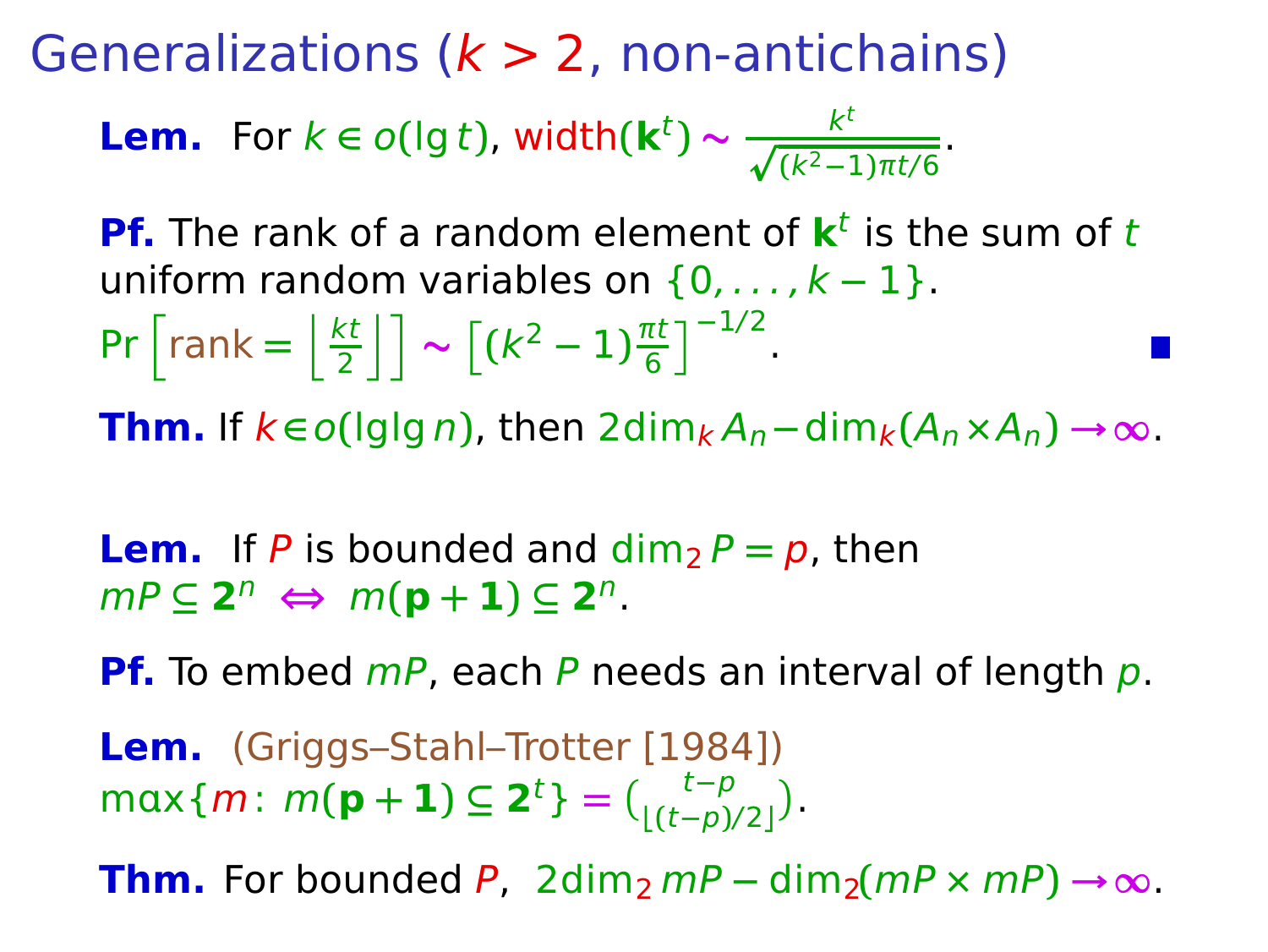# Generalizations ($k > 2$, non-antichains)

**Lem.** For $k \in o(\lg t)$, $\mathrm{width}(\mathbf{k}^t) \sim \frac{k^t}{\sqrt{(k^2-1)\pi t/6}}$.

**Pf.** The rank of a random element of $\mathbf{k}^t$ is the sum of $t$ uniform random variables on $\{0, \ldots, k-1\}$.

$\Pr\left[\mathrm{rank} = \left\lfloor \frac{kt}{2} \right\rfloor\right] \sim \left[(k^2-1)\frac{\pi t}{6}\right]^{-1/2}$. ■

**Thm.** If $k \in o(\lg \lg n)$, then $2\dim_k A_n - \dim_k(A_n \times A_n) \to \infty$.

**Lem.** If $P$ is bounded and $\dim_2 P = p$, then $mP \subseteq \mathbf{2}^n \iff m(\mathbf{p}+\mathbf{1}) \subseteq \mathbf{2}^n$.

**Pf.** To embed $mP$, each $P$ needs an interval of length $p$.

**Lem.** (Griggs–Stahl–Trotter [1984])
$\max\{m\colon m(\mathbf{p}+\mathbf{1}) \subseteq \mathbf{2}^t\} = \binom{t-p}{\lfloor (t-p)/2 \rfloor}$.

**Thm.** For bounded $P$, $2\dim_2 mP - \dim_2(mP \times mP) \to \infty$.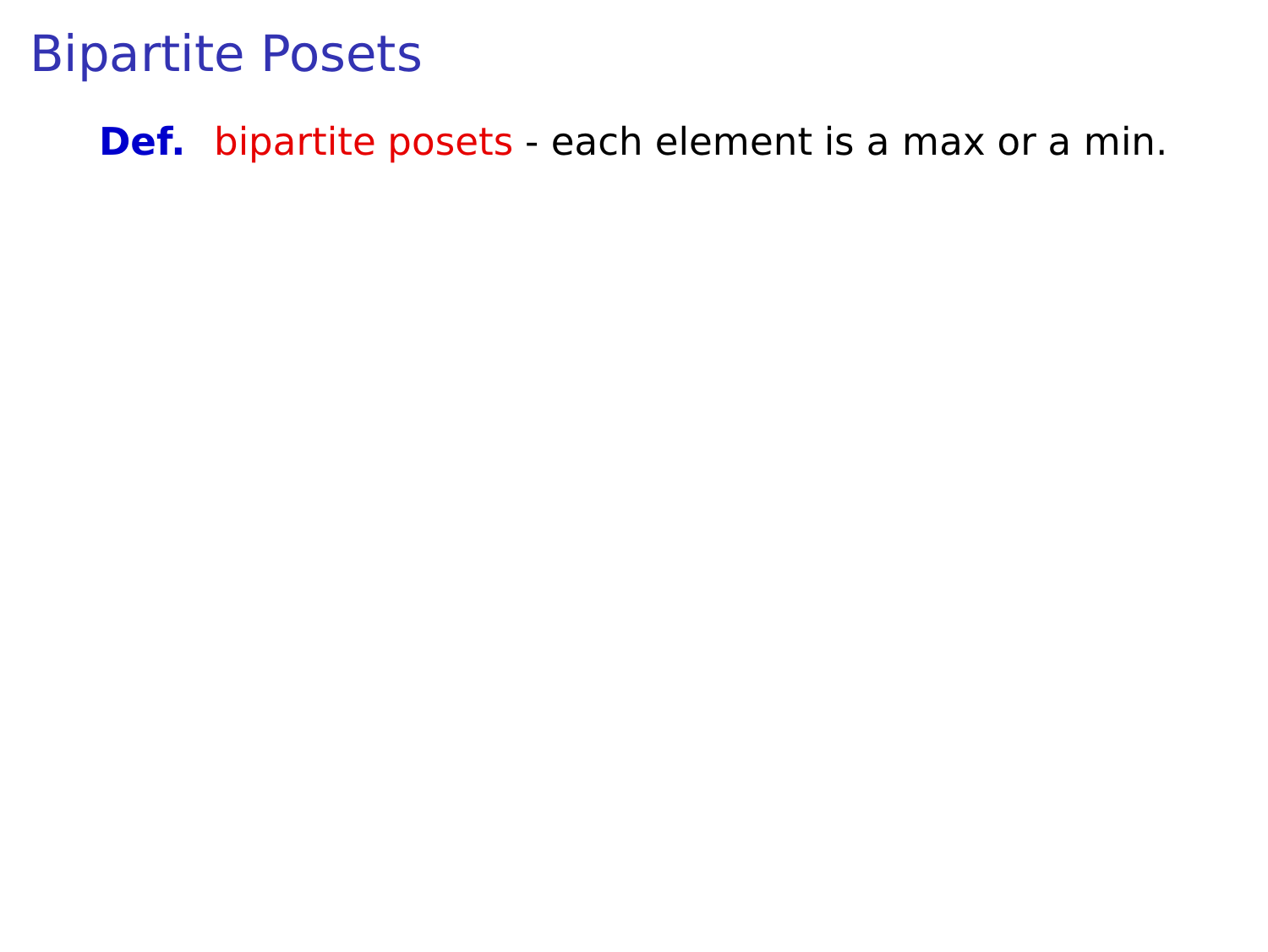# Bipartite Posets

**Def.** bipartite posets - each element is a max or a min.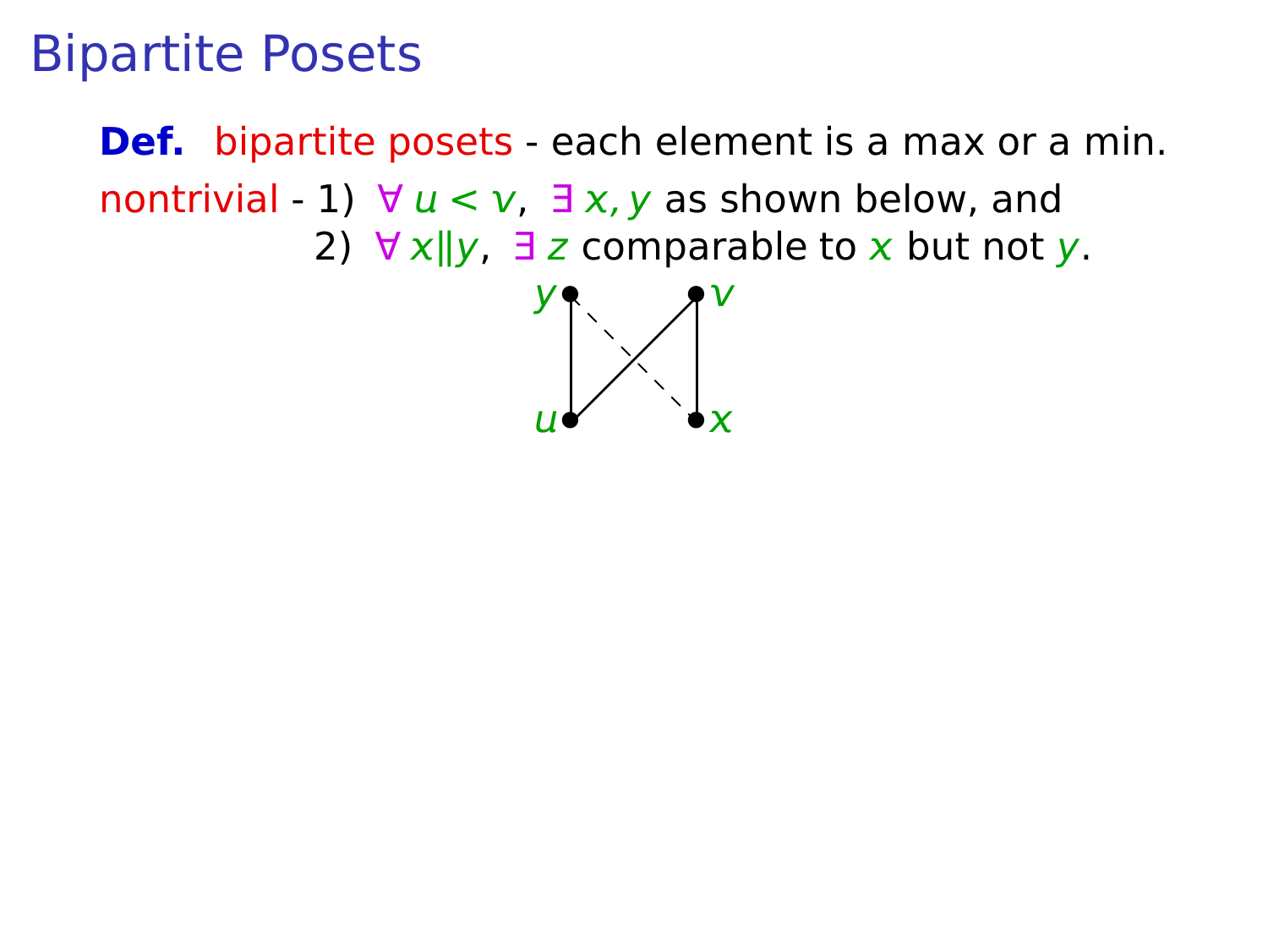# Bipartite Posets

**Def.** bipartite posets - each element is a max or a min.

nontrivial - 1) $\forall\, u < v,\ \exists\, x, y$ as shown below, and

2) $\forall\, x \| y,\ \exists\, z$ comparable to $x$ but not $y$.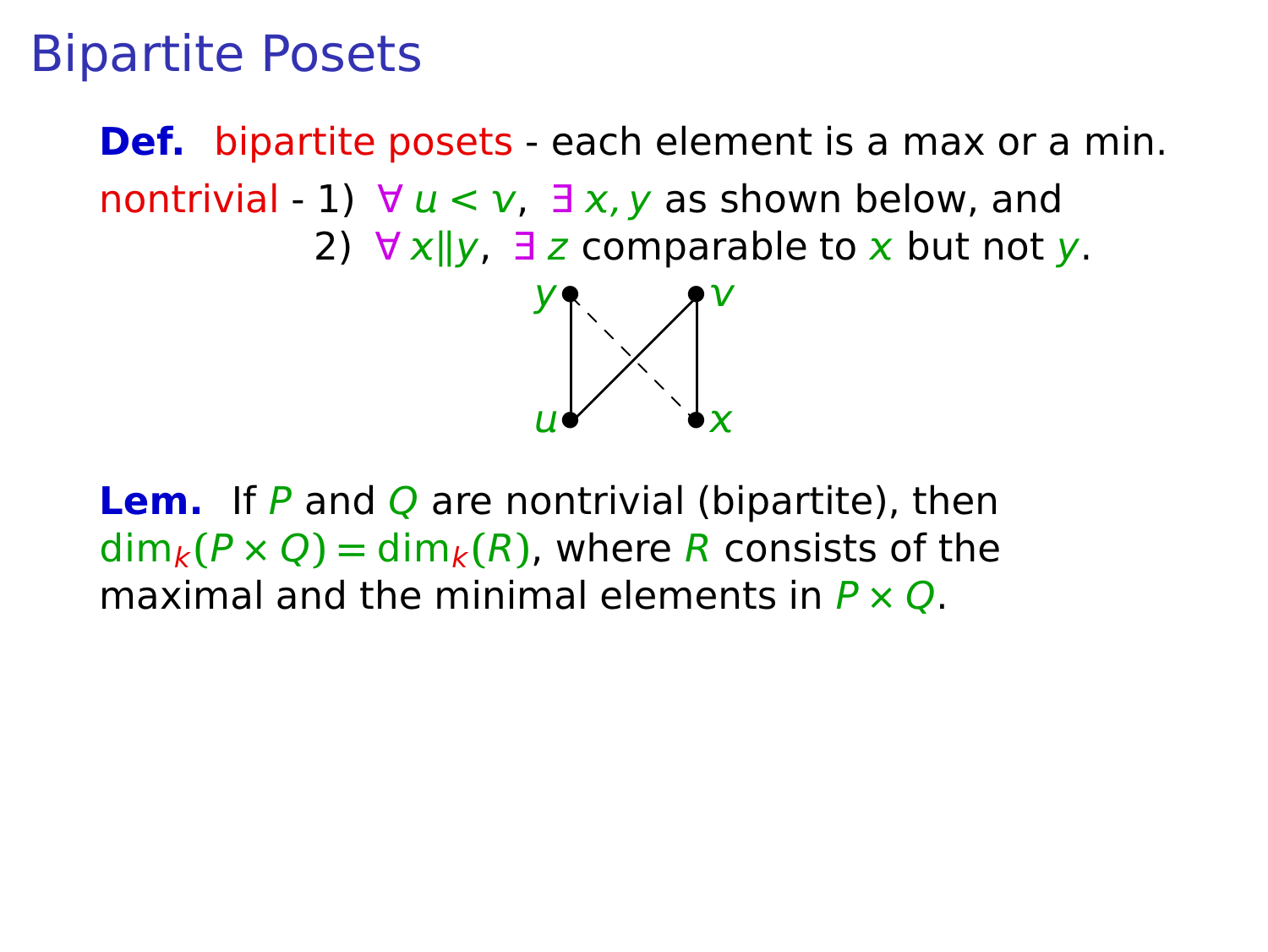# Bipartite Posets

**Def.** bipartite posets - each element is a max or a min.

nontrivial - 1) $\forall\, u < v,\ \exists\, x, y$ as shown below, and

2) $\forall\, x \| y,\ \exists\, z$ comparable to $x$ but not $y$.

**Lem.** If $P$ and $Q$ are nontrivial (bipartite), then $\dim_k(P \times Q) = \dim_k(R)$, where $R$ consists of the maximal and the minimal elements in $P \times Q$.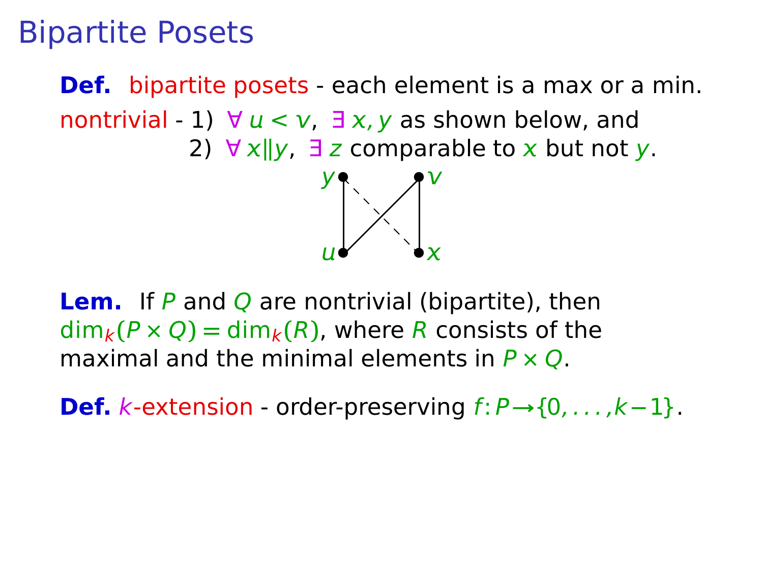# Bipartite Posets

**Def.** bipartite posets - each element is a max or a min.

nontrivial - 1) $\forall\, u < v$, $\exists\, x, y$ as shown below, and
2) $\forall\, x \| y$, $\exists\, z$ comparable to $x$ but not $y$.

**Lem.** If $P$ and $Q$ are nontrivial (bipartite), then $\dim_k(P \times Q) = \dim_k(R)$, where $R$ consists of the maximal and the minimal elements in $P \times Q$.

**Def.** $k$-extension - order-preserving $f\colon P \to \{0, \ldots, k-1\}$.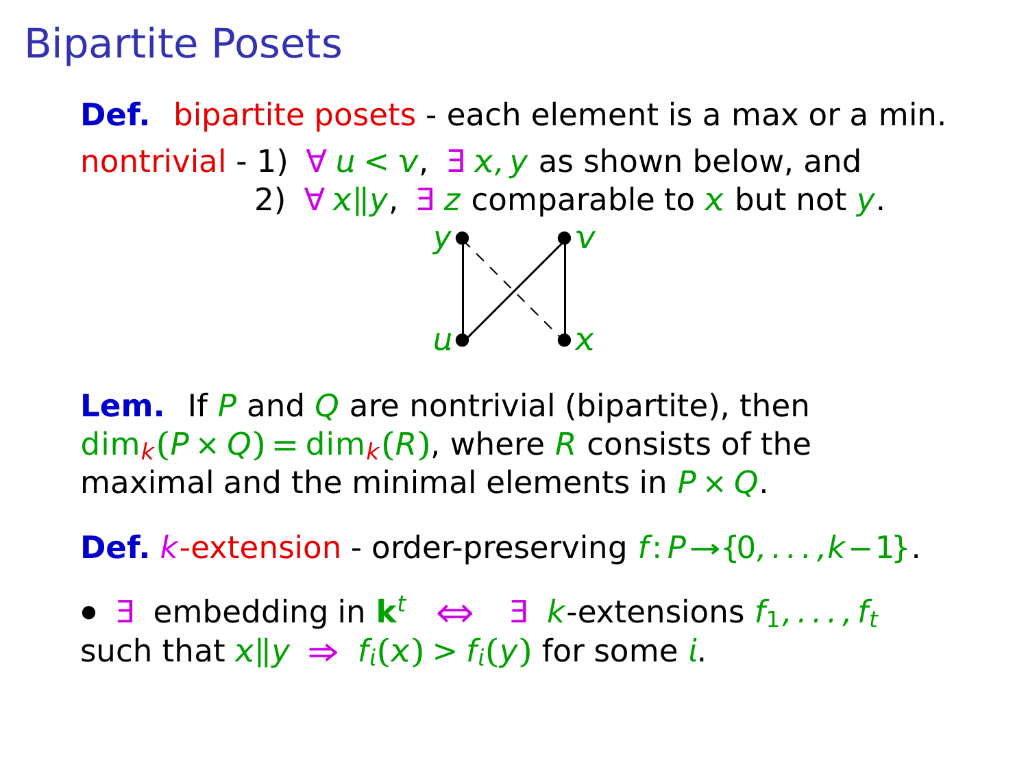# Bipartite Posets

**Def.** bipartite posets - each element is a max or a min.

nontrivial - 1) $\forall\, u < v$, $\exists\, x, y$ as shown below, and
2) $\forall\, x \| y$, $\exists\, z$ comparable to $x$ but not $y$.

**Lem.** If $P$ and $Q$ are nontrivial (bipartite), then $\dim_k(P \times Q) = \dim_k(R)$, where $R$ consists of the maximal and the minimal elements in $P \times Q$.

**Def.** $k$-extension - order-preserving $f\colon P \to \{0, \ldots, k-1\}$.

- $\exists$ embedding in $\mathbf{k}^t$ $\Leftrightarrow$ $\exists$ $k$-extensions $f_1, \ldots, f_t$ such that $x \| y \Rightarrow f_i(x) > f_i(y)$ for some $i$.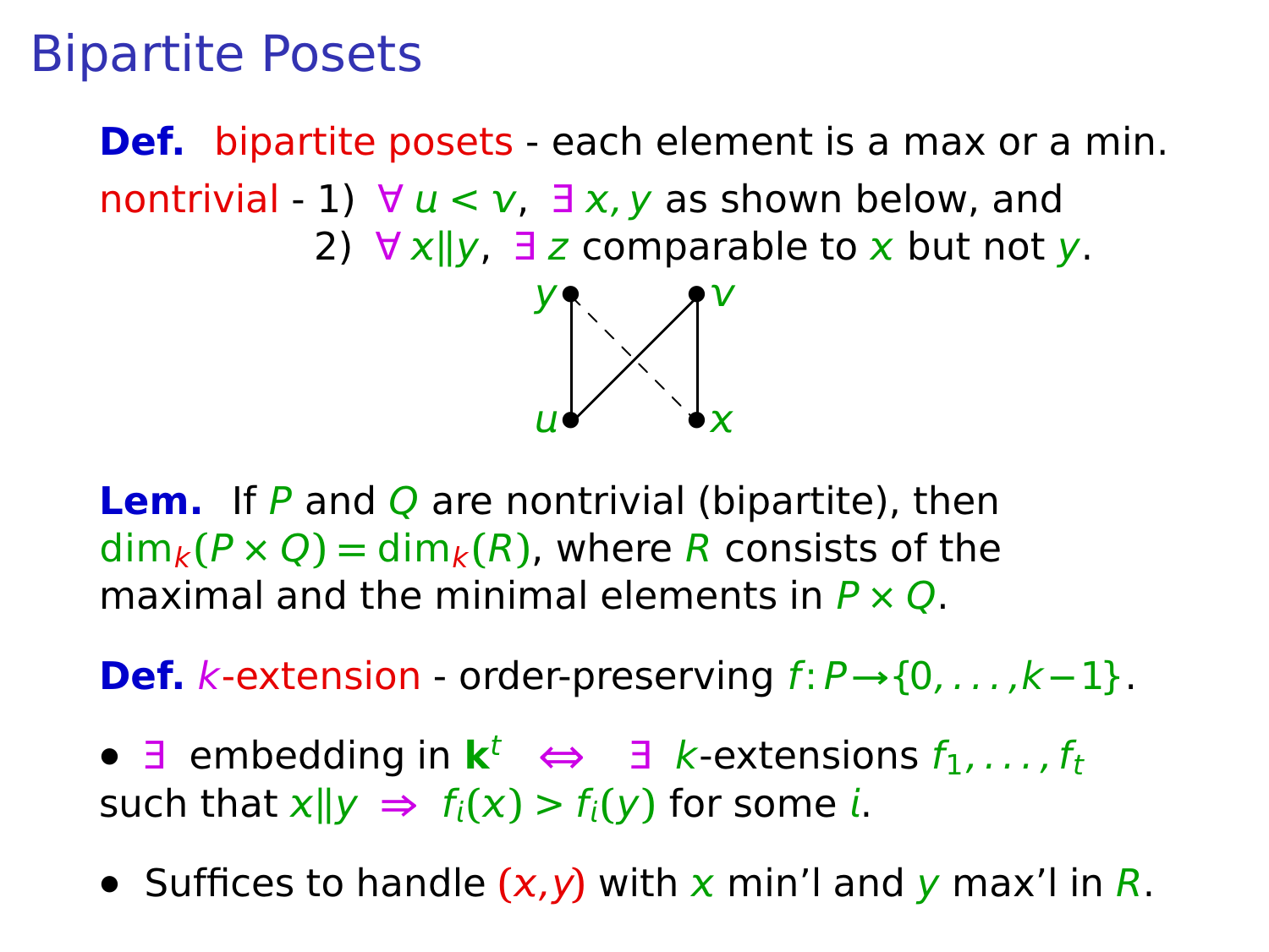# Bipartite Posets

**Def.** bipartite posets - each element is a max or a min.

nontrivial - 1) $\forall\, u < v$, $\exists\, x, y$ as shown below, and
2) $\forall\, x \| y$, $\exists\, z$ comparable to $x$ but not $y$.

**Lem.** If $P$ and $Q$ are nontrivial (bipartite), then $\dim_k(P \times Q) = \dim_k(R)$, where $R$ consists of the maximal and the minimal elements in $P \times Q$.

**Def.** $k$-extension - order-preserving $f\colon P \to \{0, \ldots, k-1\}$.

- $\exists$ embedding in $\mathbf{k}^t$ $\Leftrightarrow$ $\exists$ $k$-extensions $f_1, \ldots, f_t$ such that $x \| y \Rightarrow f_i(x) > f_i(y)$ for some $i$.
- Suffices to handle $(x, y)$ with $x$ min'l and $y$ max'l in $R$.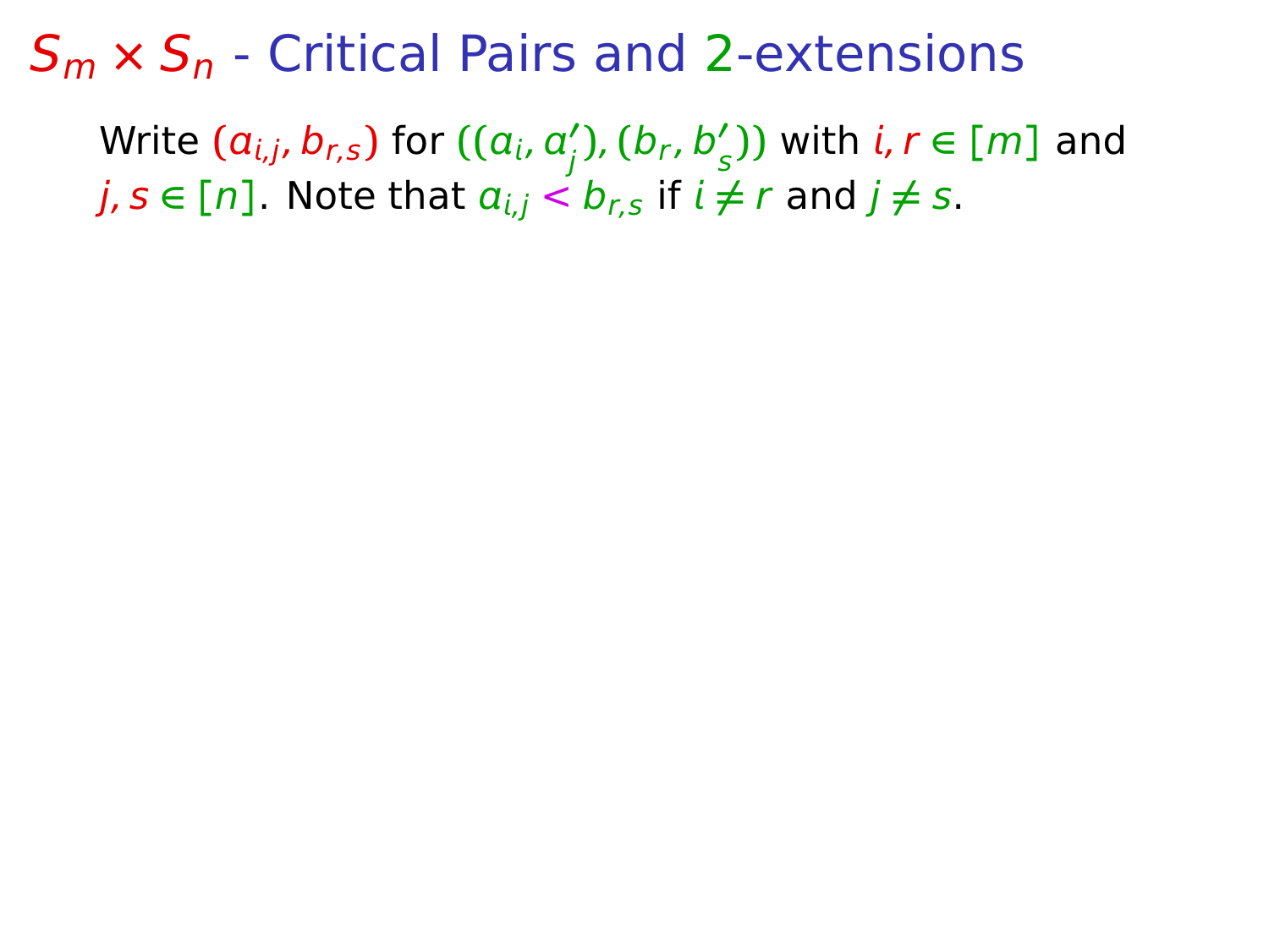# $S_m \times S_n$ - Critical Pairs and 2-extensions

Write $(a_{i,j}, b_{r,s})$ for $((a_i, a'_j), (b_r, b'_s))$ with $i, r \in [m]$ and $j, s \in [n]$. Note that $a_{i,j} < b_{r,s}$ if $i \neq r$ and $j \neq s$.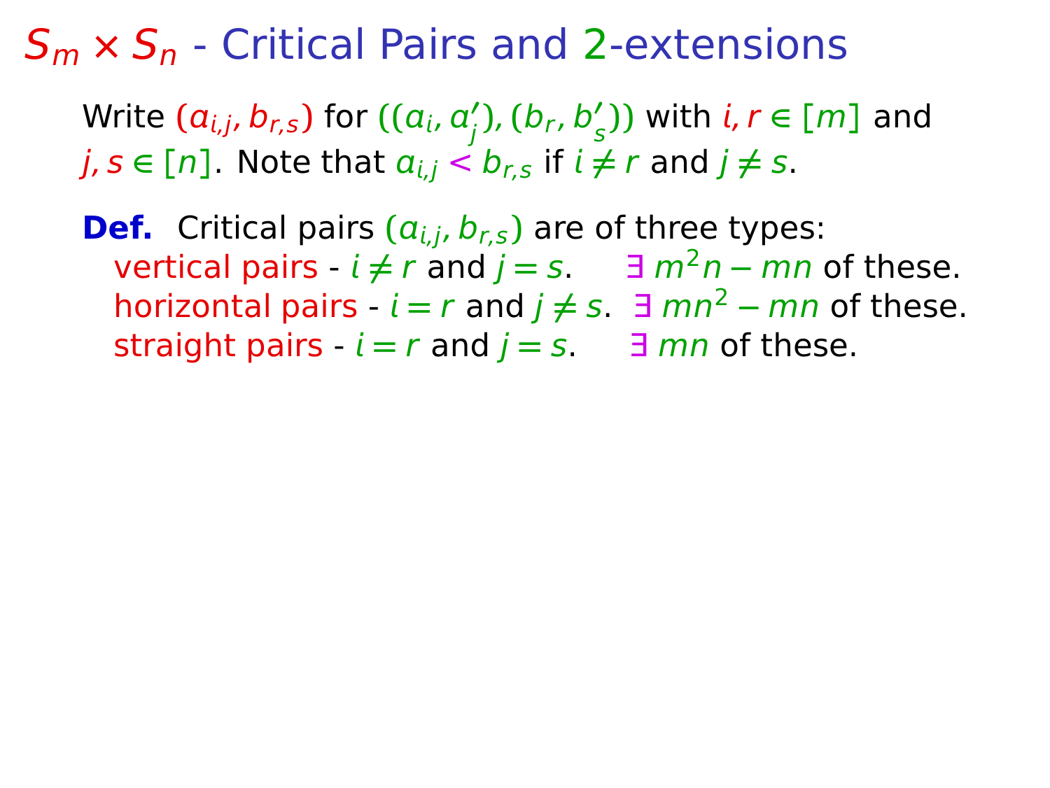# $S_m \times S_n$ - Critical Pairs and 2-extensions

Write $(a_{i,j}, b_{r,s})$ for $((a_i, a'_j), (b_r, b'_s))$ with $i, r \in [m]$ and $j, s \in [n]$. Note that $a_{i,j} < b_{r,s}$ if $i \neq r$ and $j \neq s$.

**Def.** Critical pairs $(a_{i,j}, b_{r,s})$ are of three types:

- vertical pairs - $i \neq r$ and $j = s$. $\exists\ m^2 n - mn$ of these.
- horizontal pairs - $i = r$ and $j \neq s$. $\exists\ mn^2 - mn$ of these.
- straight pairs - $i = r$ and $j = s$. $\exists\ mn$ of these.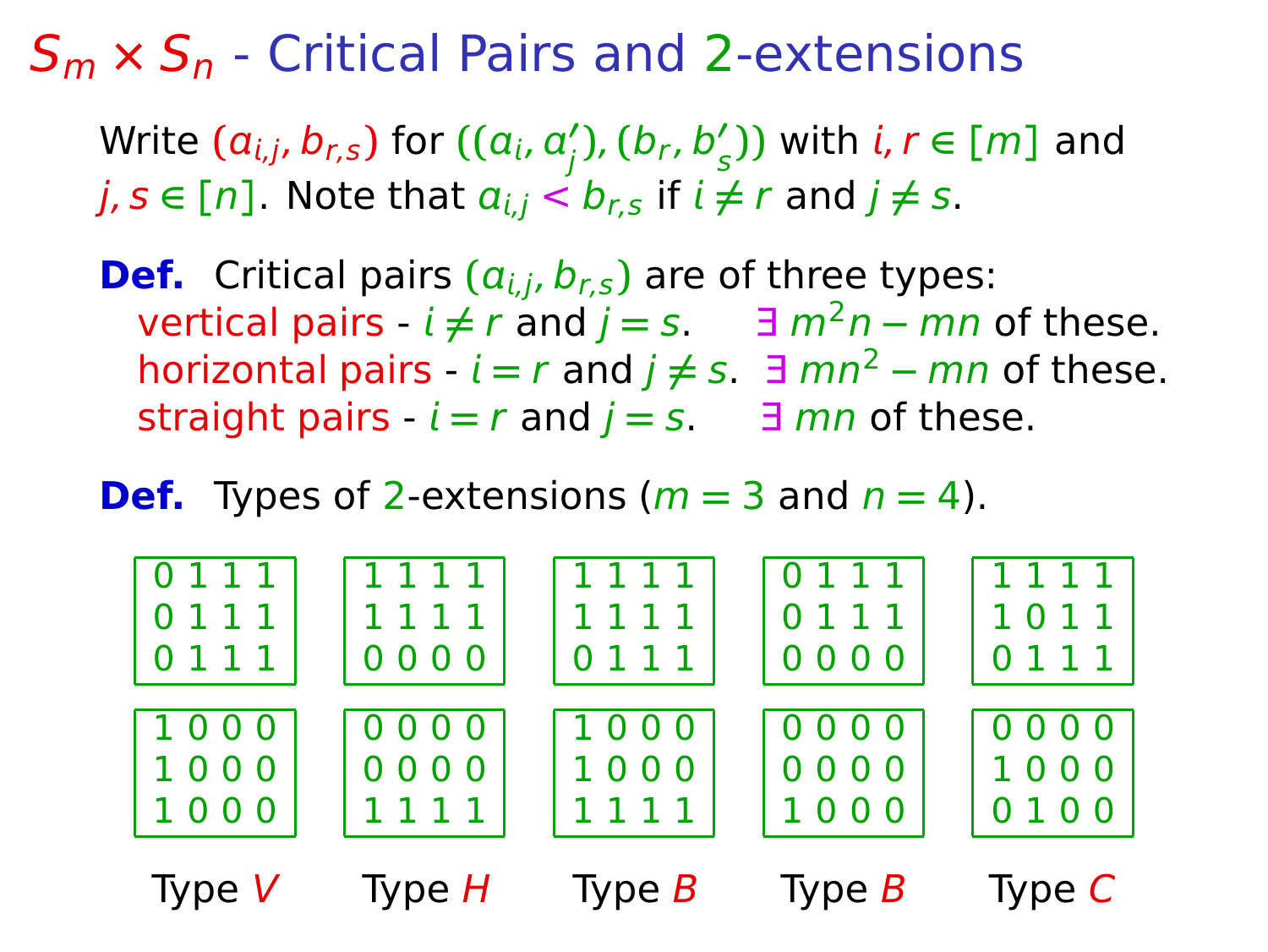# $S_m \times S_n$ - Critical Pairs and 2-extensions

Write $(a_{i,j}, b_{r,s})$ for $((a_i, a'_j), (b_r, b'_s))$ with $i, r \in [m]$ and $j, s \in [n]$. Note that $a_{i,j} < b_{r,s}$ if $i \neq r$ and $j \neq s$.

**Def.** Critical pairs $(a_{i,j}, b_{r,s})$ are of three types:

- vertical pairs - $i \neq r$ and $j = s$. $\exists\ m^2n - mn$ of these.
- horizontal pairs - $i = r$ and $j \neq s$. $\exists\ mn^2 - mn$ of these.
- straight pairs - $i = r$ and $j = s$. $\exists\ mn$ of these.

**Def.** Types of 2-extensions ($m = 3$ and $n = 4$).

| Type $V$ | Type $H$ | Type $B$ | Type $B$ | Type $C$ |
|---|---|---|---|---|
| 0 1 1 1<br>0 1 1 1<br>0 1 1 1 | 1 1 1 1<br>1 1 1 1<br>0 0 0 0 | 1 1 1 1<br>1 1 1 1<br>0 1 1 1 | 0 1 1 1<br>0 1 1 1<br>0 0 0 0 | 1 1 1 1<br>1 0 1 1<br>0 1 1 1 |
| 1 0 0 0<br>1 0 0 0<br>1 0 0 0 | 0 0 0 0<br>0 0 0 0<br>1 1 1 1 | 1 0 0 0<br>1 0 0 0<br>1 1 1 1 | 0 0 0 0<br>0 0 0 0<br>1 0 0 0 | 0 0 0 0<br>1 0 0 0<br>0 1 0 0 |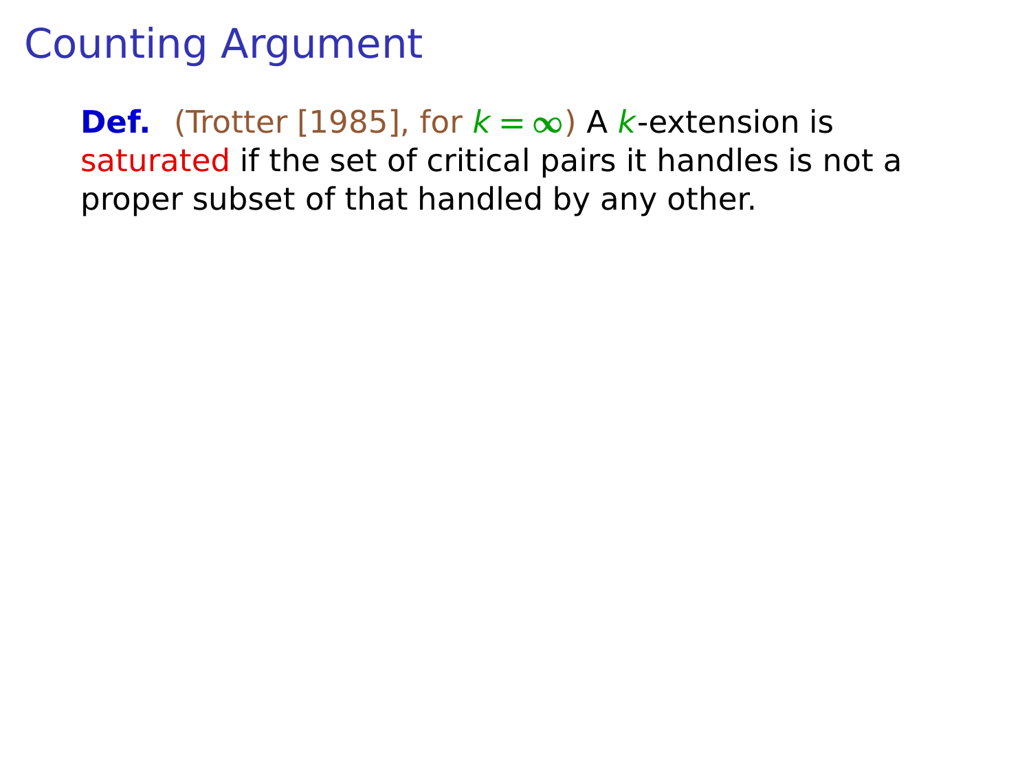# Counting Argument

**Def.** (Trotter [1985], for $k = \infty$) A $k$-extension is saturated if the set of critical pairs it handles is not a proper subset of that handled by any other.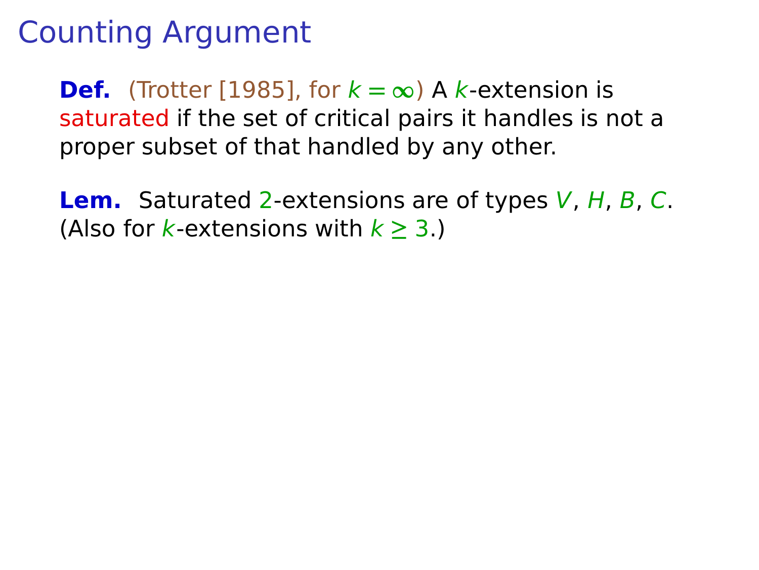# Counting Argument

**Def.** (Trotter [1985], for $k = \infty$) A $k$-extension is saturated if the set of critical pairs it handles is not a proper subset of that handled by any other.

**Lem.** Saturated $2$-extensions are of types $V$, $H$, $B$, $C$. (Also for $k$-extensions with $k \geq 3$.)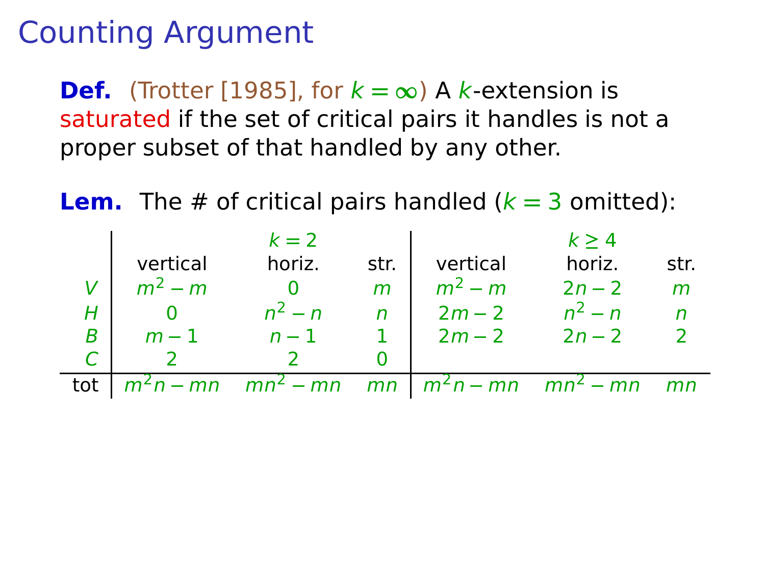# Counting Argument

**Def.** (Trotter [1985], for $k = \infty$) A $k$-extension is saturated if the set of critical pairs it handles is not a proper subset of that handled by any other.

**Lem.** The # of critical pairs handled ($k = 3$ omitted):

| | $k = 2$ | | | $k \geq 4$ | | |
|---|---|---|---|---|---|---|
| | vertical | horiz. | str. | vertical | horiz. | str. |
| $V$ | $m^2 - m$ | $0$ | $m$ | $m^2 - m$ | $2n - 2$ | $m$ |
| $H$ | $0$ | $n^2 - n$ | $n$ | $2m - 2$ | $n^2 - n$ | $n$ |
| $B$ | $m - 1$ | $n - 1$ | $1$ | $2m - 2$ | $2n - 2$ | $2$ |
| $C$ | $2$ | $2$ | $0$ | | | |
| tot | $m^2n - mn$ | $mn^2 - mn$ | $mn$ | $m^2n - mn$ | $mn^2 - mn$ | $mn$ |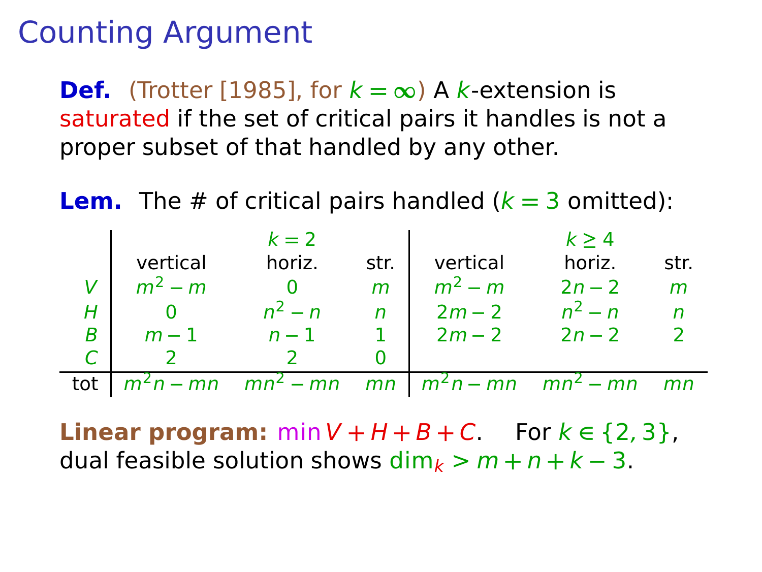# Counting Argument

**Def.** (Trotter [1985], for $k = \infty$) A $k$-extension is saturated if the set of critical pairs it handles is not a proper subset of that handled by any other.

**Lem.** The # of critical pairs handled ($k = 3$ omitted):

| | $k = 2$ | | | $k \geq 4$ | | |
|---|---|---|---|---|---|---|
| | vertical | horiz. | str. | vertical | horiz. | str. |
| $V$ | $m^2 - m$ | $0$ | $m$ | $m^2 - m$ | $2n - 2$ | $m$ |
| $H$ | $0$ | $n^2 - n$ | $n$ | $2m - 2$ | $n^2 - n$ | $n$ |
| $B$ | $m - 1$ | $n - 1$ | $1$ | $2m - 2$ | $2n - 2$ | $2$ |
| $C$ | $2$ | $2$ | $0$ | | | |
| tot | $m^2 n - mn$ | $mn^2 - mn$ | $mn$ | $m^2 n - mn$ | $mn^2 - mn$ | $mn$ |

**Linear program:** $\min V + H + B + C$. For $k \in \{2, 3\}$, dual feasible solution shows $\dim_k > m + n + k - 3$.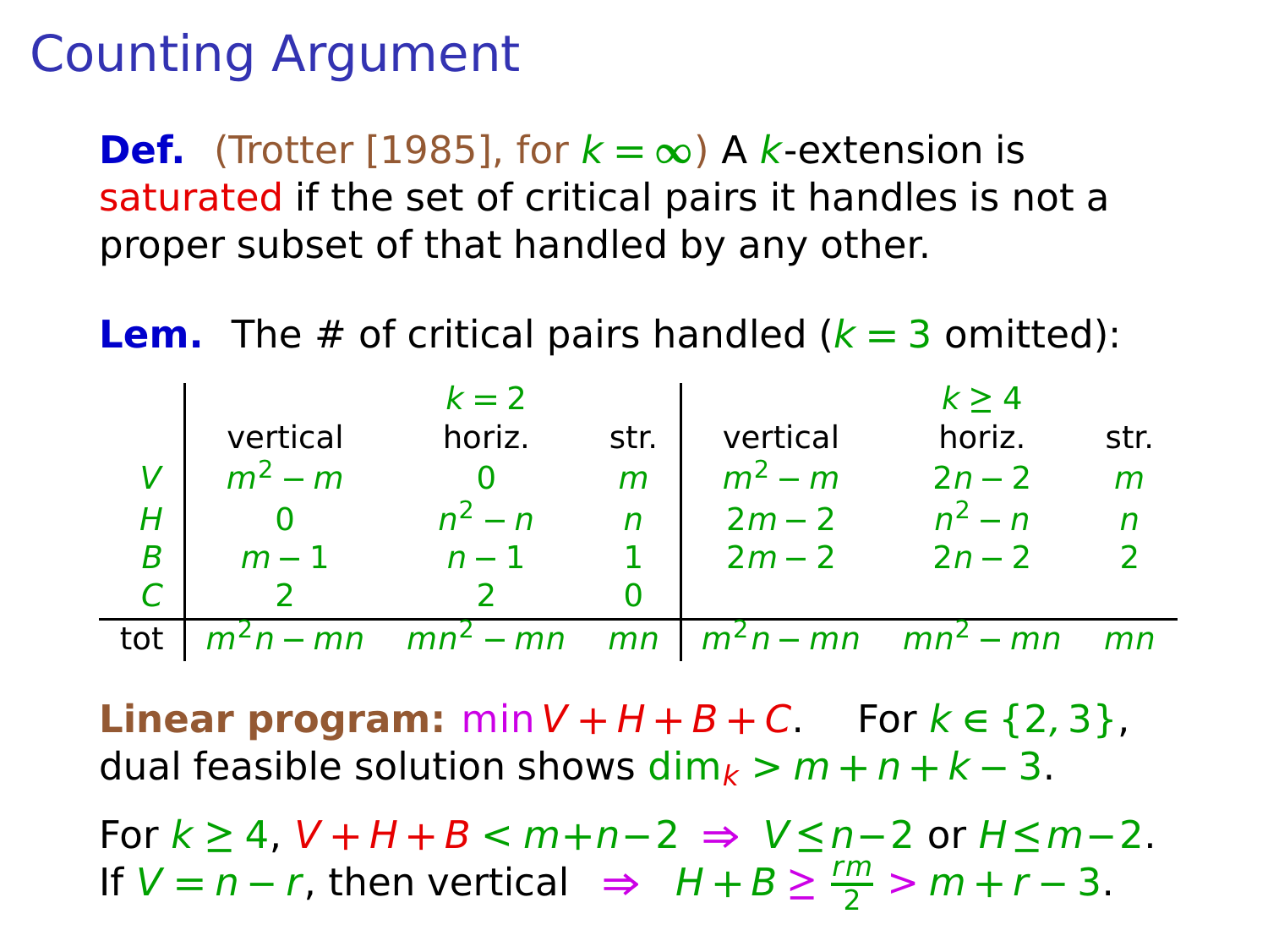# Counting Argument

**Def.** (Trotter [1985], for $k = \infty$) A $k$-extension is saturated if the set of critical pairs it handles is not a proper subset of that handled by any other.

**Lem.** The # of critical pairs handled ($k = 3$ omitted):

| | $k = 2$ | | | $k \geq 4$ | | |
|---|---|---|---|---|---|---|
| | vertical | horiz. | str. | vertical | horiz. | str. |
| $V$ | $m^2 - m$ | $0$ | $m$ | $m^2 - m$ | $2n - 2$ | $m$ |
| $H$ | $0$ | $n^2 - n$ | $n$ | $2m - 2$ | $n^2 - n$ | $n$ |
| $B$ | $m - 1$ | $n - 1$ | $1$ | $2m - 2$ | $2n - 2$ | $2$ |
| $C$ | $2$ | $2$ | $0$ | | | |
| tot | $m^2 n - mn$ | $mn^2 - mn$ | $mn$ | $m^2 n - mn$ | $mn^2 - mn$ | $mn$ |

**Linear program:** $\min V + H + B + C$. For $k \in \{2, 3\}$, dual feasible solution shows $\dim_k > m + n + k - 3$.

For $k \geq 4$, $V + H + B < m + n - 2 \Rightarrow V \leq n - 2$ or $H \leq m - 2$.
If $V = n - r$, then vertical $\Rightarrow H + B \geq \frac{rm}{2} > m + r - 3$.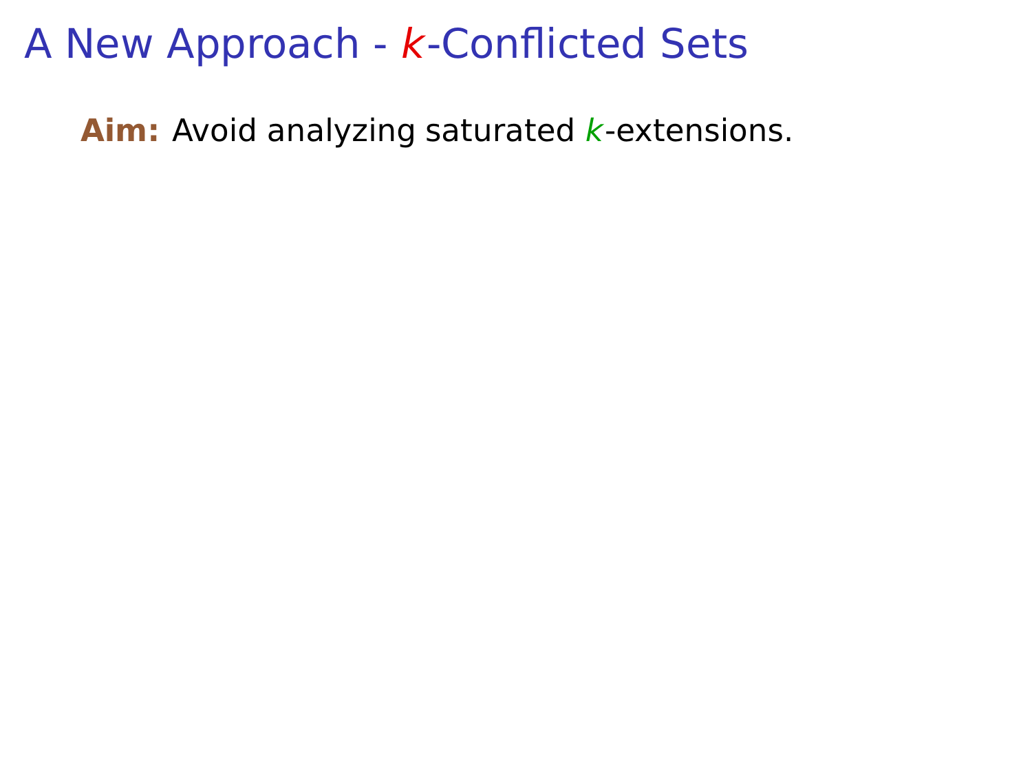# A New Approach - $k$-Conflicted Sets

**Aim:** Avoid analyzing saturated $k$-extensions.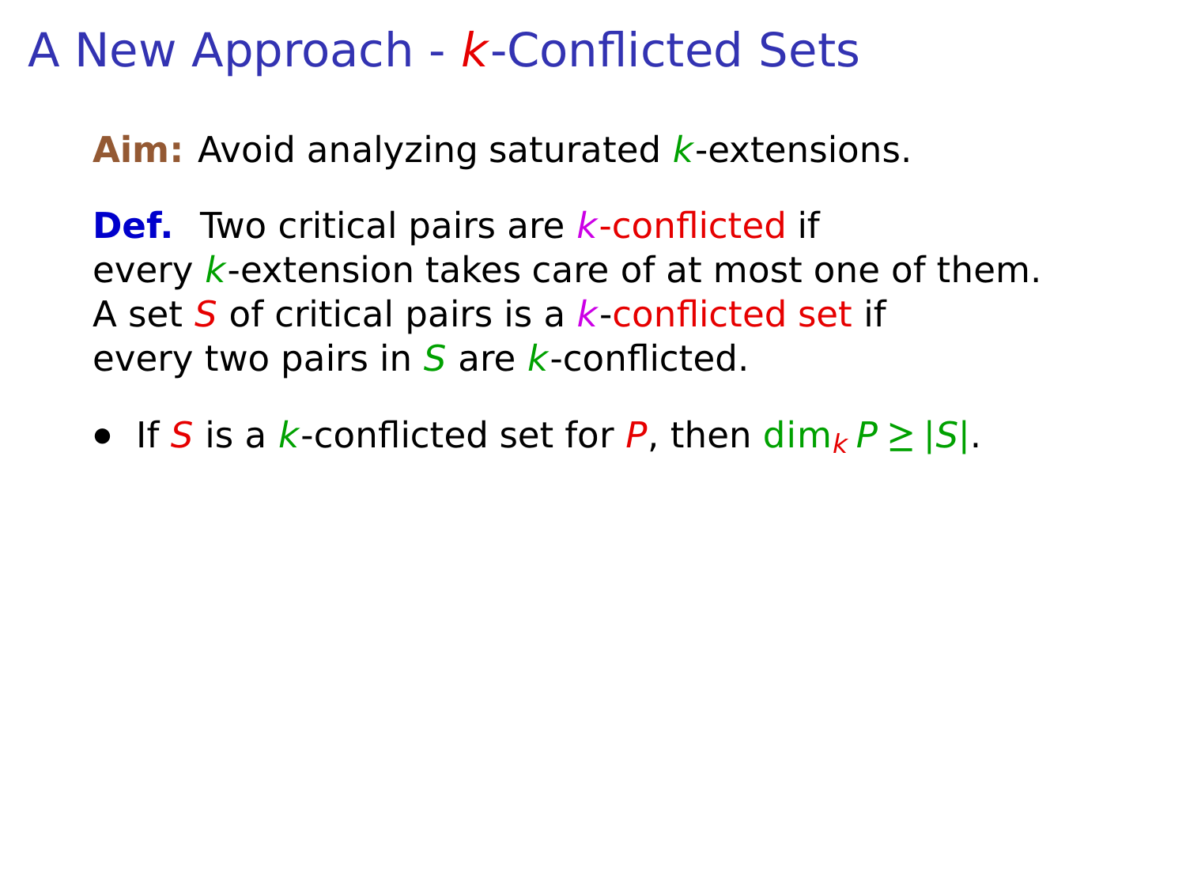# A New Approach - $k$-Conflicted Sets

**Aim:** Avoid analyzing saturated $k$-extensions.

**Def.** Two critical pairs are $k$-conflicted if every $k$-extension takes care of at most one of them. A set $S$ of critical pairs is a $k$-conflicted set if every two pairs in $S$ are $k$-conflicted.

- If $S$ is a $k$-conflicted set for $P$, then $\dim_k P \geq |S|$.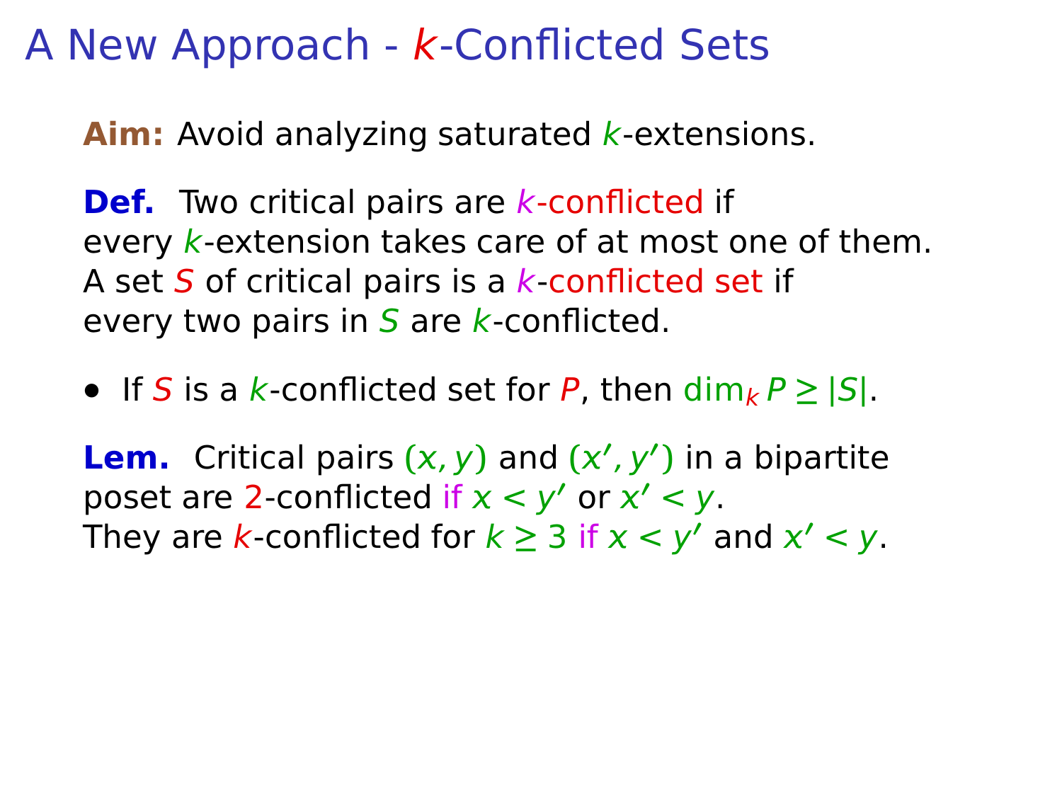# A New Approach - $k$-Conflicted Sets

**Aim:** Avoid analyzing saturated $k$-extensions.

**Def.** Two critical pairs are $k$-conflicted if every $k$-extension takes care of at most one of them. A set $S$ of critical pairs is a $k$-conflicted set if every two pairs in $S$ are $k$-conflicted.

- If $S$ is a $k$-conflicted set for $P$, then $\dim_k P \geq |S|$.

**Lem.** Critical pairs $(x, y)$ and $(x', y')$ in a bipartite poset are 2-conflicted if $x < y'$ or $x' < y$.
They are $k$-conflicted for $k \geq 3$ if $x < y'$ and $x' < y$.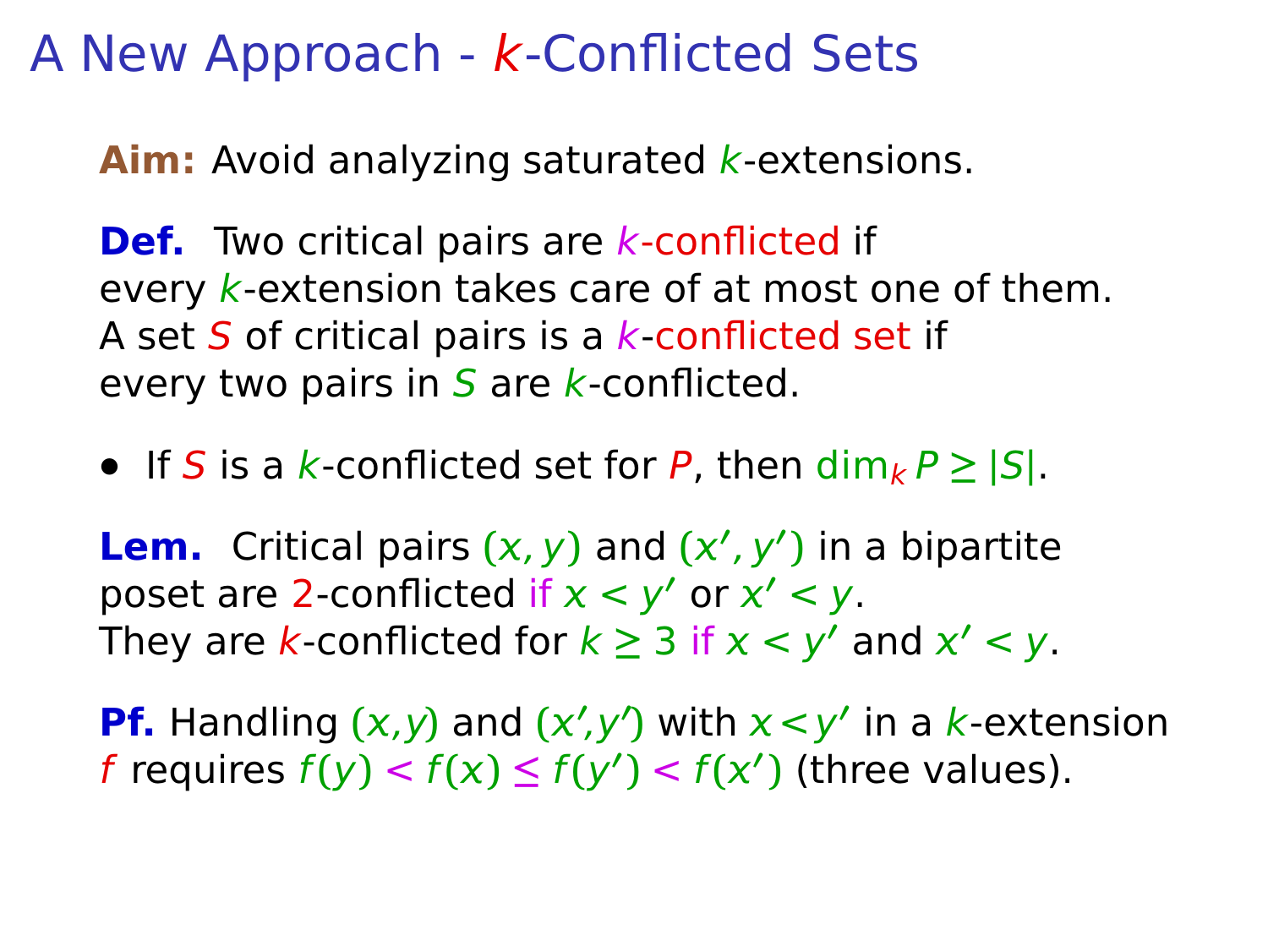# A New Approach - $k$-Conflicted Sets

**Aim:** Avoid analyzing saturated $k$-extensions.

**Def.** Two critical pairs are $k$-conflicted if every $k$-extension takes care of at most one of them. A set $S$ of critical pairs is a $k$-conflicted set if every two pairs in $S$ are $k$-conflicted.

- If $S$ is a $k$-conflicted set for $P$, then $\dim_k P \geq |S|$.

**Lem.** Critical pairs $(x, y)$ and $(x', y')$ in a bipartite poset are 2-conflicted if $x < y'$ or $x' < y$. They are $k$-conflicted for $k \geq 3$ if $x < y'$ and $x' < y$.

**Pf.** Handling $(x,y)$ and $(x',y')$ with $x < y'$ in a $k$-extension $f$ requires $f(y) < f(x) \leq f(y') < f(x')$ (three values).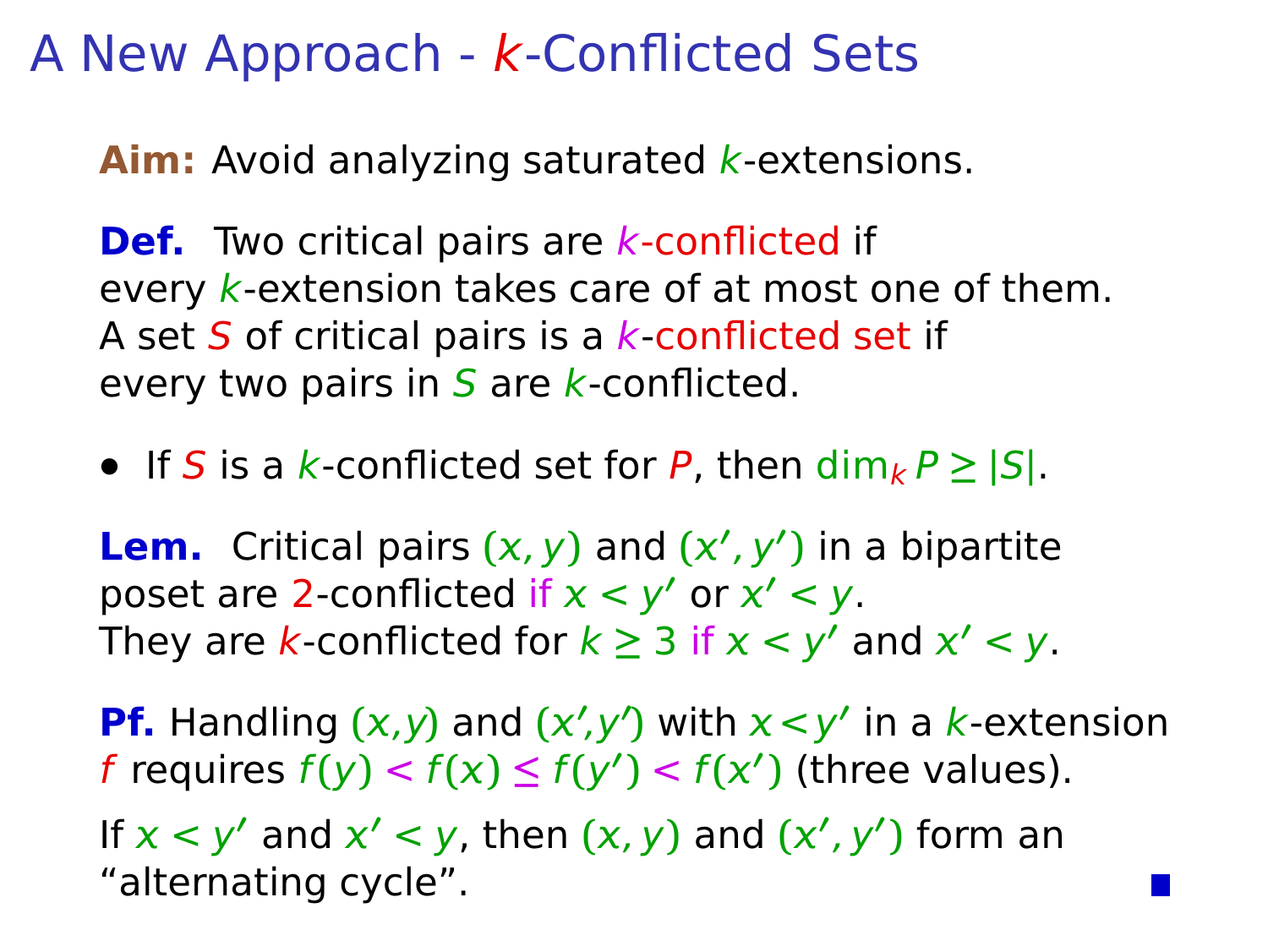# A New Approach - $k$-Conflicted Sets

**Aim:** Avoid analyzing saturated $k$-extensions.

**Def.** Two critical pairs are $k$-conflicted if every $k$-extension takes care of at most one of them. A set $S$ of critical pairs is a $k$-conflicted set if every two pairs in $S$ are $k$-conflicted.

- If $S$ is a $k$-conflicted set for $P$, then $\dim_k P \geq |S|$.

**Lem.** Critical pairs $(x, y)$ and $(x', y')$ in a bipartite poset are 2-conflicted if $x < y'$ or $x' < y$. They are $k$-conflicted for $k \geq 3$ if $x < y'$ and $x' < y$.

**Pf.** Handling $(x,y)$ and $(x',y')$ with $x < y'$ in a $k$-extension $f$ requires $f(y) < f(x) \leq f(y') < f(x')$ (three values).

If $x < y'$ and $x' < y$, then $(x, y)$ and $(x', y')$ form an "alternating cycle". ■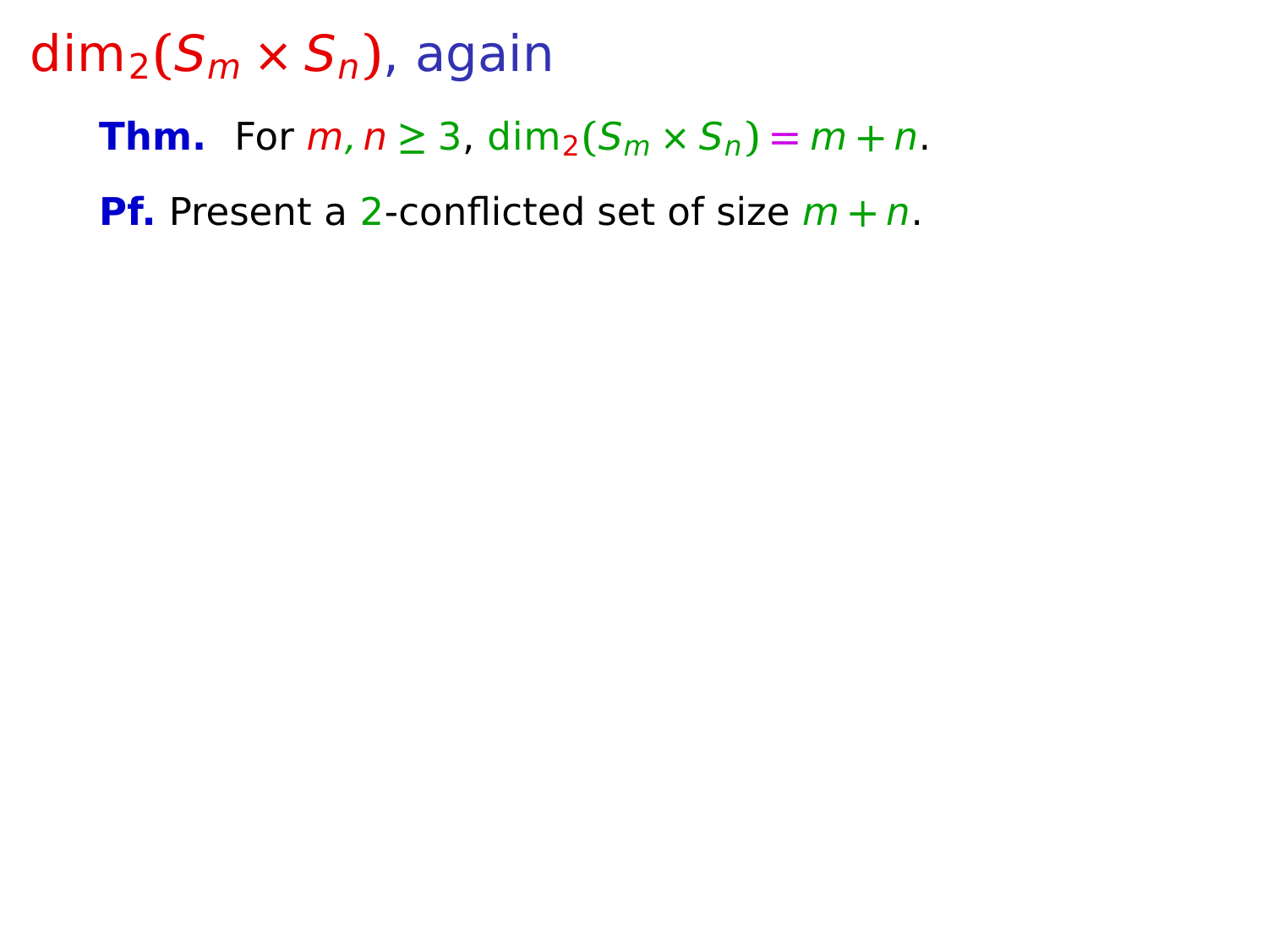# $\dim_2(S_m \times S_n)$, again

**Thm.** For $m, n \geq 3$, $\dim_2(S_m \times S_n) = m + n$.

**Pf.** Present a $2$-conflicted set of size $m + n$.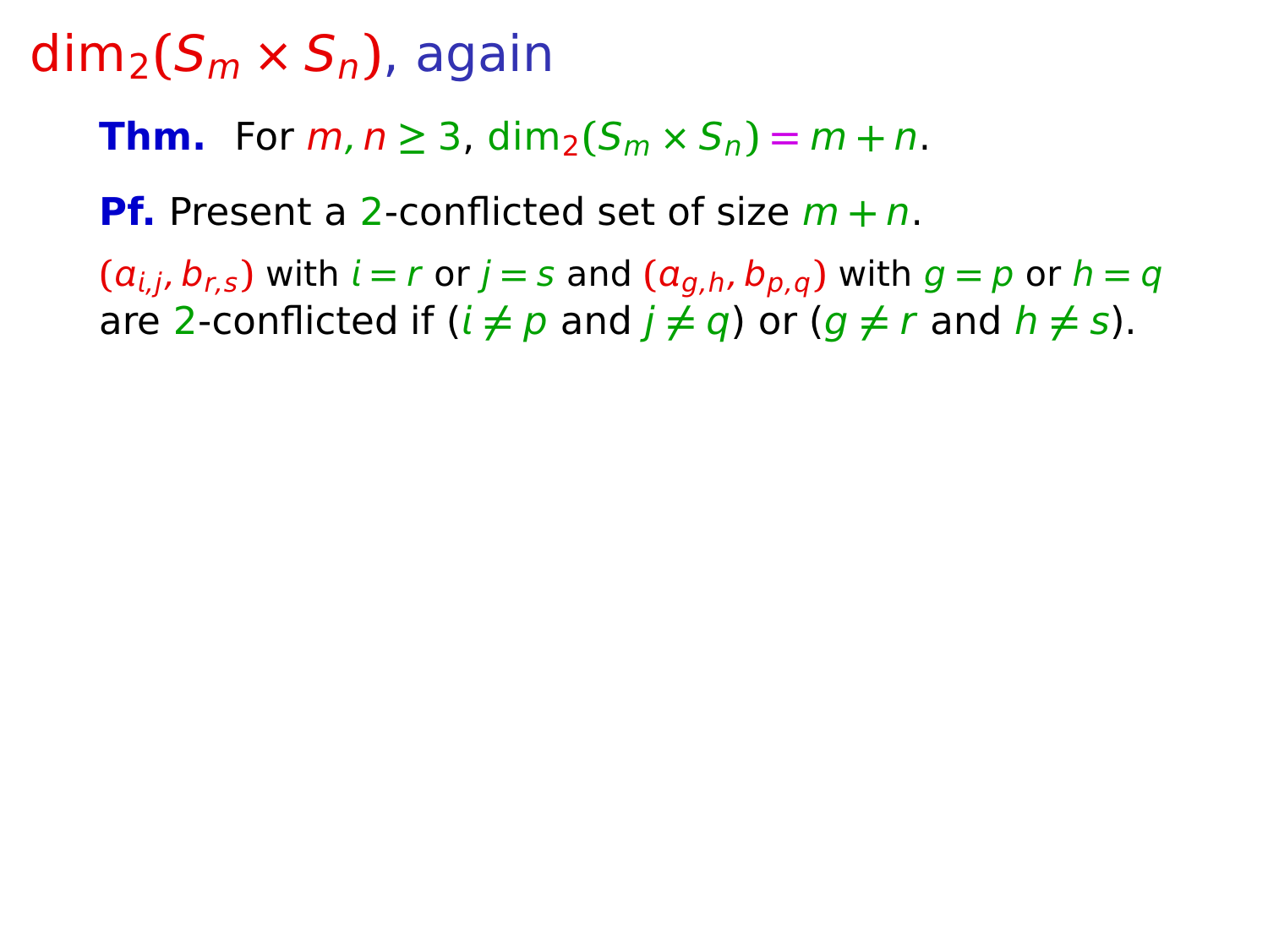# $\dim_2(S_m \times S_n)$, again

**Thm.** For $m, n \geq 3$, $\dim_2(S_m \times S_n) = m + n$.

**Pf.** Present a $2$-conflicted set of size $m + n$.

$(a_{i,j}, b_{r,s})$ with $i = r$ or $j = s$ and $(a_{g,h}, b_{p,q})$ with $g = p$ or $h = q$ are $2$-conflicted if ($i \neq p$ and $j \neq q$) or ($g \neq r$ and $h \neq s$).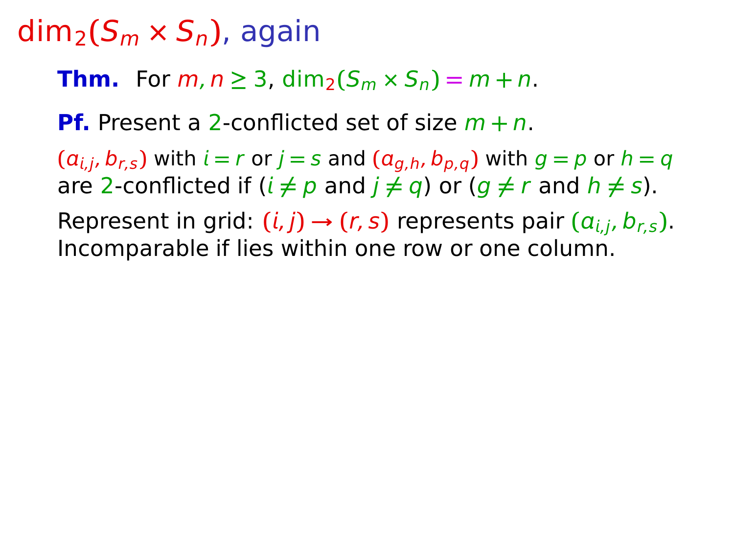# $\dim_2(S_m \times S_n)$, again

**Thm.** For $m, n \geq 3$, $\dim_2(S_m \times S_n) = m + n$.

**Pf.** Present a $2$-conflicted set of size $m + n$.

$(a_{i,j}, b_{r,s})$ with $i = r$ or $j = s$ and $(a_{g,h}, b_{p,q})$ with $g = p$ or $h = q$ are $2$-conflicted if ($i \neq p$ and $j \neq q$) or ($g \neq r$ and $h \neq s$).

Represent in grid: $(i, j) \rightarrow (r, s)$ represents pair $(a_{i,j}, b_{r,s})$. Incomparable if lies within one row or one column.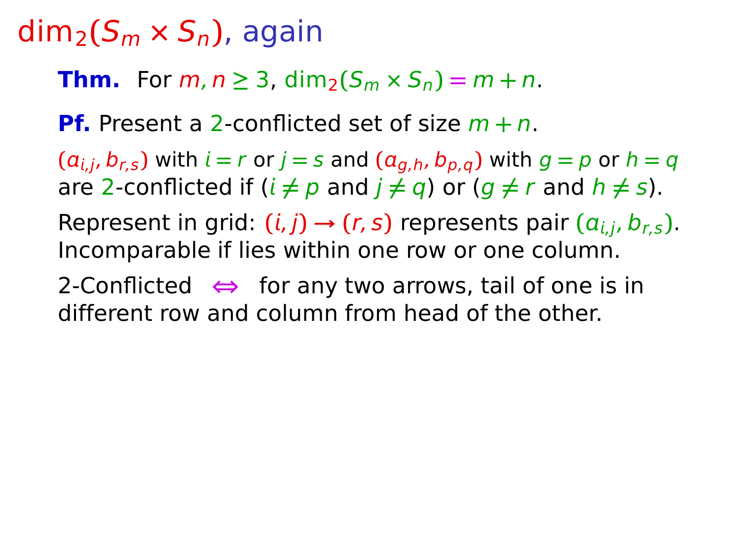# $\dim_2(S_m \times S_n)$, again

**Thm.** For $m, n \geq 3$, $\dim_2(S_m \times S_n) = m + n$.

**Pf.** Present a $2$-conflicted set of size $m + n$.

$(a_{i,j}, b_{r,s})$ with $i = r$ or $j = s$ and $(a_{g,h}, b_{p,q})$ with $g = p$ or $h = q$ are $2$-conflicted if ($i \neq p$ and $j \neq q$) or ($g \neq r$ and $h \neq s$).

Represent in grid: $(i, j) \to (r, s)$ represents pair $(a_{i,j}, b_{r,s})$. Incomparable if lies within one row or one column.

2-Conflicted $\Leftrightarrow$ for any two arrows, tail of one is in different row and column from head of the other.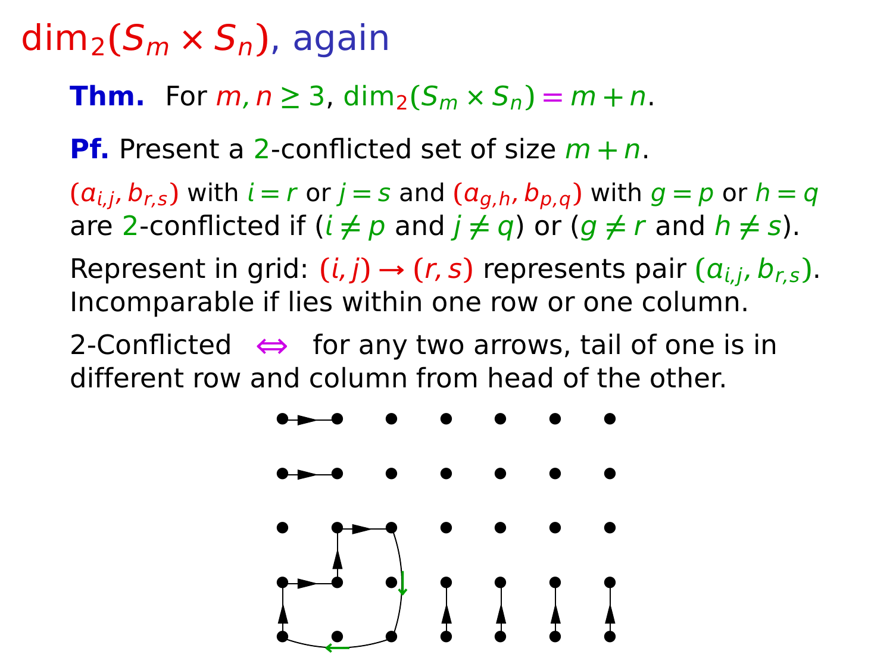# $\dim_2(S_m \times S_n)$, again

**Thm.** For $m, n \geq 3$, $\dim_2(S_m \times S_n) = m + n$.

**Pf.** Present a 2-conflicted set of size $m + n$.

$(a_{i,j}, b_{r,s})$ with $i = r$ or $j = s$ and $(a_{g,h}, b_{p,q})$ with $g = p$ or $h = q$ are 2-conflicted if ($i \neq p$ and $j \neq q$) or ($g \neq r$ and $h \neq s$).

Represent in grid: $(i, j) \rightarrow (r, s)$ represents pair $(a_{i,j}, b_{r,s})$. Incomparable if lies within one row or one column.

2-Conflicted $\Leftrightarrow$ for any two arrows, tail of one is in different row and column from head of the other.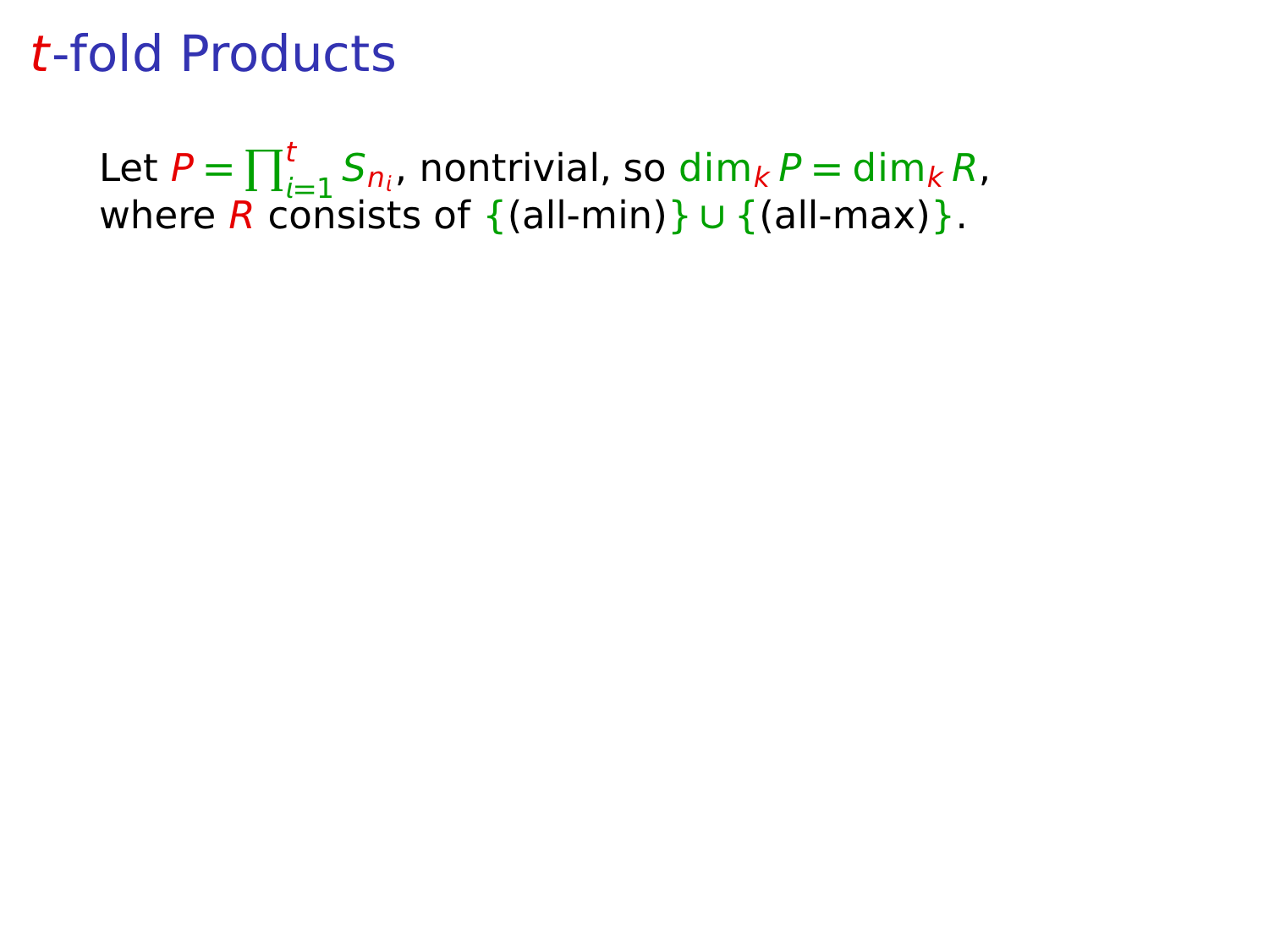# $t$-fold Products

Let $P = \prod_{i=1}^{t} S_{n_i}$, nontrivial, so $\dim_k P = \dim_k R$, where $R$ consists of $\{$(all-min)$\} \cup \{$(all-max)$\}$.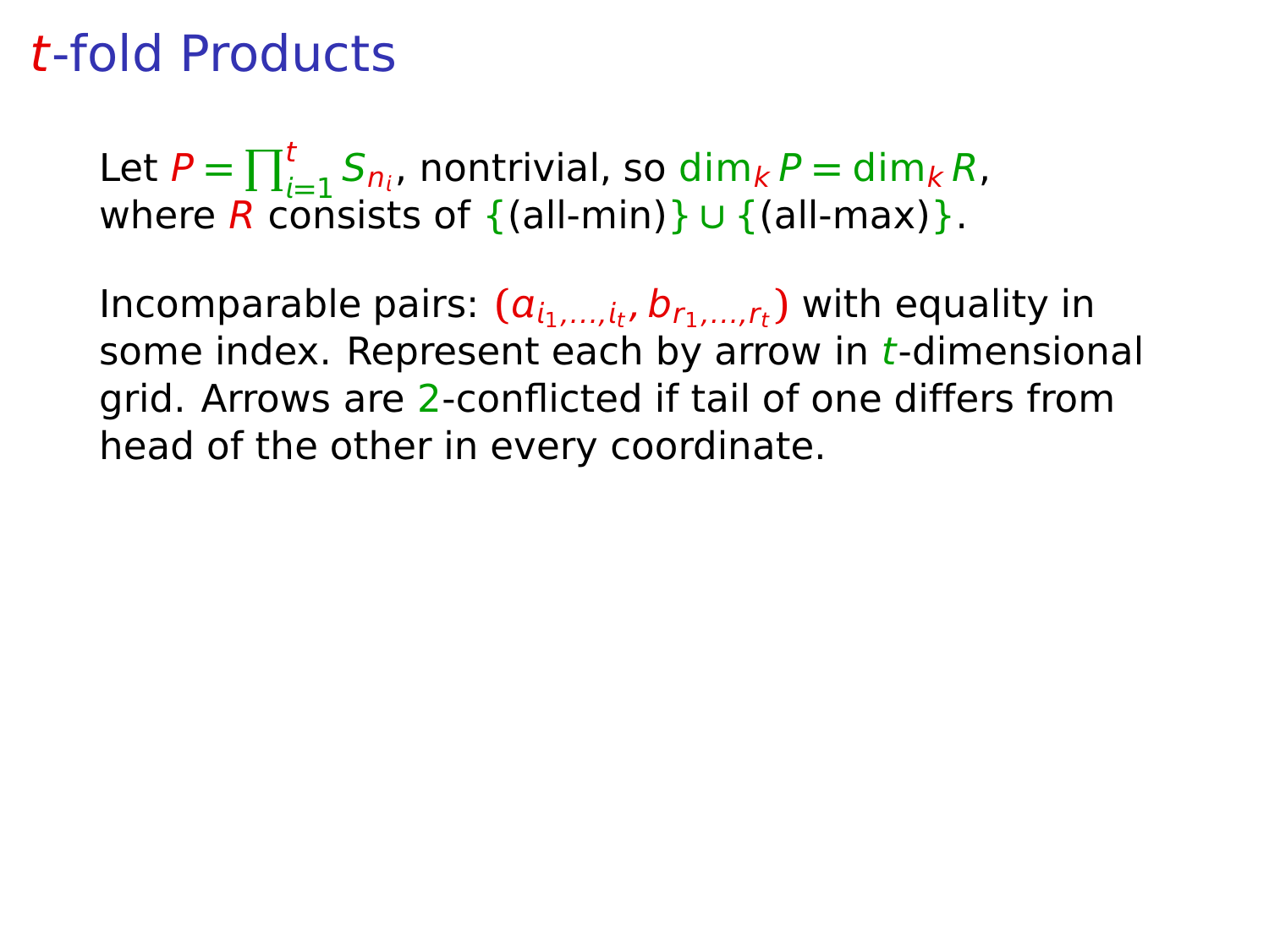# $t$-fold Products

Let $P = \prod_{i=1}^{t} S_{n_i}$, nontrivial, so $\dim_k P = \dim_k R$, where $R$ consists of $\{\text{(all-min)}\} \cup \{\text{(all-max)}\}$.

Incomparable pairs: $(a_{i_1,\ldots,i_t}, b_{r_1,\ldots,r_t})$ with equality in some index. Represent each by arrow in $t$-dimensional grid. Arrows are $2$-conflicted if tail of one differs from head of the other in every coordinate.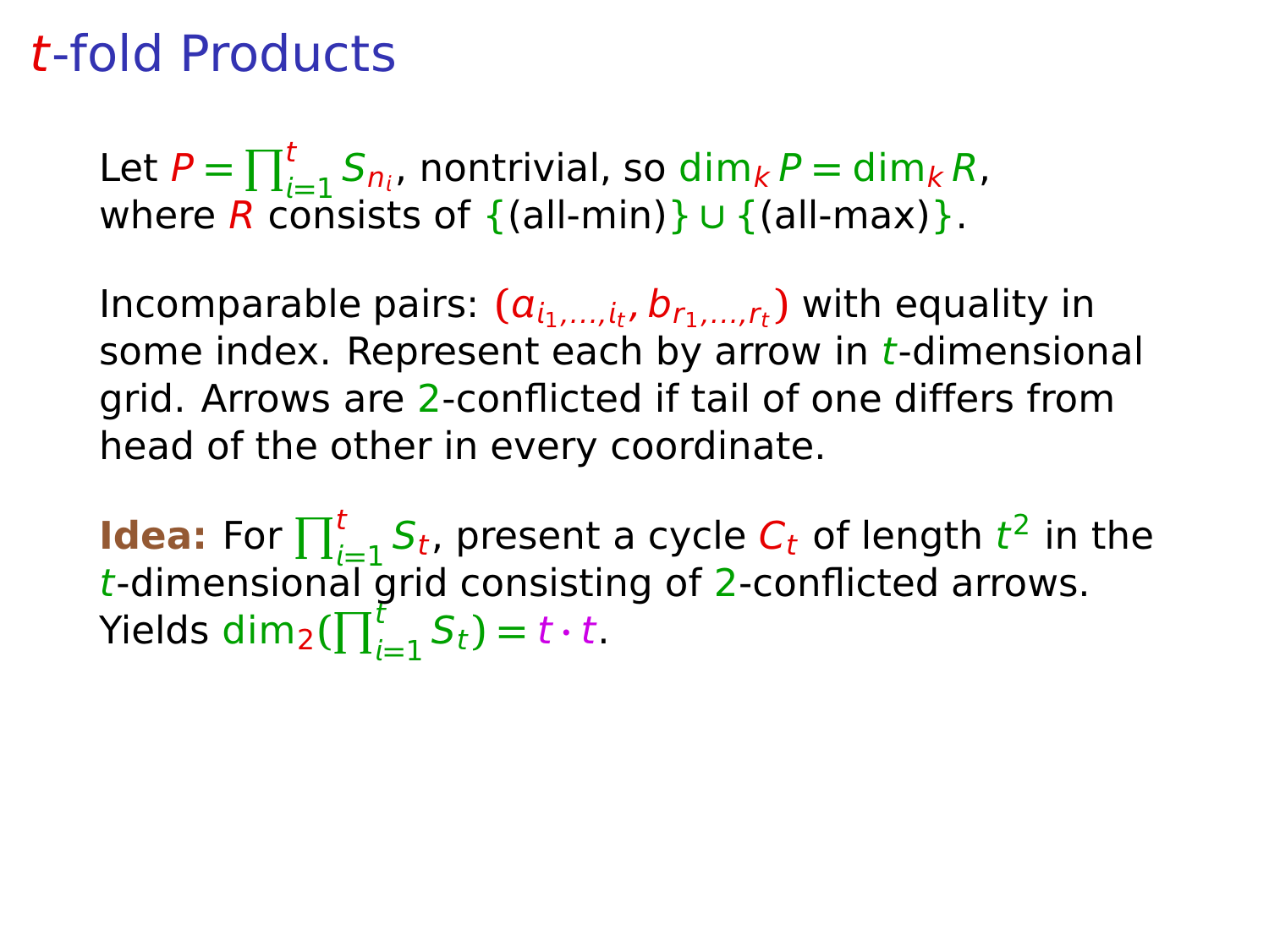# $t$-fold Products

Let $P = \prod_{i=1}^{t} S_{n_i}$, nontrivial, so $\dim_k P = \dim_k R$, where $R$ consists of $\{$(all-min)$\} \cup \{$(all-max)$\}$.

Incomparable pairs: $(a_{i_1,\ldots,i_t}, b_{r_1,\ldots,r_t})$ with equality in some index. Represent each by arrow in $t$-dimensional grid. Arrows are $2$-conflicted if tail of one differs from head of the other in every coordinate.

**Idea:** For $\prod_{i=1}^{t} S_t$, present a cycle $C_t$ of length $t^2$ in the $t$-dimensional grid consisting of $2$-conflicted arrows. Yields $\dim_2(\prod_{i=1}^{t} S_t) = t \cdot t$.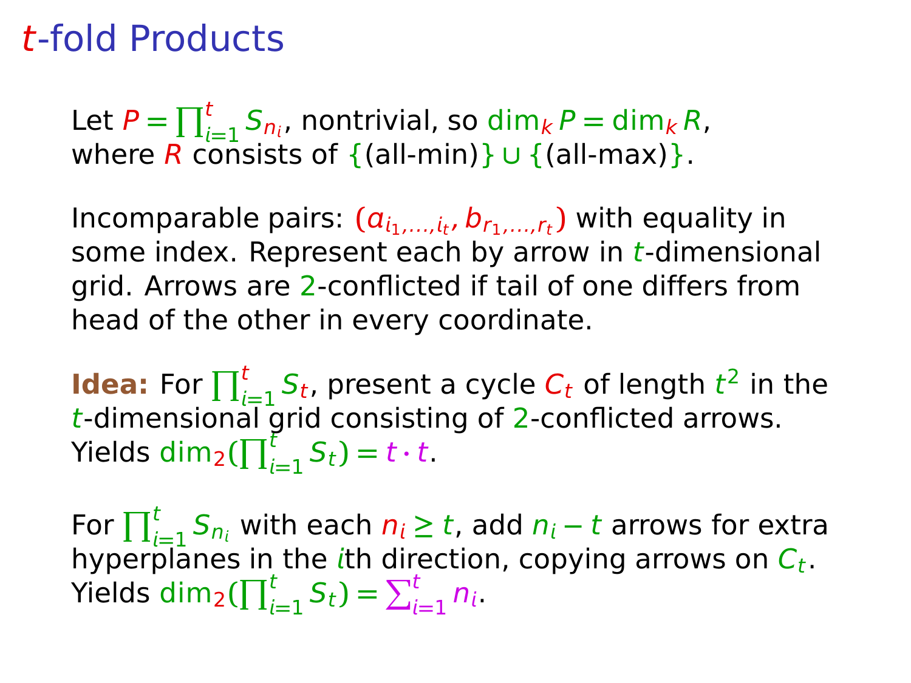# $t$-fold Products

Let $P = \prod_{i=1}^{t} S_{n_i}$, nontrivial, so $\dim_k P = \dim_k R$, where $R$ consists of $\{\text{(all-min)}\} \cup \{\text{(all-max)}\}$.

Incomparable pairs: $(a_{i_1,\dots,i_t}, b_{r_1,\dots,r_t})$ with equality in some index. Represent each by arrow in $t$-dimensional grid. Arrows are $2$-conflicted if tail of one differs from head of the other in every coordinate.

**Idea:** For $\prod_{i=1}^{t} S_t$, present a cycle $C_t$ of length $t^2$ in the $t$-dimensional grid consisting of $2$-conflicted arrows. Yields $\dim_2(\prod_{i=1}^{t} S_t) = t \cdot t$.

For $\prod_{i=1}^{t} S_{n_i}$ with each $n_i \geq t$, add $n_i - t$ arrows for extra hyperplanes in the $i$th direction, copying arrows on $C_t$. Yields $\dim_2(\prod_{i=1}^{t} S_t) = \sum_{i=1}^{t} n_i$.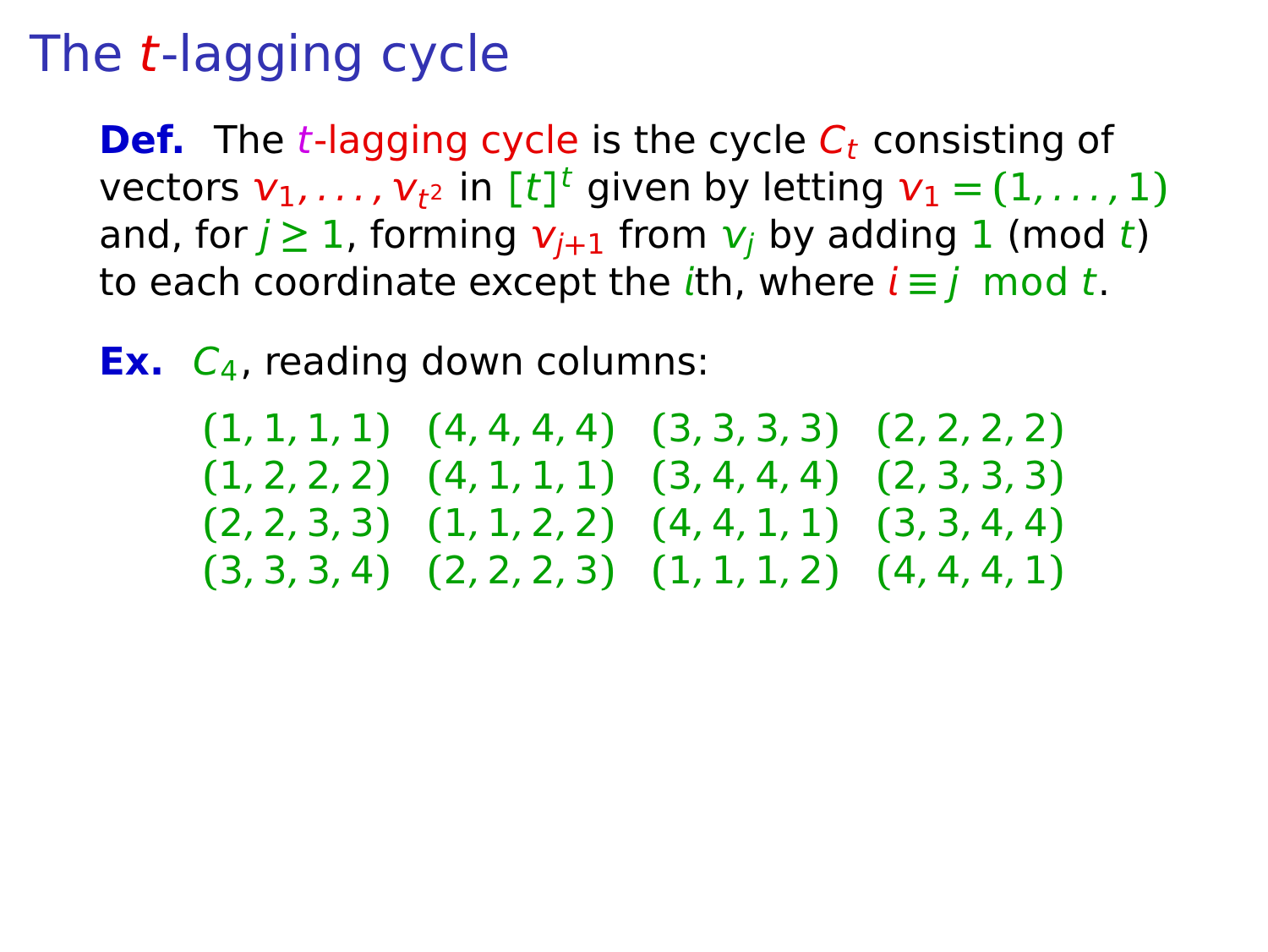# The $t$-lagging cycle

**Def.** The $t$-lagging cycle is the cycle $C_t$ consisting of vectors $v_1, \ldots, v_{t^2}$ in $[t]^t$ given by letting $v_1 = (1, \ldots, 1)$ and, for $j \geq 1$, forming $v_{j+1}$ from $v_j$ by adding $1$ (mod $t$) to each coordinate except the $i$th, where $i \equiv j \mod t$.

**Ex.** $C_4$, reading down columns:

$$
\begin{array}{llll}
(1,1,1,1) & (4,4,4,4) & (3,3,3,3) & (2,2,2,2) \\
(1,2,2,2) & (4,1,1,1) & (3,4,4,4) & (2,3,3,3) \\
(2,2,3,3) & (1,1,2,2) & (4,4,1,1) & (3,3,4,4) \\
(3,3,3,4) & (2,2,2,3) & (1,1,1,2) & (4,4,4,1)
\end{array}
$$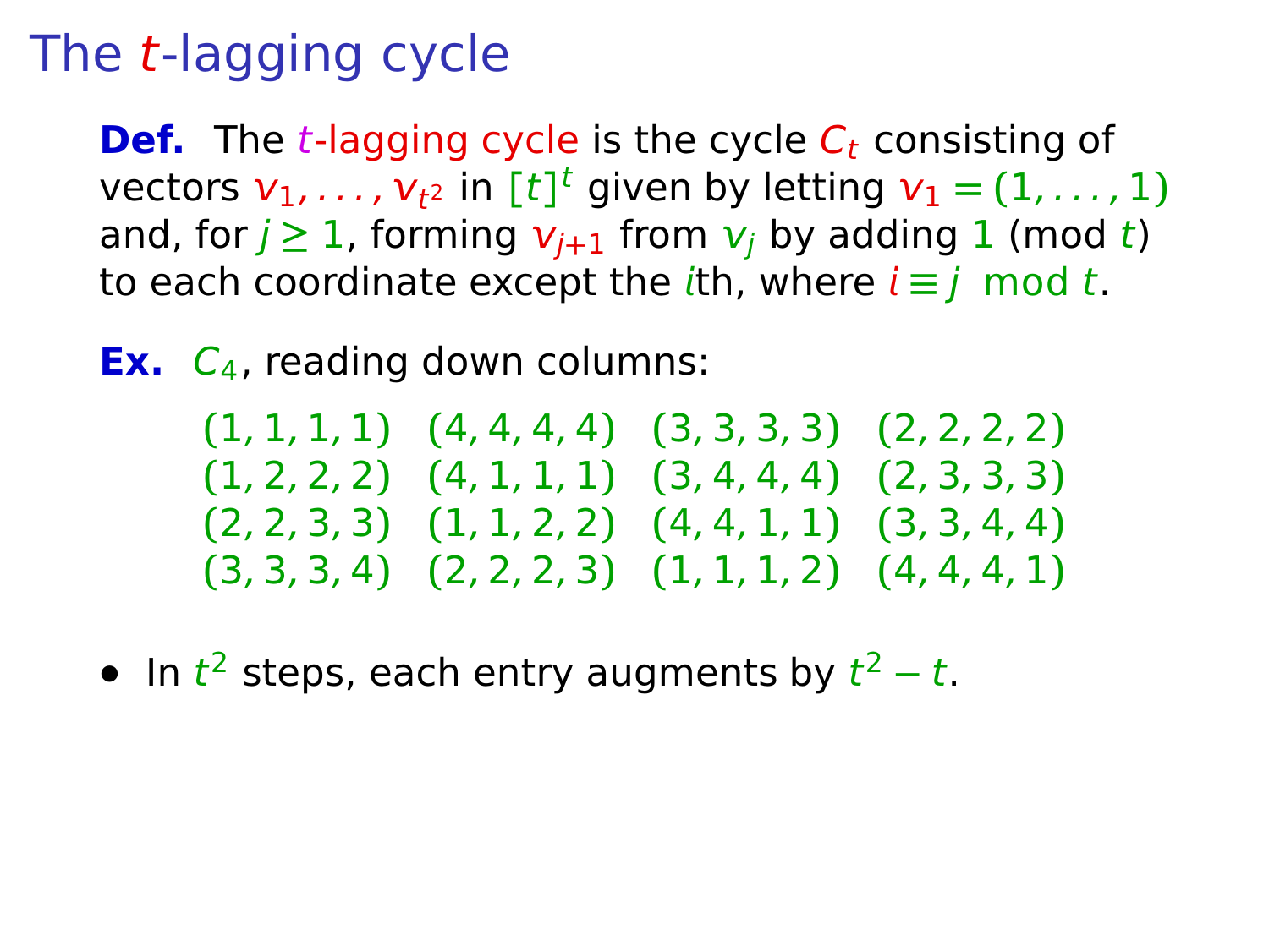# The $t$-lagging cycle

**Def.** The $t$-lagging cycle is the cycle $C_t$ consisting of vectors $v_1, \ldots, v_{t^2}$ in $[t]^t$ given by letting $v_1 = (1, \ldots, 1)$ and, for $j \geq 1$, forming $v_{j+1}$ from $v_j$ by adding $1$ (mod $t$) to each coordinate except the $i$th, where $i \equiv j \mod t$.

**Ex.** $C_4$, reading down columns:

$$
\begin{array}{cccc}
(1,1,1,1) & (4,4,4,4) & (3,3,3,3) & (2,2,2,2) \\
(1,2,2,2) & (4,1,1,1) & (3,4,4,4) & (2,3,3,3) \\
(2,2,3,3) & (1,1,2,2) & (4,4,1,1) & (3,3,4,4) \\
(3,3,3,4) & (2,2,2,3) & (1,1,1,2) & (4,4,4,1)
\end{array}
$$

- In $t^2$ steps, each entry augments by $t^2 - t$.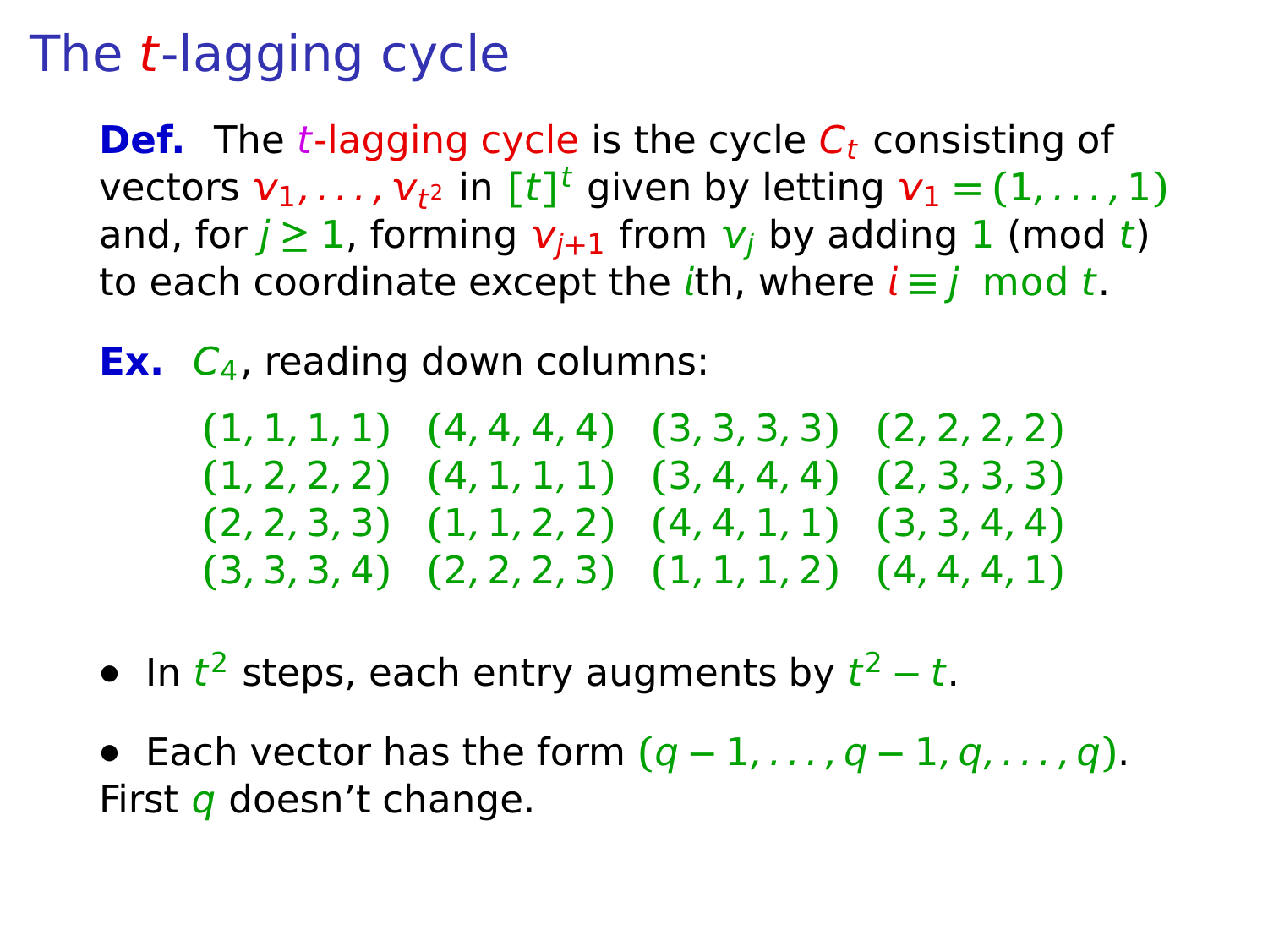# The $t$-lagging cycle

**Def.** The $t$-lagging cycle is the cycle $C_t$ consisting of vectors $v_1, \ldots, v_{t^2}$ in $[t]^t$ given by letting $v_1 = (1, \ldots, 1)$ and, for $j \geq 1$, forming $v_{j+1}$ from $v_j$ by adding $1$ (mod $t$) to each coordinate except the $i$th, where $i \equiv j \mod t$.

**Ex.** $C_4$, reading down columns:

$$
\begin{array}{cccc}
(1,1,1,1) & (4,4,4,4) & (3,3,3,3) & (2,2,2,2) \\
(1,2,2,2) & (4,1,1,1) & (3,4,4,4) & (2,3,3,3) \\
(2,2,3,3) & (1,1,2,2) & (4,4,1,1) & (3,3,4,4) \\
(3,3,3,4) & (2,2,2,3) & (1,1,1,2) & (4,4,4,1)
\end{array}
$$

- In $t^2$ steps, each entry augments by $t^2 - t$.

- Each vector has the form $(q-1, \ldots, q-1, q, \ldots, q)$. First $q$ doesn't change.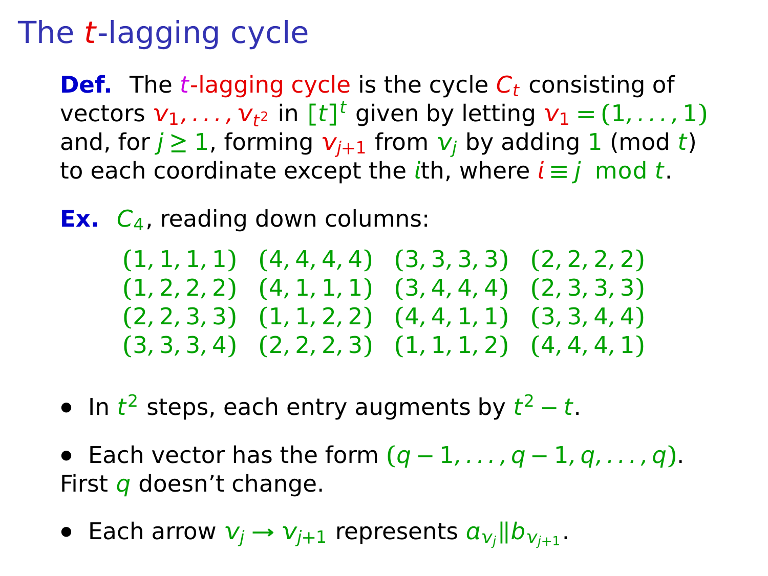# The $t$-lagging cycle

**Def.** The $t$-lagging cycle is the cycle $C_t$ consisting of vectors $v_1, \dots, v_{t^2}$ in $[t]^t$ given by letting $v_1 = (1, \dots, 1)$ and, for $j \ge 1$, forming $v_{j+1}$ from $v_j$ by adding $1$ (mod $t$) to each coordinate except the $i$th, where $i \equiv j \mod t$.

**Ex.** $C_4$, reading down columns:

$$
\begin{array}{cccc}
(1,1,1,1) & (4,4,4,4) & (3,3,3,3) & (2,2,2,2) \\
(1,2,2,2) & (4,1,1,1) & (3,4,4,4) & (2,3,3,3) \\
(2,2,3,3) & (1,1,2,2) & (4,4,1,1) & (3,3,4,4) \\
(3,3,3,4) & (2,2,2,3) & (1,1,1,2) & (4,4,4,1)
\end{array}
$$

- In $t^2$ steps, each entry augments by $t^2 - t$.

- Each vector has the form $(q-1, \dots, q-1, q, \dots, q)$. First $q$ doesn't change.

- Each arrow $v_j \to v_{j+1}$ represents $a_{v_j} \| b_{v_{j+1}}$.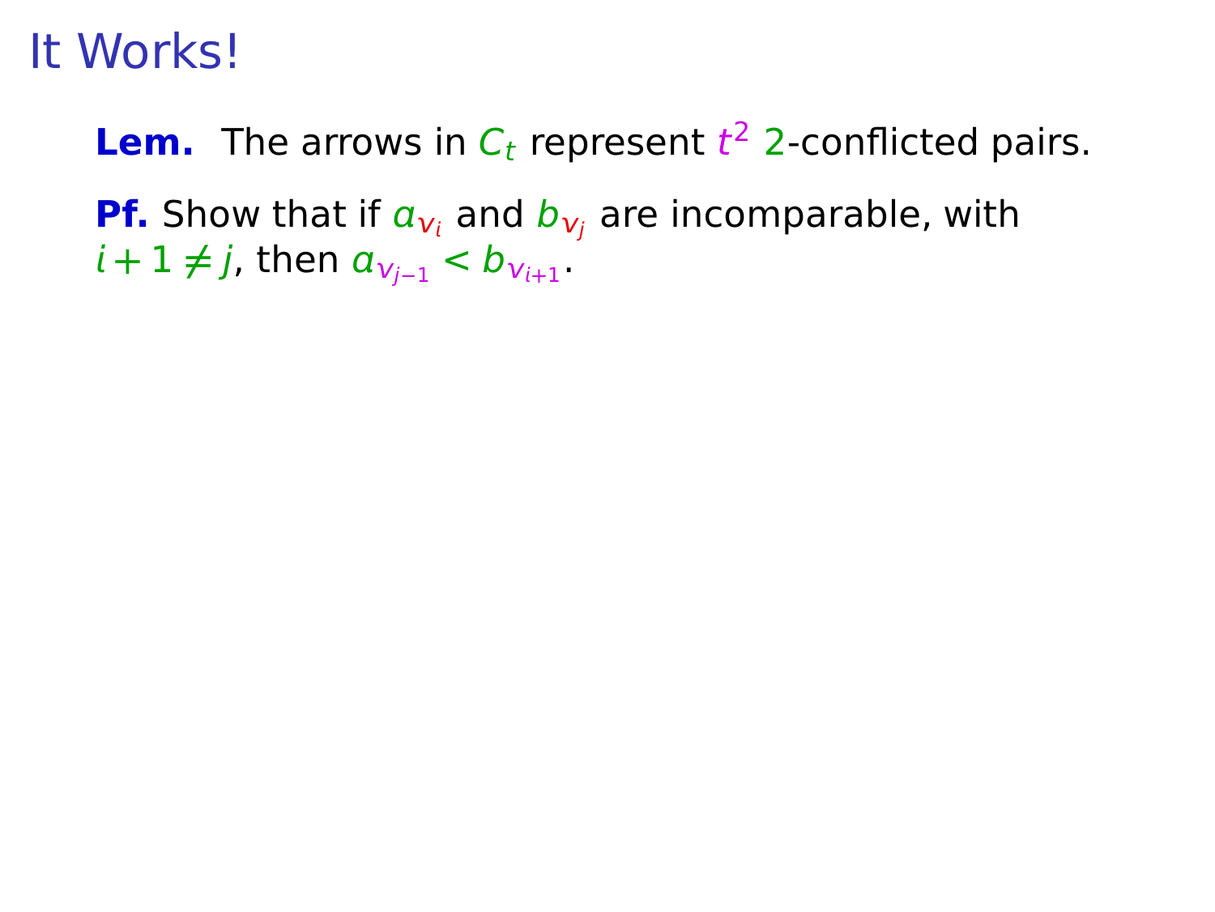# It Works!

**Lem.** The arrows in $C_t$ represent $t^2$ 2-conflicted pairs.

**Pf.** Show that if $a_{v_i}$ and $b_{v_j}$ are incomparable, with $i+1 \neq j$, then $a_{v_{j-1}} < b_{v_{i+1}}$.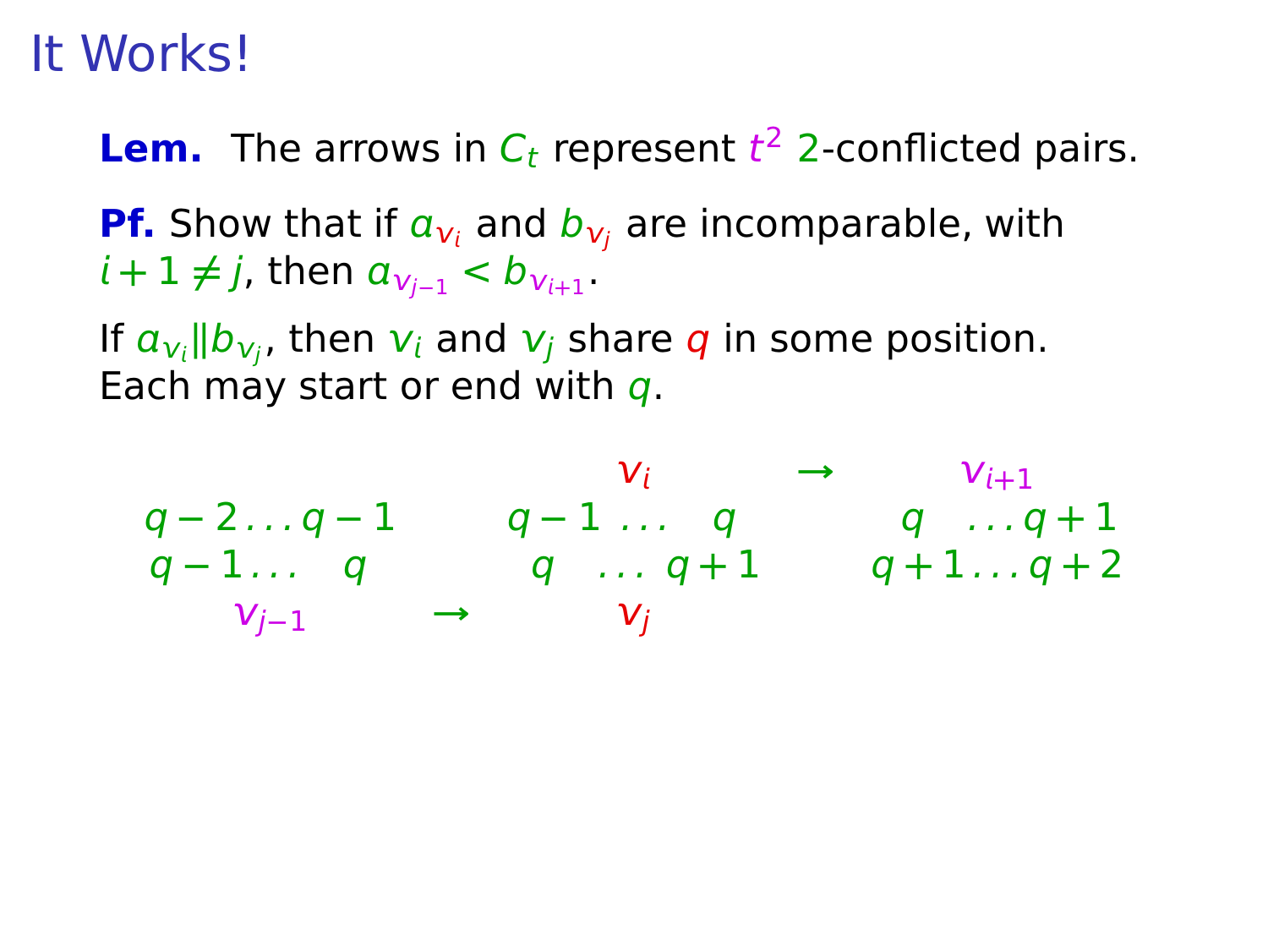# It Works!

**Lem.** The arrows in $C_t$ represent $t^2$ 2-conflicted pairs.

**Pf.** Show that if $a_{v_i}$ and $b_{v_j}$ are incomparable, with $i+1 \neq j$, then $a_{v_{j-1}} < b_{v_{i+1}}$.

If $a_{v_i} \| b_{v_j}$, then $v_i$ and $v_j$ share $q$ in some position. Each may start or end with $q$.

$$
\begin{array}{ccccc}
 & & v_i & \rightarrow & v_{i+1} \\
q-2 \ldots q-1 & & q-1 \; \ldots \; q & & q \; \ldots q+1 \\
q-1 \ldots \; q & & q \; \ldots \; q+1 & & q+1 \ldots q+2 \\
v_{j-1} & \rightarrow & v_j & &
\end{array}
$$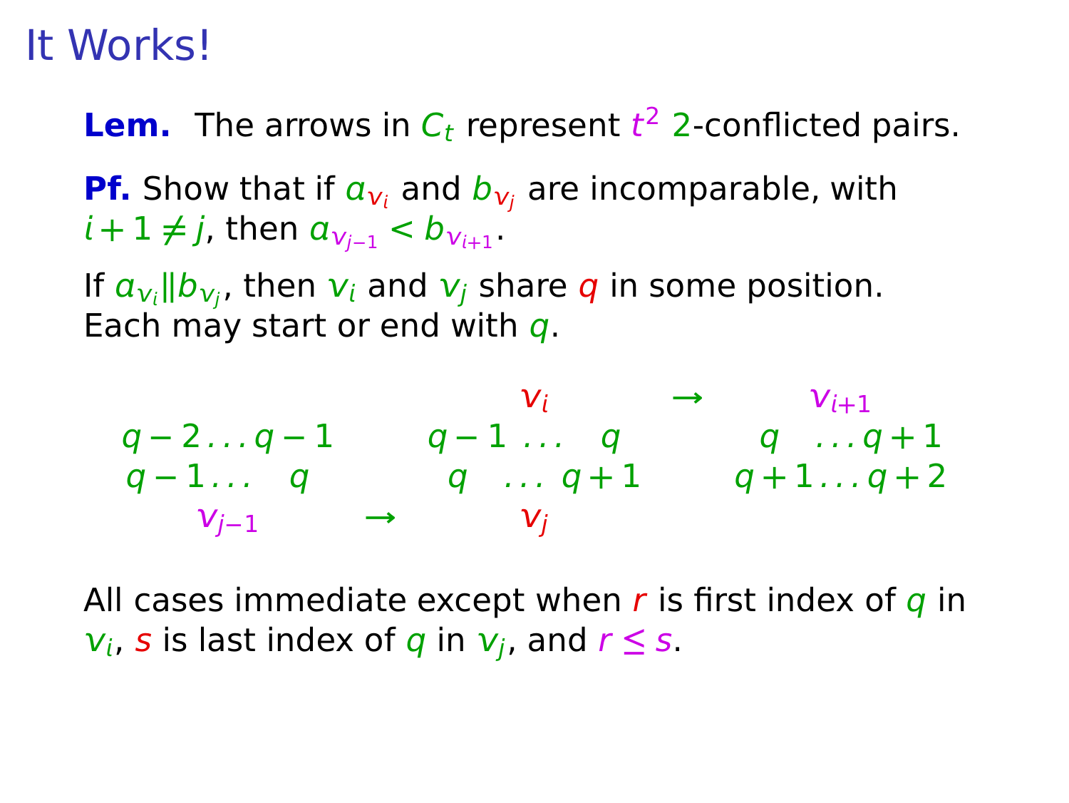# It Works!

**Lem.** The arrows in $C_t$ represent $t^2$ 2-conflicted pairs.

**Pf.** Show that if $a_{v_i}$ and $b_{v_j}$ are incomparable, with $i+1 \neq j$, then $a_{v_{j-1}} < b_{v_{i+1}}$.

If $a_{v_i} \| b_{v_j}$, then $v_i$ and $v_j$ share $q$ in some position. Each may start or end with $q$.

$$
\begin{array}{ccccc}
 & & v_i & \rightarrow & v_{i+1} \\
q-2 \ldots q-1 & & q-1 \ \ldots \ \ q & & q \ \ \ldots q+1 \\
q-1 \ldots \ \ q & & q \ \ \ \ldots \ q+1 & & q+1 \ldots q+2 \\
v_{j-1} & \rightarrow & v_j & &
\end{array}
$$

All cases immediate except when $r$ is first index of $q$ in $v_i$, $s$ is last index of $q$ in $v_j$, and $r \leq s$.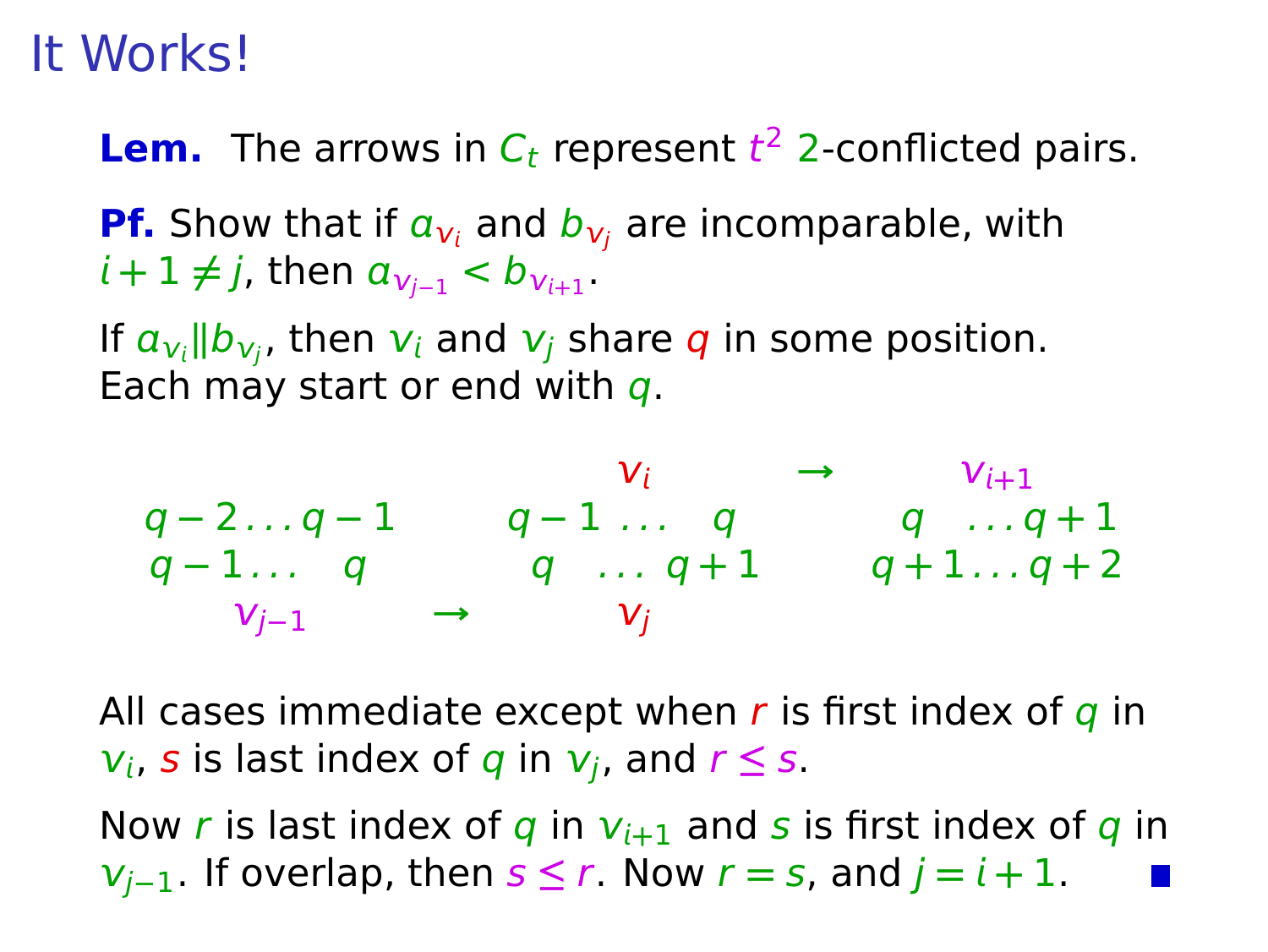# It Works!

**Lem.** The arrows in $C_t$ represent $t^2$ 2-conflicted pairs.

**Pf.** Show that if $a_{v_i}$ and $b_{v_j}$ are incomparable, with $i+1 \neq j$, then $a_{v_{j-1}} < b_{v_{i+1}}$.

If $a_{v_i} \| b_{v_j}$, then $v_i$ and $v_j$ share $q$ in some position. Each may start or end with $q$.

$$
\begin{array}{ccccc}
 & & v_i & \rightarrow & v_{i+1} \\
q-2 \ldots q-1 & & q-1 \;\ldots\; q & & q \;\ldots q+1 \\
q-1 \ldots \;\; q & & q \;\ldots\; q+1 & & q+1 \ldots q+2 \\
v_{j-1} & \rightarrow & v_j & &
\end{array}
$$

All cases immediate except when $r$ is first index of $q$ in $v_i$, $s$ is last index of $q$ in $v_j$, and $r \leq s$.

Now $r$ is last index of $q$ in $v_{i+1}$ and $s$ is first index of $q$ in $v_{j-1}$. If overlap, then $s \leq r$. Now $r = s$, and $j = i+1$. ■